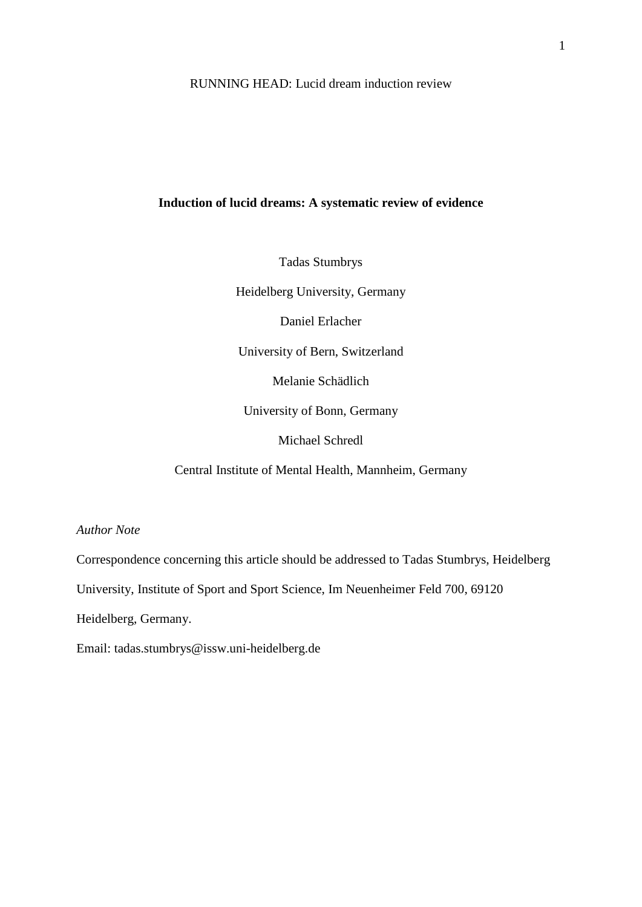RUNNING HEAD: Lucid dream induction review

# Induction of lucid dreams: A systematic review of evidence

Tadas Stumbrys

Heidelberg University, Germany

Daniel Erlacher

University of Bern, Switzerland

Melanie Schädlich

University of Bonn, Germany

Michael Schredl

Central Institute of Mental Health, Mannheim, Germany

*Author Note*

Correspondence concerning this article should be addressed to Tadas Stumbrys, Heidelberg University, Institute of Sport and Sport Science, Im Neuenheimer Feld 700, 69120 Heidelberg, Germany.

Email: tadas.stumbrys@issw.uni-heidelberg.de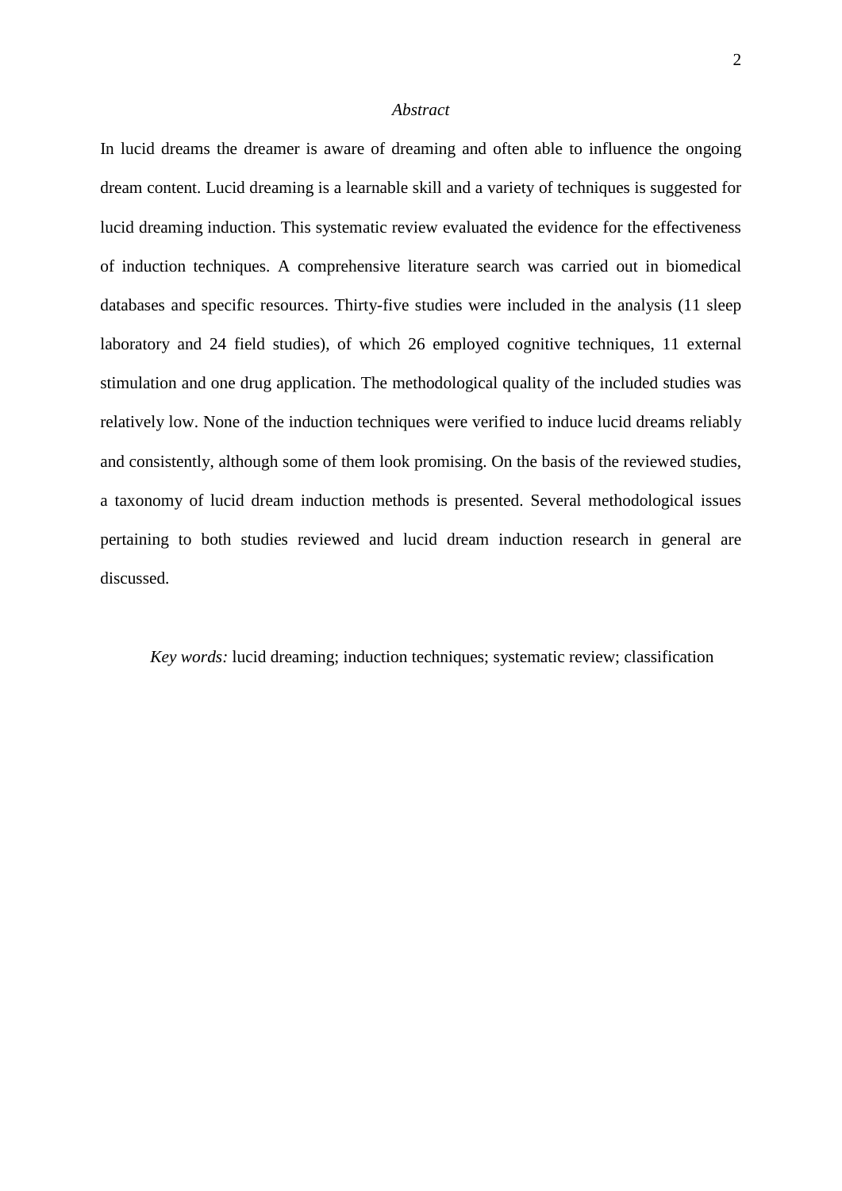*Abstract*

In lucid dreams the dreamer is aware of dreaming and often able to influence the ongoing dream content. Lucid dreaming is a learnable skill and a variety of techniques is suggested for lucid dreaming induction. This systematic review evaluated the evidence for the effectiveness of induction techniques. A comprehensive literature search was carried out in biomedical databases and specific resources. Thirty-five studies were included in the analysis (11 sleep laboratory and 24 field studies), of which 26 employed cognitive techniques, 11 external stimulation and one drug application. The methodological quality of the included studies was relatively low. None of the induction techniques were verified to induce lucid dreams reliably and consistently, although some of them look promising. On the basis of the reviewed studies, a taxonomy of lucid dream induction methods is presented. Several methodological issues pertaining to both studies reviewed and lucid dream induction research in general are discussed.

*Key words:* lucid dreaming; induction techniques; systematic review; classification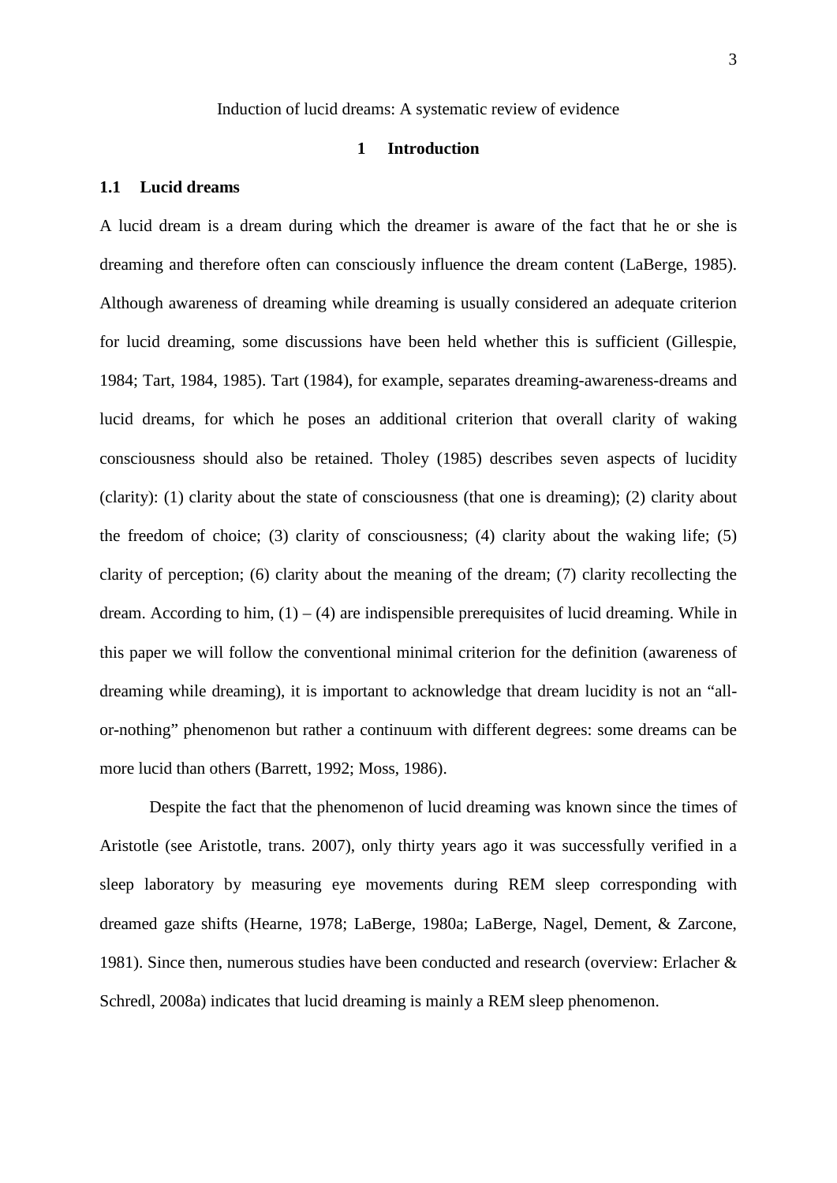Induction of lucid dreams: A systematic review of evidence

# 1 Introduction

## 1.1 Lucid dreams

A lucid dream is a dream during which the dreamer is aware of the fact that he or she is dreaming and therefore often can consciously influence the dream content (LaBerge, 1985). Although awareness of dreaming while dreaming is usually considered an adequate criterion for lucid dreaming, some discussions have been held whether this is sufficient (Gillespie, 1984; Tart, 1984, 1985). Tart (1984), for example, separates dreaming-awareness-dreams and lucid dreams, for which he poses an additional criterion that overall clarity of waking consciousness should also be retained. Tholey (1985) describes seven aspects of lucidity (clarity): (1) clarity about the state of consciousness (that one is dreaming); (2) clarity about the freedom of choice; (3) clarity of consciousness; (4) clarity about the waking life; (5) clarity of perception; (6) clarity about the meaning of the dream; (7) clarity recollecting the dream. According to him, (1) – (4) are indispensible prerequisites of lucid dreaming. While in this paper we will follow the conventional minimal criterion for the definition (awareness of dreaming while dreaming), it is important to acknowledge that dream lucidity is not an "all-or-nothing" phenomenon but rather a continuum with different degrees: some dreams can be more lucid than others (Barrett, 1992; Moss, 1986).

Despite the fact that the phenomenon of lucid dreaming was known since the times of Aristotle (see Aristotle, trans. 2007), only thirty years ago it was successfully verified in a sleep laboratory by measuring eye movements during REM sleep corresponding with dreamed gaze shifts (Hearne, 1978; LaBerge, 1980a; LaBerge, Nagel, Dement, & Zarcone, 1981). Since then, numerous studies have been conducted and research (overview: Erlacher & Schredl, 2008a) indicates that lucid dreaming is mainly a REM sleep phenomenon.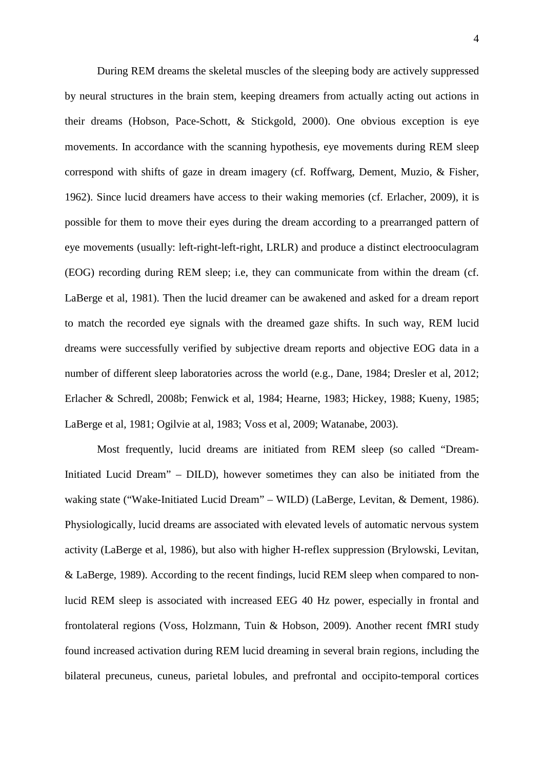During REM dreams the skeletal muscles of the sleeping body are actively suppressed by neural structures in the brain stem, keeping dreamers from actually acting out actions in their dreams (Hobson, Pace-Schott, & Stickgold, 2000). One obvious exception is eye movements. In accordance with the scanning hypothesis, eye movements during REM sleep correspond with shifts of gaze in dream imagery (cf. Roffwarg, Dement, Muzio, & Fisher, 1962). Since lucid dreamers have access to their waking memories (cf. Erlacher, 2009), it is possible for them to move their eyes during the dream according to a prearranged pattern of eye movements (usually: left-right-left-right, LRLR) and produce a distinct electrooculagram (EOG) recording during REM sleep; i.e, they can communicate from within the dream (cf. LaBerge et al, 1981). Then the lucid dreamer can be awakened and asked for a dream report to match the recorded eye signals with the dreamed gaze shifts. In such way, REM lucid dreams were successfully verified by subjective dream reports and objective EOG data in a number of different sleep laboratories across the world (e.g., Dane, 1984; Dresler et al, 2012; Erlacher & Schredl, 2008b; Fenwick et al, 1984; Hearne, 1983; Hickey, 1988; Kueny, 1985; LaBerge et al, 1981; Ogilvie at al, 1983; Voss et al, 2009; Watanabe, 2003).

Most frequently, lucid dreams are initiated from REM sleep (so called "Dream-Initiated Lucid Dream" – DILD), however sometimes they can also be initiated from the waking state ("Wake-Initiated Lucid Dream" – WILD) (LaBerge, Levitan, & Dement, 1986). Physiologically, lucid dreams are associated with elevated levels of automatic nervous system activity (LaBerge et al, 1986), but also with higher H-reflex suppression (Brylowski, Levitan, & LaBerge, 1989). According to the recent findings, lucid REM sleep when compared to non-lucid REM sleep is associated with increased EEG 40 Hz power, especially in frontal and frontolateral regions (Voss, Holzmann, Tuin & Hobson, 2009). Another recent fMRI study found increased activation during REM lucid dreaming in several brain regions, including the bilateral precuneus, cuneus, parietal lobules, and prefrontal and occipito-temporal cortices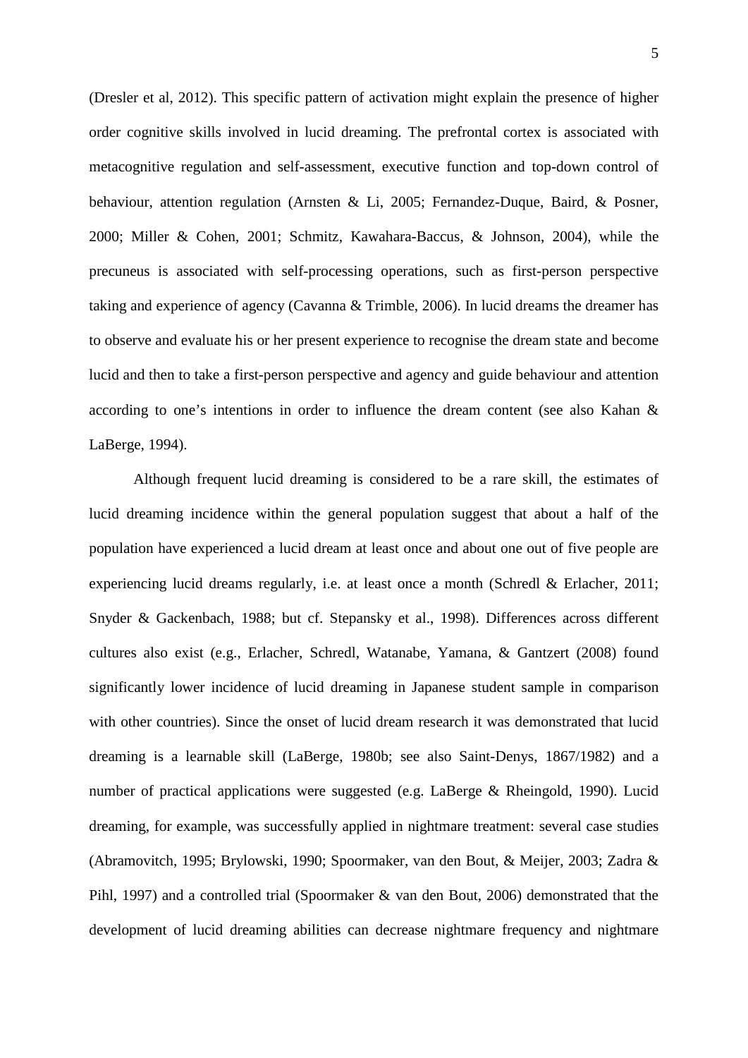(Dresler et al, 2012). This specific pattern of activation might explain the presence of higher order cognitive skills involved in lucid dreaming. The prefrontal cortex is associated with metacognitive regulation and self-assessment, executive function and top-down control of behaviour, attention regulation (Arnsten & Li, 2005; Fernandez-Duque, Baird, & Posner, 2000; Miller & Cohen, 2001; Schmitz, Kawahara-Baccus, & Johnson, 2004), while the precuneus is associated with self-processing operations, such as first-person perspective taking and experience of agency (Cavanna & Trimble, 2006). In lucid dreams the dreamer has to observe and evaluate his or her present experience to recognise the dream state and become lucid and then to take a first-person perspective and agency and guide behaviour and attention according to one's intentions in order to influence the dream content (see also Kahan & LaBerge, 1994).

Although frequent lucid dreaming is considered to be a rare skill, the estimates of lucid dreaming incidence within the general population suggest that about a half of the population have experienced a lucid dream at least once and about one out of five people are experiencing lucid dreams regularly, i.e. at least once a month (Schredl & Erlacher, 2011; Snyder & Gackenbach, 1988; but cf. Stepansky et al., 1998). Differences across different cultures also exist (e.g., Erlacher, Schredl, Watanabe, Yamana, & Gantzert (2008) found significantly lower incidence of lucid dreaming in Japanese student sample in comparison with other countries). Since the onset of lucid dream research it was demonstrated that lucid dreaming is a learnable skill (LaBerge, 1980b; see also Saint-Denys, 1867/1982) and a number of practical applications were suggested (e.g. LaBerge & Rheingold, 1990). Lucid dreaming, for example, was successfully applied in nightmare treatment: several case studies (Abramovitch, 1995; Brylowski, 1990; Spoormaker, van den Bout, & Meijer, 2003; Zadra & Pihl, 1997) and a controlled trial (Spoormaker & van den Bout, 2006) demonstrated that the development of lucid dreaming abilities can decrease nightmare frequency and nightmare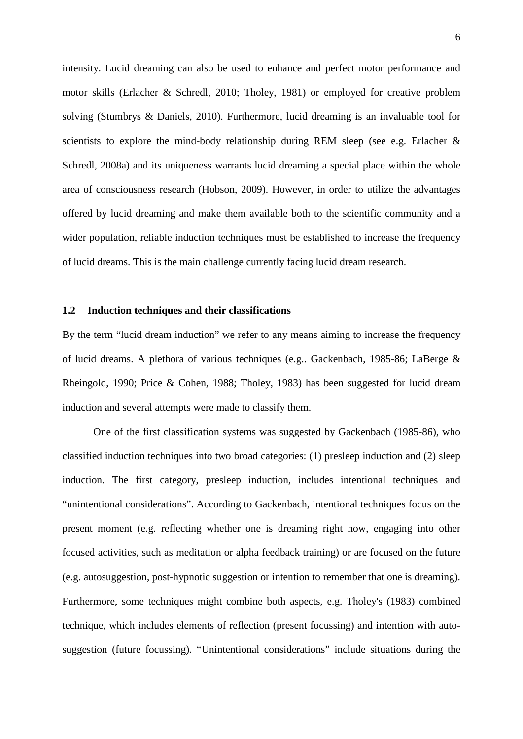intensity. Lucid dreaming can also be used to enhance and perfect motor performance and motor skills (Erlacher & Schredl, 2010; Tholey, 1981) or employed for creative problem solving (Stumbrys & Daniels, 2010). Furthermore, lucid dreaming is an invaluable tool for scientists to explore the mind-body relationship during REM sleep (see e.g. Erlacher & Schredl, 2008a) and its uniqueness warrants lucid dreaming a special place within the whole area of consciousness research (Hobson, 2009). However, in order to utilize the advantages offered by lucid dreaming and make them available both to the scientific community and a wider population, reliable induction techniques must be established to increase the frequency of lucid dreams. This is the main challenge currently facing lucid dream research.

### 1.2 Induction techniques and their classifications

By the term "lucid dream induction" we refer to any means aiming to increase the frequency of lucid dreams. A plethora of various techniques (e.g.. Gackenbach, 1985-86; LaBerge & Rheingold, 1990; Price & Cohen, 1988; Tholey, 1983) has been suggested for lucid dream induction and several attempts were made to classify them.

One of the first classification systems was suggested by Gackenbach (1985-86), who classified induction techniques into two broad categories: (1) presleep induction and (2) sleep induction. The first category, presleep induction, includes intentional techniques and "unintentional considerations". According to Gackenbach, intentional techniques focus on the present moment (e.g. reflecting whether one is dreaming right now, engaging into other focused activities, such as meditation or alpha feedback training) or are focused on the future (e.g. autosuggestion, post-hypnotic suggestion or intention to remember that one is dreaming). Furthermore, some techniques might combine both aspects, e.g. Tholey's (1983) combined technique, which includes elements of reflection (present focussing) and intention with auto-suggestion (future focussing). "Unintentional considerations" include situations during the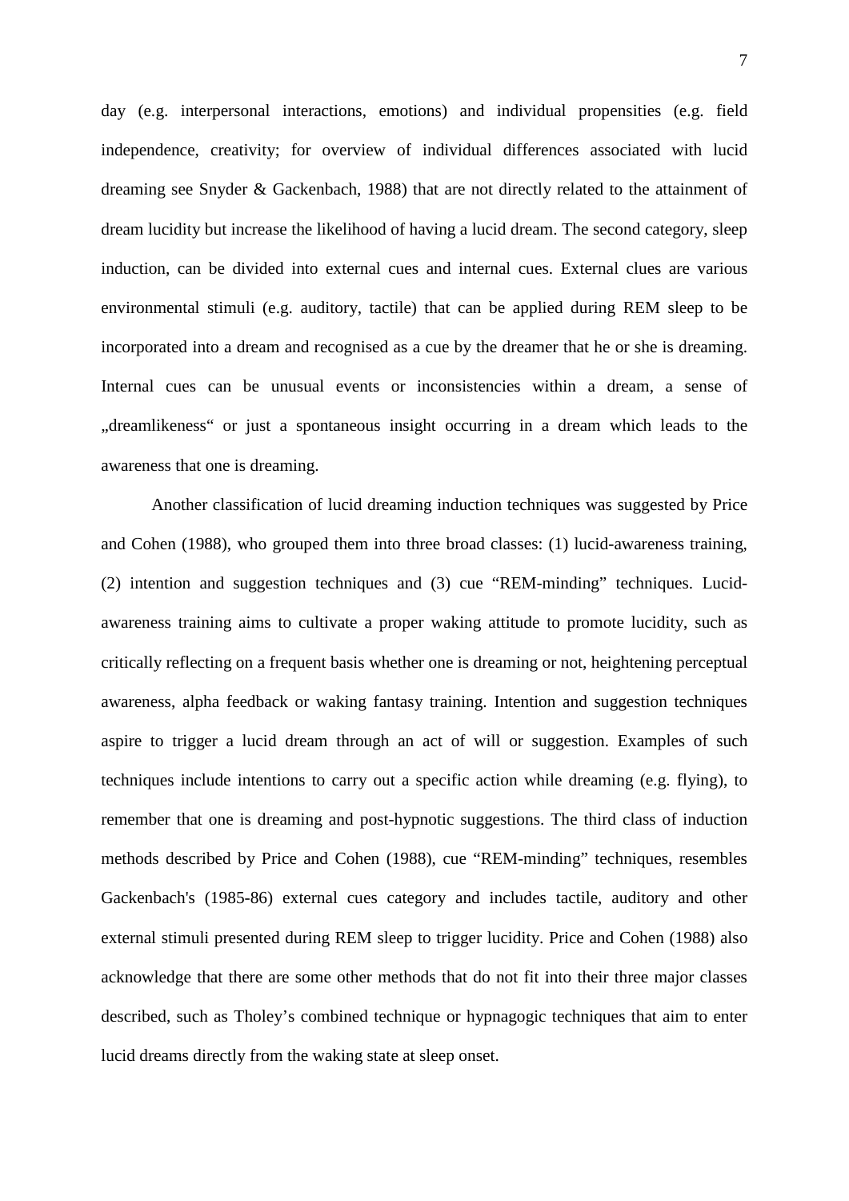day (e.g. interpersonal interactions, emotions) and individual propensities (e.g. field independence, creativity; for overview of individual differences associated with lucid dreaming see Snyder & Gackenbach, 1988) that are not directly related to the attainment of dream lucidity but increase the likelihood of having a lucid dream. The second category, sleep induction, can be divided into external cues and internal cues. External clues are various environmental stimuli (e.g. auditory, tactile) that can be applied during REM sleep to be incorporated into a dream and recognised as a cue by the dreamer that he or she is dreaming. Internal cues can be unusual events or inconsistencies within a dream, a sense of „dreamlikeness" or just a spontaneous insight occurring in a dream which leads to the awareness that one is dreaming.

Another classification of lucid dreaming induction techniques was suggested by Price and Cohen (1988), who grouped them into three broad classes: (1) lucid-awareness training, (2) intention and suggestion techniques and (3) cue "REM-minding" techniques. Lucid-awareness training aims to cultivate a proper waking attitude to promote lucidity, such as critically reflecting on a frequent basis whether one is dreaming or not, heightening perceptual awareness, alpha feedback or waking fantasy training. Intention and suggestion techniques aspire to trigger a lucid dream through an act of will or suggestion. Examples of such techniques include intentions to carry out a specific action while dreaming (e.g. flying), to remember that one is dreaming and post-hypnotic suggestions. The third class of induction methods described by Price and Cohen (1988), cue "REM-minding" techniques, resembles Gackenbach's (1985-86) external cues category and includes tactile, auditory and other external stimuli presented during REM sleep to trigger lucidity. Price and Cohen (1988) also acknowledge that there are some other methods that do not fit into their three major classes described, such as Tholey's combined technique or hypnagogic techniques that aim to enter lucid dreams directly from the waking state at sleep onset.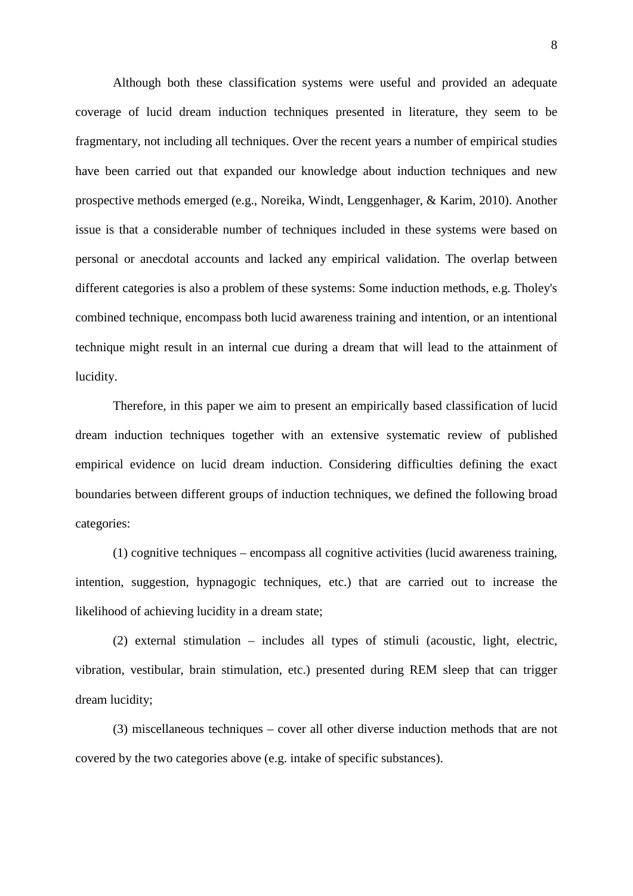Although both these classification systems were useful and provided an adequate coverage of lucid dream induction techniques presented in literature, they seem to be fragmentary, not including all techniques. Over the recent years a number of empirical studies have been carried out that expanded our knowledge about induction techniques and new prospective methods emerged (e.g., Noreika, Windt, Lenggenhager, & Karim, 2010). Another issue is that a considerable number of techniques included in these systems were based on personal or anecdotal accounts and lacked any empirical validation. The overlap between different categories is also a problem of these systems: Some induction methods, e.g. Tholey's combined technique, encompass both lucid awareness training and intention, or an intentional technique might result in an internal cue during a dream that will lead to the attainment of lucidity.

Therefore, in this paper we aim to present an empirically based classification of lucid dream induction techniques together with an extensive systematic review of published empirical evidence on lucid dream induction. Considering difficulties defining the exact boundaries between different groups of induction techniques, we defined the following broad categories:

(1) cognitive techniques – encompass all cognitive activities (lucid awareness training, intention, suggestion, hypnagogic techniques, etc.) that are carried out to increase the likelihood of achieving lucidity in a dream state;

(2) external stimulation – includes all types of stimuli (acoustic, light, electric, vibration, vestibular, brain stimulation, etc.) presented during REM sleep that can trigger dream lucidity;

(3) miscellaneous techniques – cover all other diverse induction methods that are not covered by the two categories above (e.g. intake of specific substances).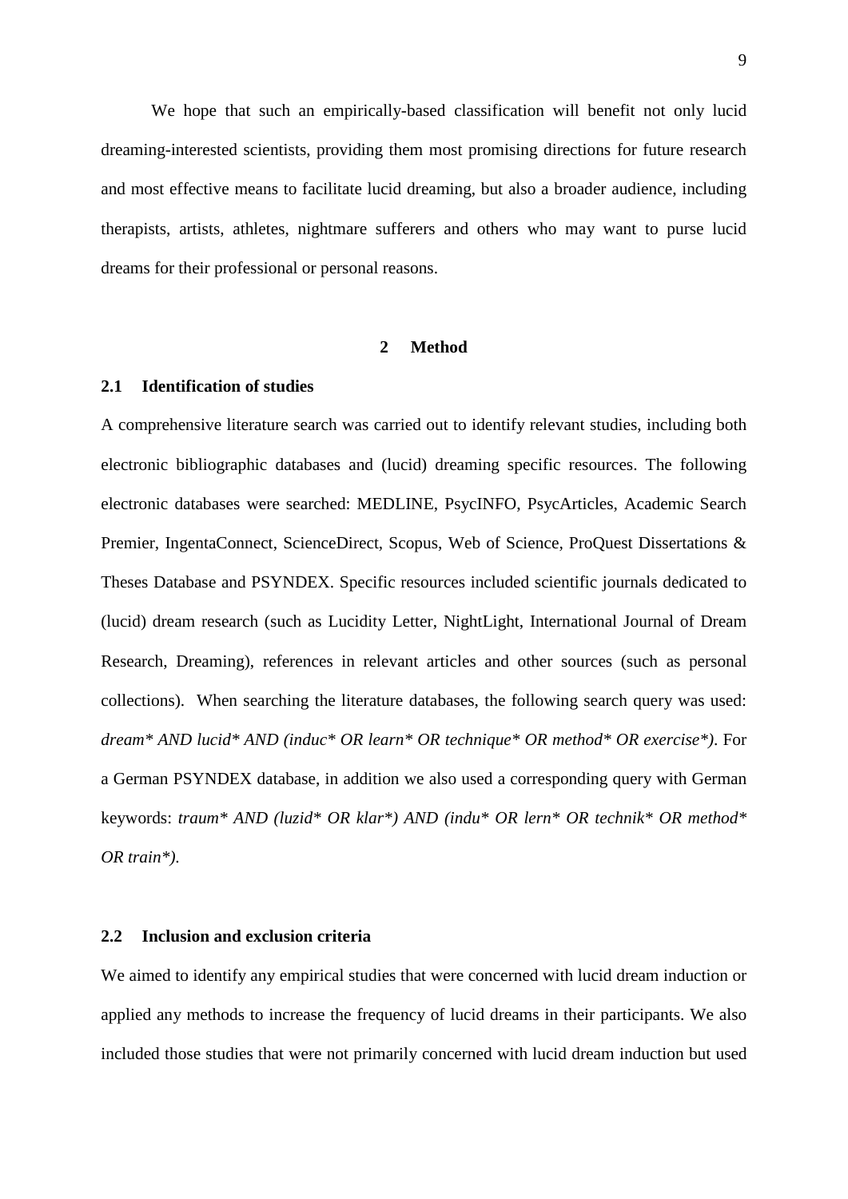We hope that such an empirically-based classification will benefit not only lucid dreaming-interested scientists, providing them most promising directions for future research and most effective means to facilitate lucid dreaming, but also a broader audience, including therapists, artists, athletes, nightmare sufferers and others who may want to purse lucid dreams for their professional or personal reasons.

# 2 Method

## 2.1 Identification of studies

A comprehensive literature search was carried out to identify relevant studies, including both electronic bibliographic databases and (lucid) dreaming specific resources. The following electronic databases were searched: MEDLINE, PsycINFO, PsycArticles, Academic Search Premier, IngentaConnect, ScienceDirect, Scopus, Web of Science, ProQuest Dissertations & Theses Database and PSYNDEX. Specific resources included scientific journals dedicated to (lucid) dream research (such as Lucidity Letter, NightLight, International Journal of Dream Research, Dreaming), references in relevant articles and other sources (such as personal collections). When searching the literature databases, the following search query was used: *dream* AND lucid* AND (induc* OR learn* OR technique* OR method* OR exercise*)*. For a German PSYNDEX database, in addition we also used a corresponding query with German keywords: *traum* AND (luzid* OR klar*) AND (indu* OR lern* OR technik* OR method* OR train*).*

## 2.2 Inclusion and exclusion criteria

We aimed to identify any empirical studies that were concerned with lucid dream induction or applied any methods to increase the frequency of lucid dreams in their participants. We also included those studies that were not primarily concerned with lucid dream induction but used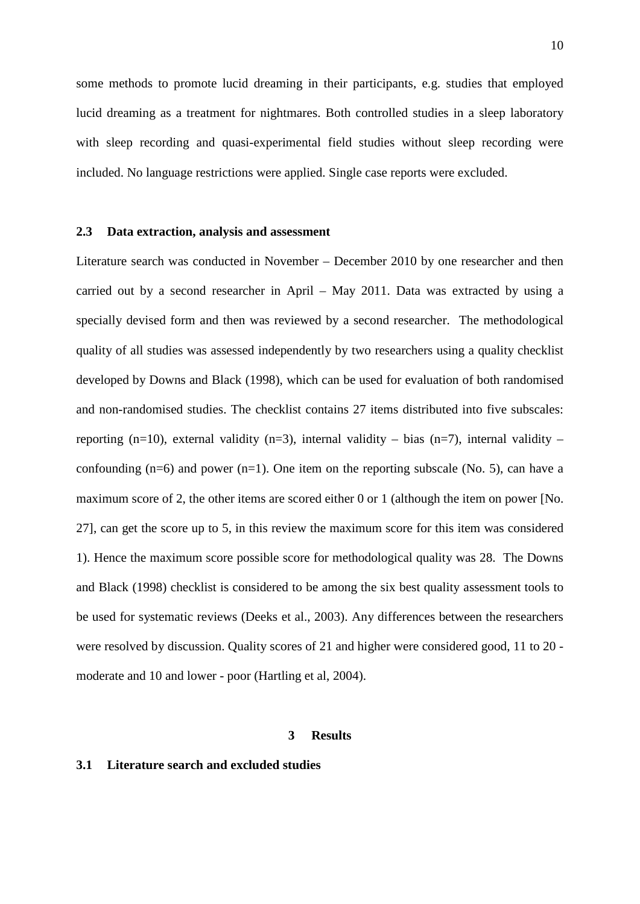some methods to promote lucid dreaming in their participants, e.g. studies that employed lucid dreaming as a treatment for nightmares. Both controlled studies in a sleep laboratory with sleep recording and quasi-experimental field studies without sleep recording were included. No language restrictions were applied. Single case reports were excluded.

### 2.3 Data extraction, analysis and assessment

Literature search was conducted in November – December 2010 by one researcher and then carried out by a second researcher in April – May 2011. Data was extracted by using a specially devised form and then was reviewed by a second researcher. The methodological quality of all studies was assessed independently by two researchers using a quality checklist developed by Downs and Black (1998), which can be used for evaluation of both randomised and non-randomised studies. The checklist contains 27 items distributed into five subscales: reporting (n=10), external validity (n=3), internal validity – bias (n=7), internal validity – confounding (n=6) and power (n=1). One item on the reporting subscale (No. 5), can have a maximum score of 2, the other items are scored either 0 or 1 (although the item on power [No. 27], can get the score up to 5, in this review the maximum score for this item was considered 1). Hence the maximum score possible score for methodological quality was 28. The Downs and Black (1998) checklist is considered to be among the six best quality assessment tools to be used for systematic reviews (Deeks et al., 2003). Any differences between the researchers were resolved by discussion. Quality scores of 21 and higher were considered good, 11 to 20 - moderate and 10 and lower - poor (Hartling et al, 2004).

## 3 Results

### 3.1 Literature search and excluded studies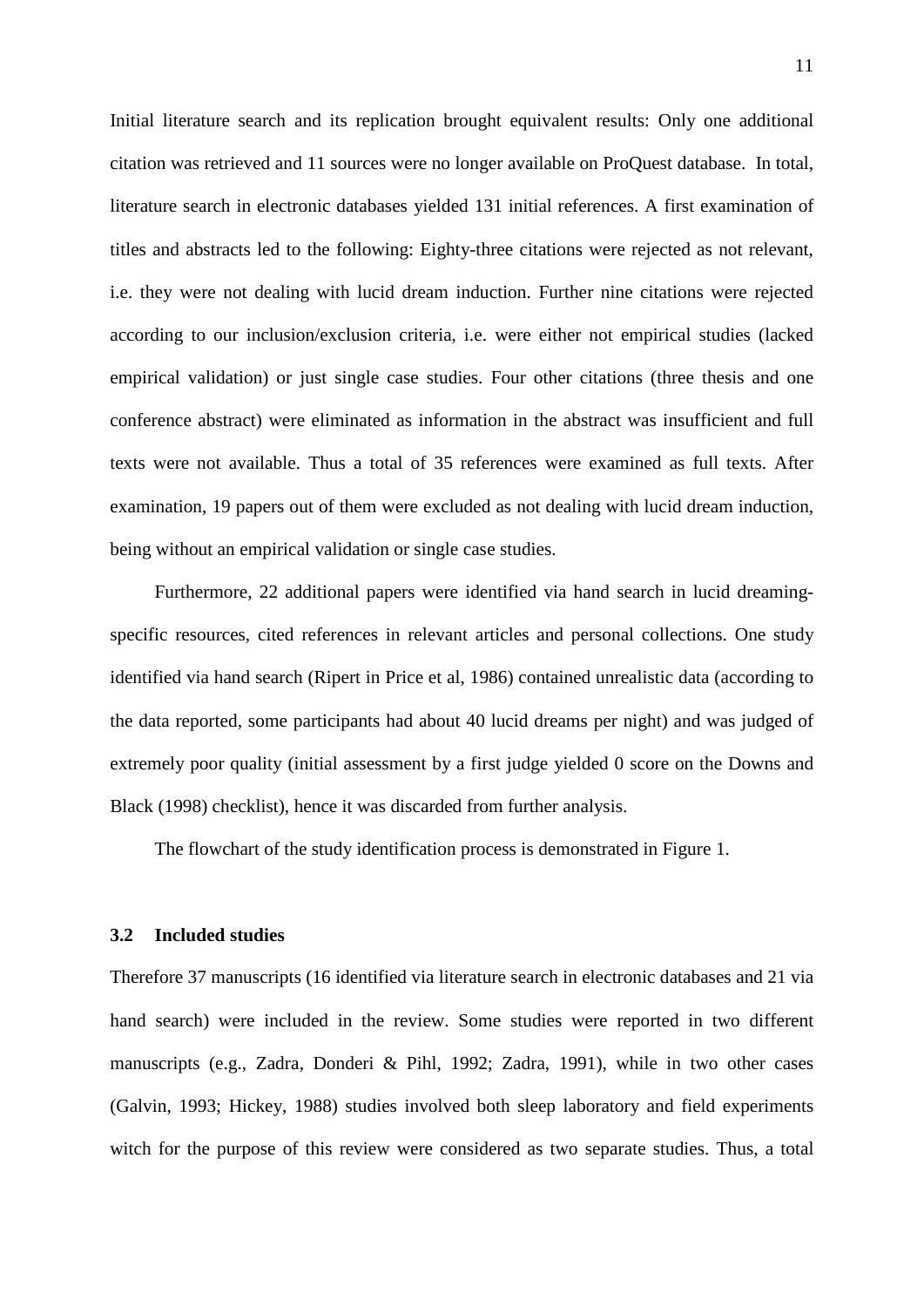Initial literature search and its replication brought equivalent results: Only one additional citation was retrieved and 11 sources were no longer available on ProQuest database. In total, literature search in electronic databases yielded 131 initial references. A first examination of titles and abstracts led to the following: Eighty-three citations were rejected as not relevant, i.e. they were not dealing with lucid dream induction. Further nine citations were rejected according to our inclusion/exclusion criteria, i.e. were either not empirical studies (lacked empirical validation) or just single case studies. Four other citations (three thesis and one conference abstract) were eliminated as information in the abstract was insufficient and full texts were not available. Thus a total of 35 references were examined as full texts. After examination, 19 papers out of them were excluded as not dealing with lucid dream induction, being without an empirical validation or single case studies.

Furthermore, 22 additional papers were identified via hand search in lucid dreaming-specific resources, cited references in relevant articles and personal collections. One study identified via hand search (Ripert in Price et al, 1986) contained unrealistic data (according to the data reported, some participants had about 40 lucid dreams per night) and was judged of extremely poor quality (initial assessment by a first judge yielded 0 score on the Downs and Black (1998) checklist), hence it was discarded from further analysis.

The flowchart of the study identification process is demonstrated in Figure 1.

### 3.2 Included studies

Therefore 37 manuscripts (16 identified via literature search in electronic databases and 21 via hand search) were included in the review. Some studies were reported in two different manuscripts (e.g., Zadra, Donderi & Pihl, 1992; Zadra, 1991), while in two other cases (Galvin, 1993; Hickey, 1988) studies involved both sleep laboratory and field experiments witch for the purpose of this review were considered as two separate studies. Thus, a total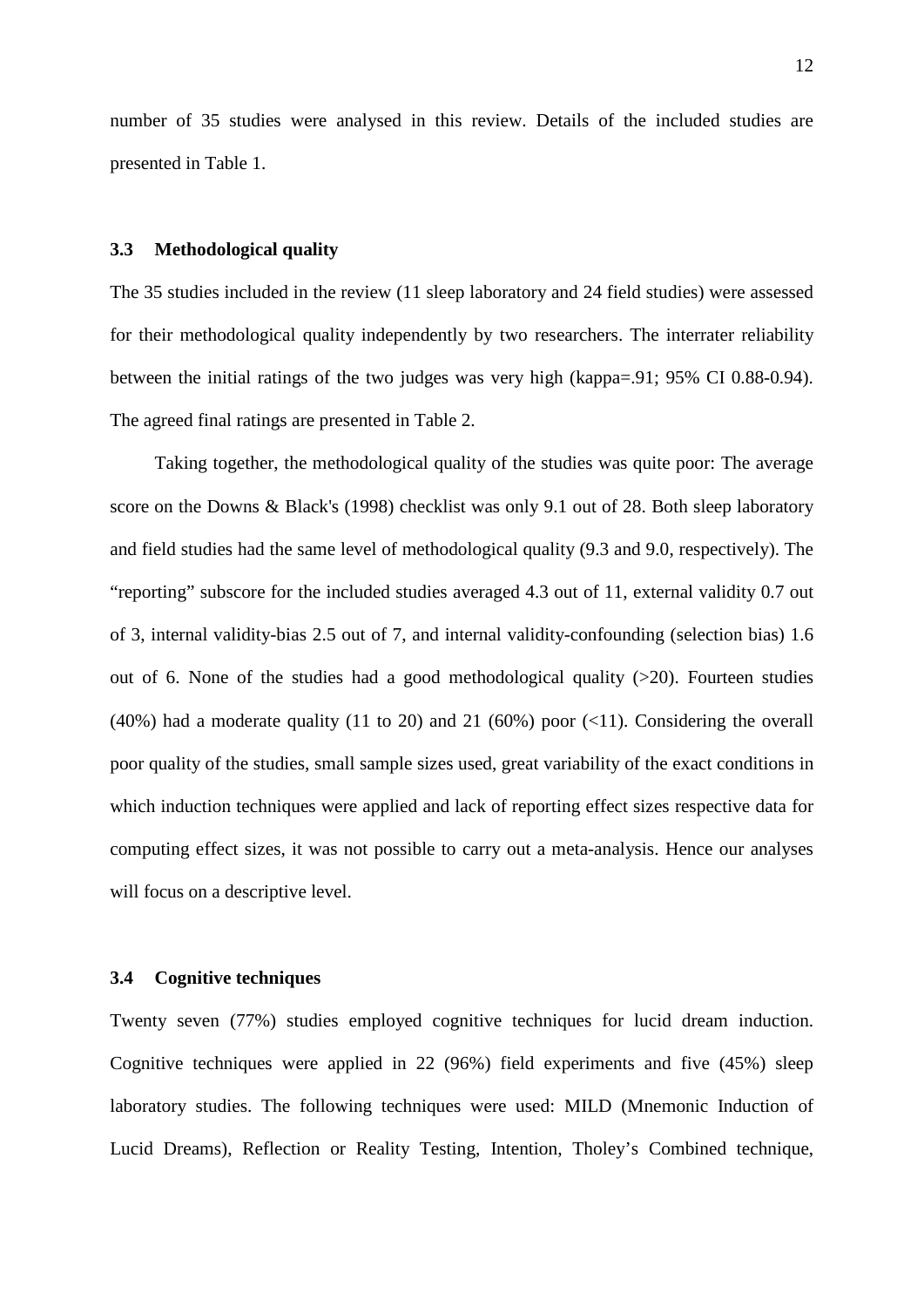number of 35 studies were analysed in this review. Details of the included studies are presented in Table 1.

### 3.3 Methodological quality

The 35 studies included in the review (11 sleep laboratory and 24 field studies) were assessed for their methodological quality independently by two researchers. The interrater reliability between the initial ratings of the two judges was very high (kappa=.91; 95% CI 0.88-0.94). The agreed final ratings are presented in Table 2.

Taking together, the methodological quality of the studies was quite poor: The average score on the Downs & Black's (1998) checklist was only 9.1 out of 28. Both sleep laboratory and field studies had the same level of methodological quality (9.3 and 9.0, respectively). The "reporting" subscore for the included studies averaged 4.3 out of 11, external validity 0.7 out of 3, internal validity-bias 2.5 out of 7, and internal validity-confounding (selection bias) 1.6 out of 6. None of the studies had a good methodological quality (>20). Fourteen studies (40%) had a moderate quality (11 to 20) and 21 (60%) poor (<11). Considering the overall poor quality of the studies, small sample sizes used, great variability of the exact conditions in which induction techniques were applied and lack of reporting effect sizes respective data for computing effect sizes, it was not possible to carry out a meta-analysis. Hence our analyses will focus on a descriptive level.

### 3.4 Cognitive techniques

Twenty seven (77%) studies employed cognitive techniques for lucid dream induction. Cognitive techniques were applied in 22 (96%) field experiments and five (45%) sleep laboratory studies. The following techniques were used: MILD (Mnemonic Induction of Lucid Dreams), Reflection or Reality Testing, Intention, Tholey's Combined technique,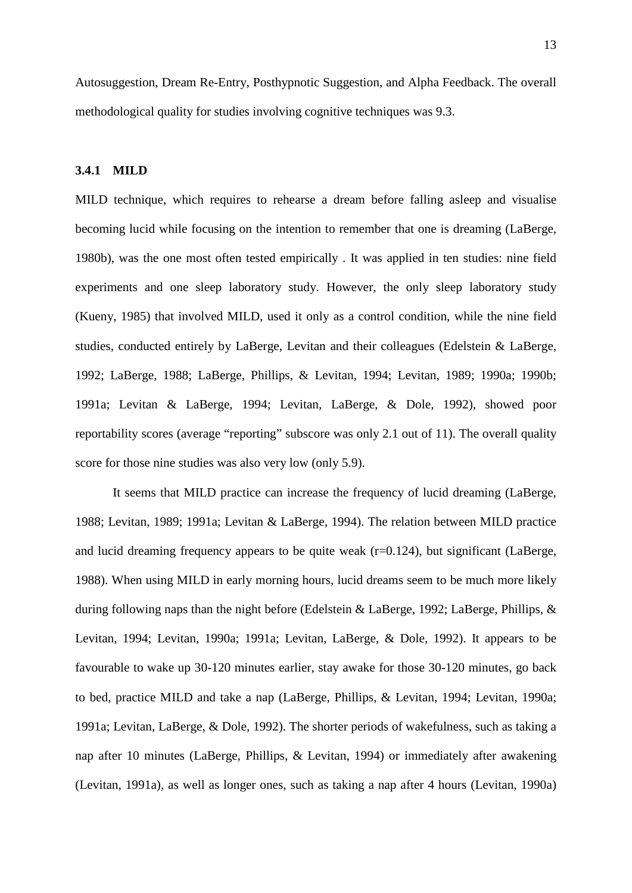Autosuggestion, Dream Re-Entry, Posthypnotic Suggestion, and Alpha Feedback. The overall methodological quality for studies involving cognitive techniques was 9.3.

### 3.4.1 MILD

MILD technique, which requires to rehearse a dream before falling asleep and visualise becoming lucid while focusing on the intention to remember that one is dreaming (LaBerge, 1980b), was the one most often tested empirically . It was applied in ten studies: nine field experiments and one sleep laboratory study. However, the only sleep laboratory study (Kueny, 1985) that involved MILD, used it only as a control condition, while the nine field studies, conducted entirely by LaBerge, Levitan and their colleagues (Edelstein & LaBerge, 1992; LaBerge, 1988; LaBerge, Phillips, & Levitan, 1994; Levitan, 1989; 1990a; 1990b; 1991a; Levitan & LaBerge, 1994; Levitan, LaBerge, & Dole, 1992), showed poor reportability scores (average "reporting" subscore was only 2.1 out of 11). The overall quality score for those nine studies was also very low (only 5.9).

It seems that MILD practice can increase the frequency of lucid dreaming (LaBerge, 1988; Levitan, 1989; 1991a; Levitan & LaBerge, 1994). The relation between MILD practice and lucid dreaming frequency appears to be quite weak ($r=0.124$), but significant (LaBerge, 1988). When using MILD in early morning hours, lucid dreams seem to be much more likely during following naps than the night before (Edelstein & LaBerge, 1992; LaBerge, Phillips, & Levitan, 1994; Levitan, 1990a; 1991a; Levitan, LaBerge, & Dole, 1992). It appears to be favourable to wake up 30-120 minutes earlier, stay awake for those 30-120 minutes, go back to bed, practice MILD and take a nap (LaBerge, Phillips, & Levitan, 1994; Levitan, 1990a; 1991a; Levitan, LaBerge, & Dole, 1992). The shorter periods of wakefulness, such as taking a nap after 10 minutes (LaBerge, Phillips, & Levitan, 1994) or immediately after awakening (Levitan, 1991a), as well as longer ones, such as taking a nap after 4 hours (Levitan, 1990a)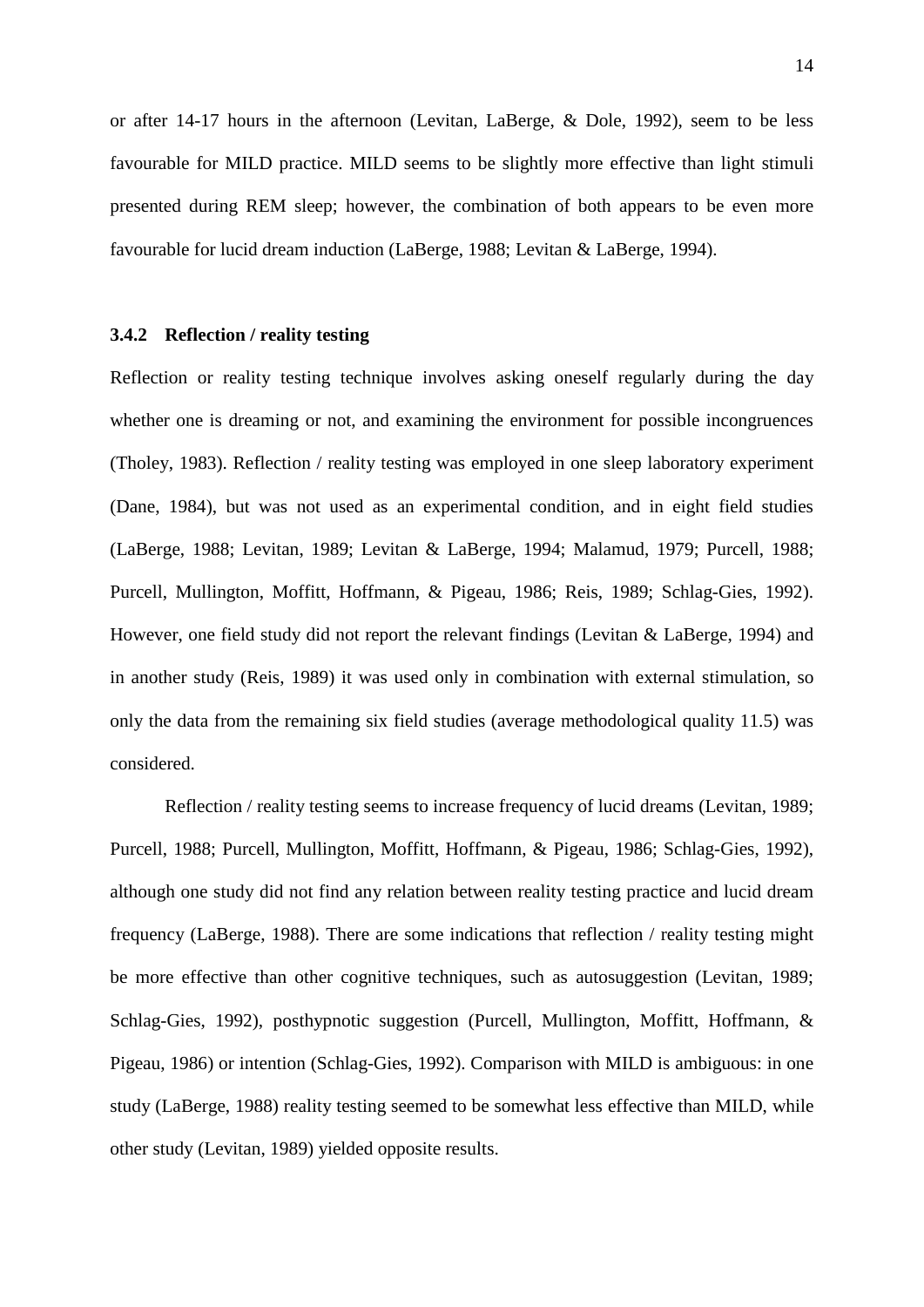or after 14-17 hours in the afternoon (Levitan, LaBerge, & Dole, 1992), seem to be less favourable for MILD practice. MILD seems to be slightly more effective than light stimuli presented during REM sleep; however, the combination of both appears to be even more favourable for lucid dream induction (LaBerge, 1988; Levitan & LaBerge, 1994).

### 3.4.2 Reflection / reality testing

Reflection or reality testing technique involves asking oneself regularly during the day whether one is dreaming or not, and examining the environment for possible incongruences (Tholey, 1983). Reflection / reality testing was employed in one sleep laboratory experiment (Dane, 1984), but was not used as an experimental condition, and in eight field studies (LaBerge, 1988; Levitan, 1989; Levitan & LaBerge, 1994; Malamud, 1979; Purcell, 1988; Purcell, Mullington, Moffitt, Hoffmann, & Pigeau, 1986; Reis, 1989; Schlag-Gies, 1992). However, one field study did not report the relevant findings (Levitan & LaBerge, 1994) and in another study (Reis, 1989) it was used only in combination with external stimulation, so only the data from the remaining six field studies (average methodological quality 11.5) was considered.

Reflection / reality testing seems to increase frequency of lucid dreams (Levitan, 1989; Purcell, 1988; Purcell, Mullington, Moffitt, Hoffmann, & Pigeau, 1986; Schlag-Gies, 1992), although one study did not find any relation between reality testing practice and lucid dream frequency (LaBerge, 1988). There are some indications that reflection / reality testing might be more effective than other cognitive techniques, such as autosuggestion (Levitan, 1989; Schlag-Gies, 1992), posthypnotic suggestion (Purcell, Mullington, Moffitt, Hoffmann, & Pigeau, 1986) or intention (Schlag-Gies, 1992). Comparison with MILD is ambiguous: in one study (LaBerge, 1988) reality testing seemed to be somewhat less effective than MILD, while other study (Levitan, 1989) yielded opposite results.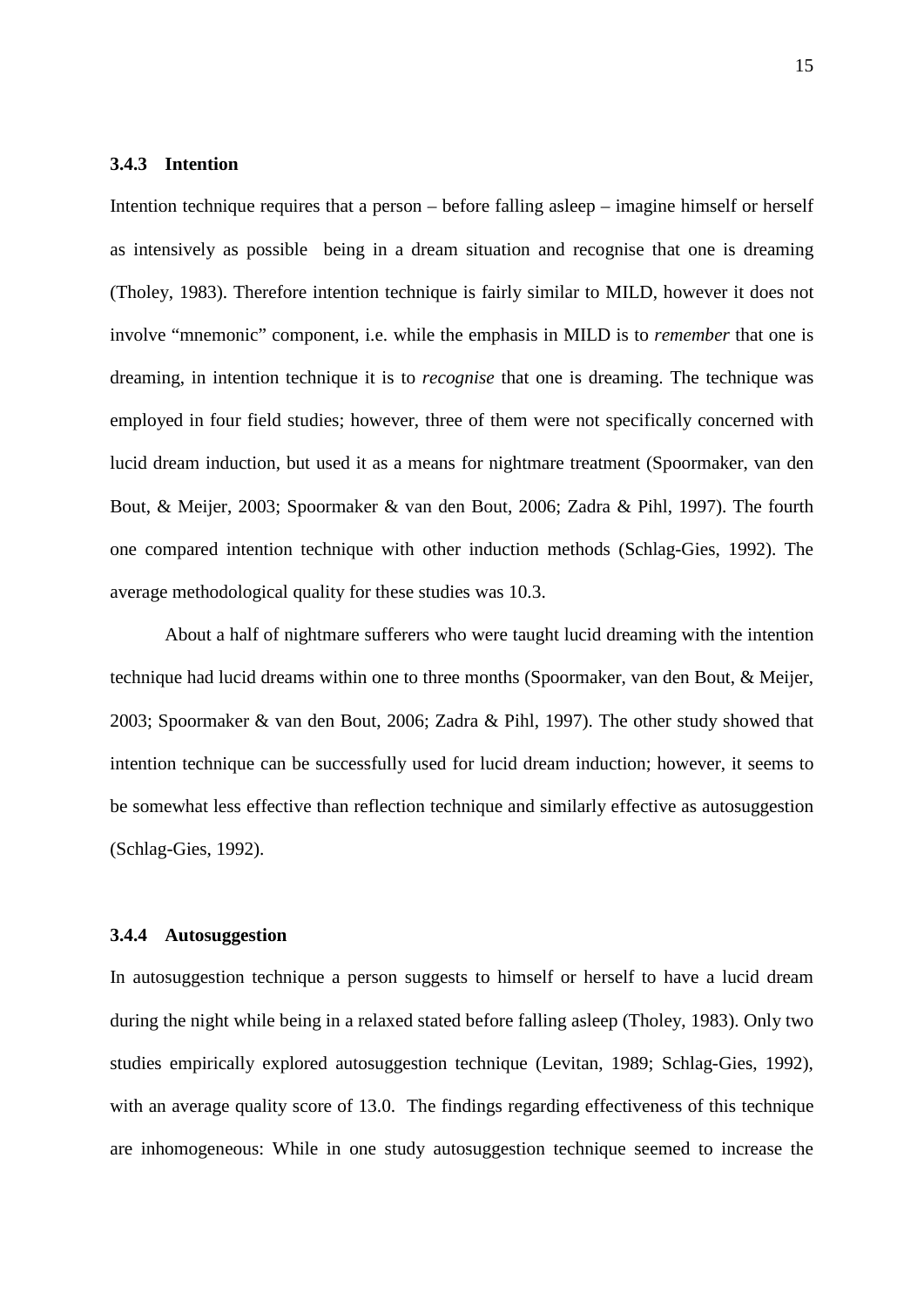### 3.4.3 Intention

Intention technique requires that a person – before falling asleep – imagine himself or herself as intensively as possible being in a dream situation and recognise that one is dreaming (Tholey, 1983). Therefore intention technique is fairly similar to MILD, however it does not involve "mnemonic" component, i.e. while the emphasis in MILD is to *remember* that one is dreaming, in intention technique it is to *recognise* that one is dreaming. The technique was employed in four field studies; however, three of them were not specifically concerned with lucid dream induction, but used it as a means for nightmare treatment (Spoormaker, van den Bout, & Meijer, 2003; Spoormaker & van den Bout, 2006; Zadra & Pihl, 1997). The fourth one compared intention technique with other induction methods (Schlag-Gies, 1992). The average methodological quality for these studies was 10.3.

About a half of nightmare sufferers who were taught lucid dreaming with the intention technique had lucid dreams within one to three months (Spoormaker, van den Bout, & Meijer, 2003; Spoormaker & van den Bout, 2006; Zadra & Pihl, 1997). The other study showed that intention technique can be successfully used for lucid dream induction; however, it seems to be somewhat less effective than reflection technique and similarly effective as autosuggestion (Schlag-Gies, 1992).

### 3.4.4 Autosuggestion

In autosuggestion technique a person suggests to himself or herself to have a lucid dream during the night while being in a relaxed stated before falling asleep (Tholey, 1983). Only two studies empirically explored autosuggestion technique (Levitan, 1989; Schlag-Gies, 1992), with an average quality score of 13.0. The findings regarding effectiveness of this technique are inhomogeneous: While in one study autosuggestion technique seemed to increase the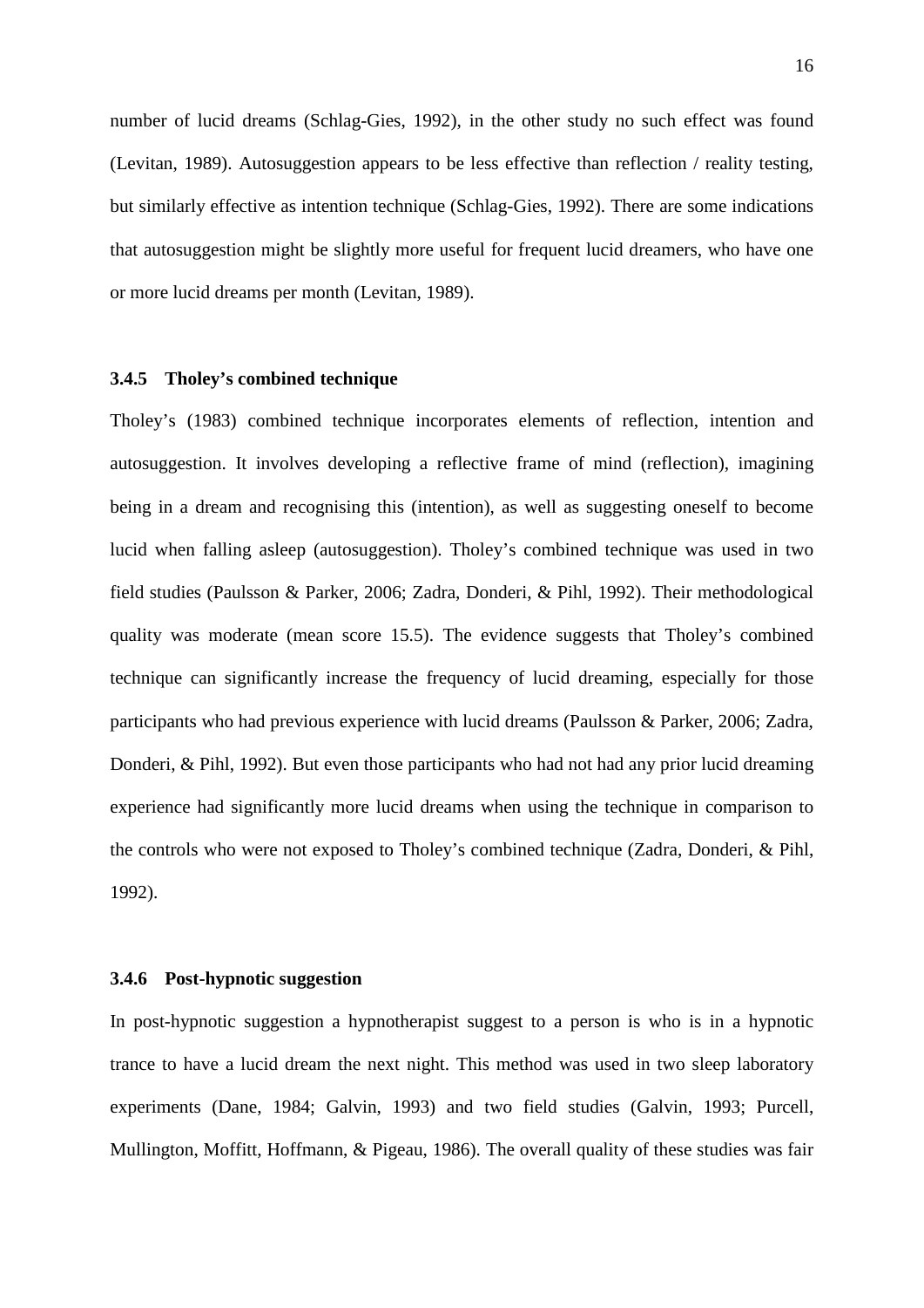number of lucid dreams (Schlag-Gies, 1992), in the other study no such effect was found (Levitan, 1989). Autosuggestion appears to be less effective than reflection / reality testing, but similarly effective as intention technique (Schlag-Gies, 1992). There are some indications that autosuggestion might be slightly more useful for frequent lucid dreamers, who have one or more lucid dreams per month (Levitan, 1989).

### 3.4.5 Tholey's combined technique

Tholey's (1983) combined technique incorporates elements of reflection, intention and autosuggestion. It involves developing a reflective frame of mind (reflection), imagining being in a dream and recognising this (intention), as well as suggesting oneself to become lucid when falling asleep (autosuggestion). Tholey's combined technique was used in two field studies (Paulsson & Parker, 2006; Zadra, Donderi, & Pihl, 1992). Their methodological quality was moderate (mean score 15.5). The evidence suggests that Tholey's combined technique can significantly increase the frequency of lucid dreaming, especially for those participants who had previous experience with lucid dreams (Paulsson & Parker, 2006; Zadra, Donderi, & Pihl, 1992). But even those participants who had not had any prior lucid dreaming experience had significantly more lucid dreams when using the technique in comparison to the controls who were not exposed to Tholey's combined technique (Zadra, Donderi, & Pihl, 1992).

### 3.4.6 Post-hypnotic suggestion

In post-hypnotic suggestion a hypnotherapist suggest to a person is who is in a hypnotic trance to have a lucid dream the next night. This method was used in two sleep laboratory experiments (Dane, 1984; Galvin, 1993) and two field studies (Galvin, 1993; Purcell, Mullington, Moffitt, Hoffmann, & Pigeau, 1986). The overall quality of these studies was fair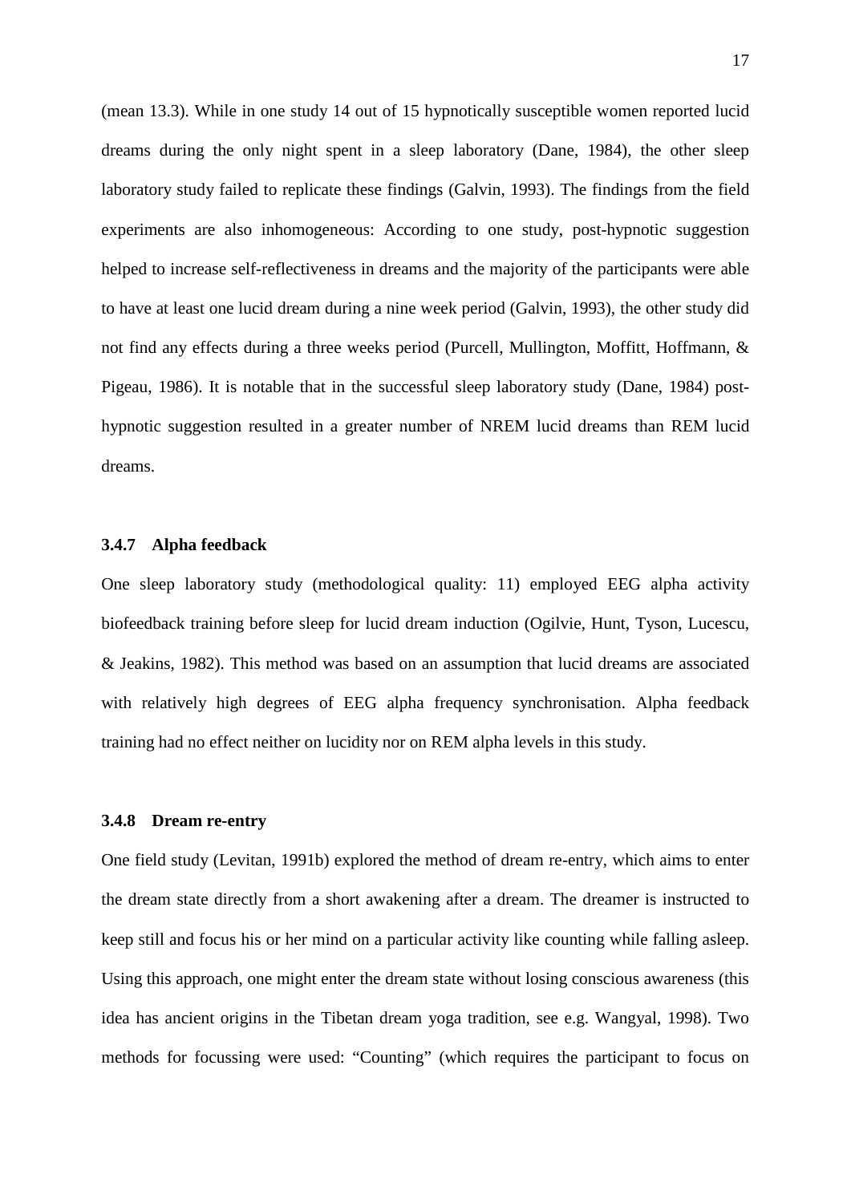(mean 13.3). While in one study 14 out of 15 hypnotically susceptible women reported lucid dreams during the only night spent in a sleep laboratory (Dane, 1984), the other sleep laboratory study failed to replicate these findings (Galvin, 1993). The findings from the field experiments are also inhomogeneous: According to one study, post-hypnotic suggestion helped to increase self-reflectiveness in dreams and the majority of the participants were able to have at least one lucid dream during a nine week period (Galvin, 1993), the other study did not find any effects during a three weeks period (Purcell, Mullington, Moffitt, Hoffmann, & Pigeau, 1986). It is notable that in the successful sleep laboratory study (Dane, 1984) post-hypnotic suggestion resulted in a greater number of NREM lucid dreams than REM lucid dreams.

### 3.4.7 Alpha feedback

One sleep laboratory study (methodological quality: 11) employed EEG alpha activity biofeedback training before sleep for lucid dream induction (Ogilvie, Hunt, Tyson, Lucescu, & Jeakins, 1982). This method was based on an assumption that lucid dreams are associated with relatively high degrees of EEG alpha frequency synchronisation. Alpha feedback training had no effect neither on lucidity nor on REM alpha levels in this study.

### 3.4.8 Dream re-entry

One field study (Levitan, 1991b) explored the method of dream re-entry, which aims to enter the dream state directly from a short awakening after a dream. The dreamer is instructed to keep still and focus his or her mind on a particular activity like counting while falling asleep. Using this approach, one might enter the dream state without losing conscious awareness (this idea has ancient origins in the Tibetan dream yoga tradition, see e.g. Wangyal, 1998). Two methods for focussing were used: "Counting" (which requires the participant to focus on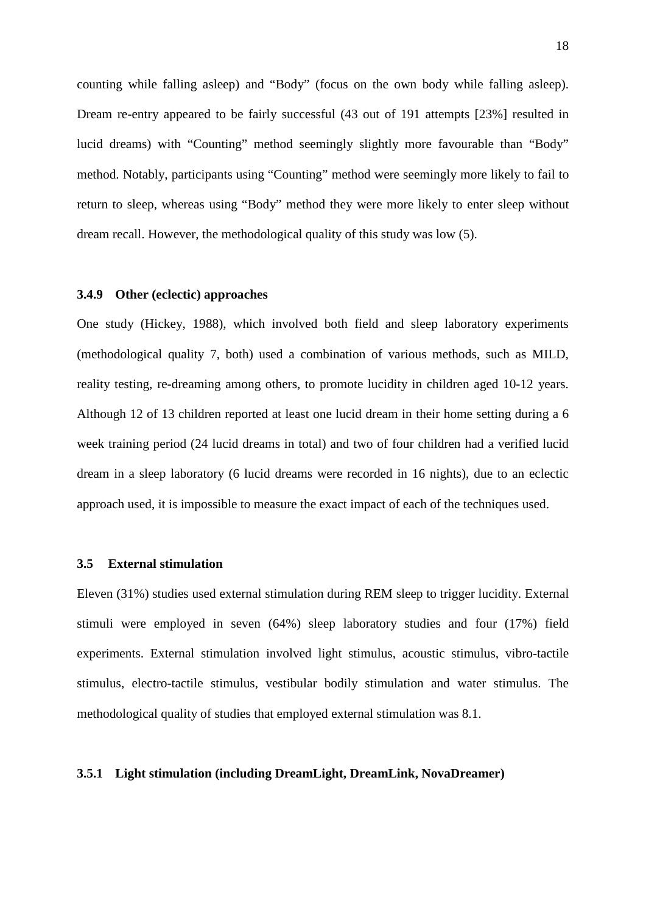counting while falling asleep) and "Body" (focus on the own body while falling asleep). Dream re-entry appeared to be fairly successful (43 out of 191 attempts [23%] resulted in lucid dreams) with "Counting" method seemingly slightly more favourable than "Body" method. Notably, participants using "Counting" method were seemingly more likely to fail to return to sleep, whereas using "Body" method they were more likely to enter sleep without dream recall. However, the methodological quality of this study was low (5).

#### 3.4.9 Other (eclectic) approaches

One study (Hickey, 1988), which involved both field and sleep laboratory experiments (methodological quality 7, both) used a combination of various methods, such as MILD, reality testing, re-dreaming among others, to promote lucidity in children aged 10-12 years. Although 12 of 13 children reported at least one lucid dream in their home setting during a 6 week training period (24 lucid dreams in total) and two of four children had a verified lucid dream in a sleep laboratory (6 lucid dreams were recorded in 16 nights), due to an eclectic approach used, it is impossible to measure the exact impact of each of the techniques used.

### 3.5 External stimulation

Eleven (31%) studies used external stimulation during REM sleep to trigger lucidity. External stimuli were employed in seven (64%) sleep laboratory studies and four (17%) field experiments. External stimulation involved light stimulus, acoustic stimulus, vibro-tactile stimulus, electro-tactile stimulus, vestibular bodily stimulation and water stimulus. The methodological quality of studies that employed external stimulation was 8.1.

#### 3.5.1 Light stimulation (including DreamLight, DreamLink, NovaDreamer)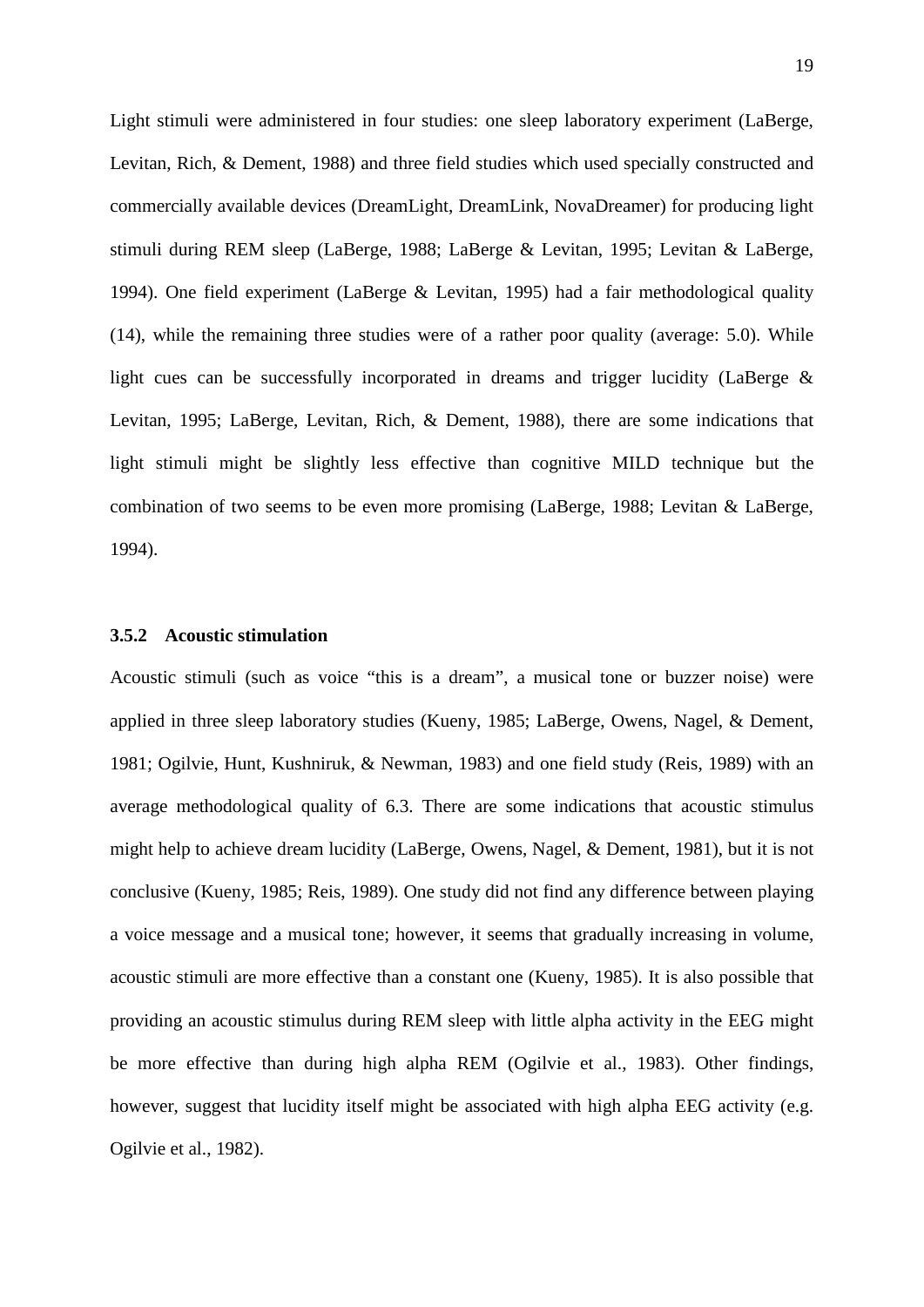Light stimuli were administered in four studies: one sleep laboratory experiment (LaBerge, Levitan, Rich, & Dement, 1988) and three field studies which used specially constructed and commercially available devices (DreamLight, DreamLink, NovaDreamer) for producing light stimuli during REM sleep (LaBerge, 1988; LaBerge & Levitan, 1995; Levitan & LaBerge, 1994). One field experiment (LaBerge & Levitan, 1995) had a fair methodological quality (14), while the remaining three studies were of a rather poor quality (average: 5.0). While light cues can be successfully incorporated in dreams and trigger lucidity (LaBerge & Levitan, 1995; LaBerge, Levitan, Rich, & Dement, 1988), there are some indications that light stimuli might be slightly less effective than cognitive MILD technique but the combination of two seems to be even more promising (LaBerge, 1988; Levitan & LaBerge, 1994).

### 3.5.2 Acoustic stimulation

Acoustic stimuli (such as voice "this is a dream", a musical tone or buzzer noise) were applied in three sleep laboratory studies (Kueny, 1985; LaBerge, Owens, Nagel, & Dement, 1981; Ogilvie, Hunt, Kushniruk, & Newman, 1983) and one field study (Reis, 1989) with an average methodological quality of 6.3. There are some indications that acoustic stimulus might help to achieve dream lucidity (LaBerge, Owens, Nagel, & Dement, 1981), but it is not conclusive (Kueny, 1985; Reis, 1989). One study did not find any difference between playing a voice message and a musical tone; however, it seems that gradually increasing in volume, acoustic stimuli are more effective than a constant one (Kueny, 1985). It is also possible that providing an acoustic stimulus during REM sleep with little alpha activity in the EEG might be more effective than during high alpha REM (Ogilvie et al., 1983). Other findings, however, suggest that lucidity itself might be associated with high alpha EEG activity (e.g. Ogilvie et al., 1982).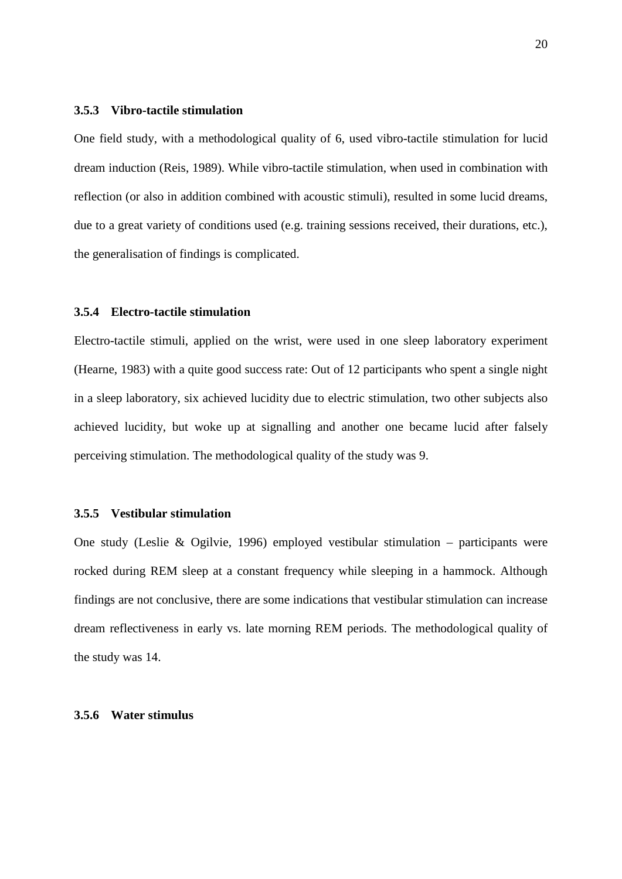### 3.5.3 Vibro-tactile stimulation

One field study, with a methodological quality of 6, used vibro-tactile stimulation for lucid dream induction (Reis, 1989). While vibro-tactile stimulation, when used in combination with reflection (or also in addition combined with acoustic stimuli), resulted in some lucid dreams, due to a great variety of conditions used (e.g. training sessions received, their durations, etc.), the generalisation of findings is complicated.

### 3.5.4 Electro-tactile stimulation

Electro-tactile stimuli, applied on the wrist, were used in one sleep laboratory experiment (Hearne, 1983) with a quite good success rate: Out of 12 participants who spent a single night in a sleep laboratory, six achieved lucidity due to electric stimulation, two other subjects also achieved lucidity, but woke up at signalling and another one became lucid after falsely perceiving stimulation. The methodological quality of the study was 9.

### 3.5.5 Vestibular stimulation

One study (Leslie & Ogilvie, 1996) employed vestibular stimulation – participants were rocked during REM sleep at a constant frequency while sleeping in a hammock. Although findings are not conclusive, there are some indications that vestibular stimulation can increase dream reflectiveness in early vs. late morning REM periods. The methodological quality of the study was 14.

### 3.5.6 Water stimulus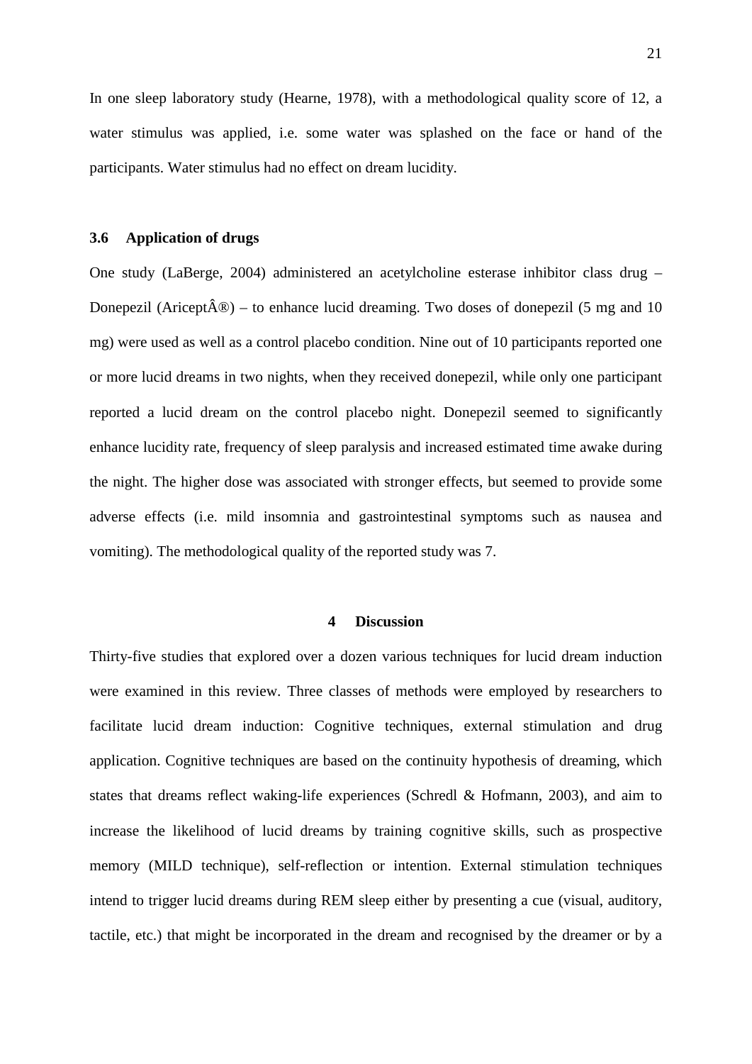In one sleep laboratory study (Hearne, 1978), with a methodological quality score of 12, a water stimulus was applied, i.e. some water was splashed on the face or hand of the participants. Water stimulus had no effect on dream lucidity.

### 3.6 Application of drugs

One study (LaBerge, 2004) administered an acetylcholine esterase inhibitor class drug – Donepezil (AriceptÂ®) – to enhance lucid dreaming. Two doses of donepezil (5 mg and 10 mg) were used as well as a control placebo condition. Nine out of 10 participants reported one or more lucid dreams in two nights, when they received donepezil, while only one participant reported a lucid dream on the control placebo night. Donepezil seemed to significantly enhance lucidity rate, frequency of sleep paralysis and increased estimated time awake during the night. The higher dose was associated with stronger effects, but seemed to provide some adverse effects (i.e. mild insomnia and gastrointestinal symptoms such as nausea and vomiting). The methodological quality of the reported study was 7.

## 4 Discussion

Thirty-five studies that explored over a dozen various techniques for lucid dream induction were examined in this review. Three classes of methods were employed by researchers to facilitate lucid dream induction: Cognitive techniques, external stimulation and drug application. Cognitive techniques are based on the continuity hypothesis of dreaming, which states that dreams reflect waking-life experiences (Schredl & Hofmann, 2003), and aim to increase the likelihood of lucid dreams by training cognitive skills, such as prospective memory (MILD technique), self-reflection or intention. External stimulation techniques intend to trigger lucid dreams during REM sleep either by presenting a cue (visual, auditory, tactile, etc.) that might be incorporated in the dream and recognised by the dreamer or by a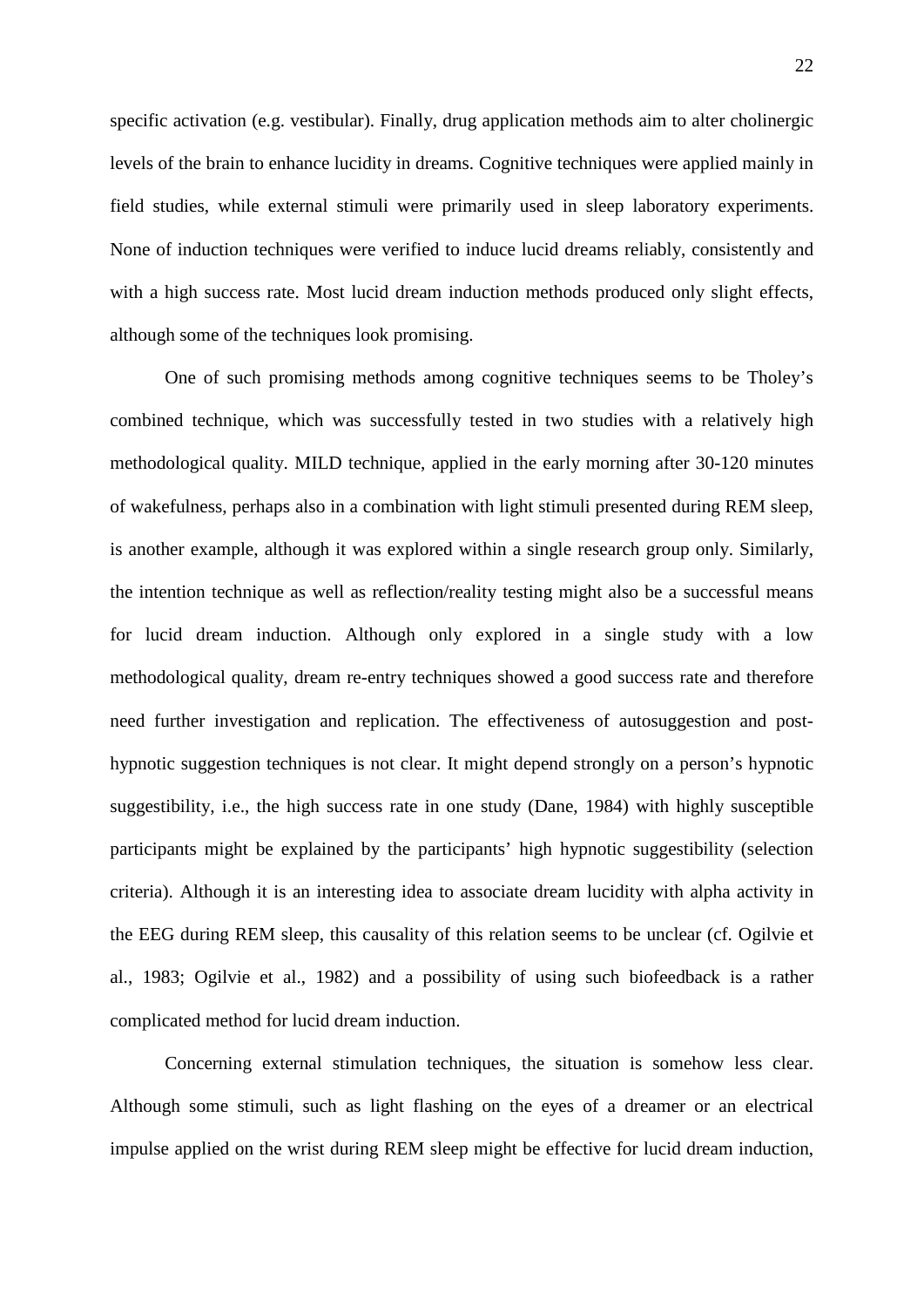specific activation (e.g. vestibular). Finally, drug application methods aim to alter cholinergic levels of the brain to enhance lucidity in dreams. Cognitive techniques were applied mainly in field studies, while external stimuli were primarily used in sleep laboratory experiments. None of induction techniques were verified to induce lucid dreams reliably, consistently and with a high success rate. Most lucid dream induction methods produced only slight effects, although some of the techniques look promising.

One of such promising methods among cognitive techniques seems to be Tholey's combined technique, which was successfully tested in two studies with a relatively high methodological quality. MILD technique, applied in the early morning after 30-120 minutes of wakefulness, perhaps also in a combination with light stimuli presented during REM sleep, is another example, although it was explored within a single research group only. Similarly, the intention technique as well as reflection/reality testing might also be a successful means for lucid dream induction. Although only explored in a single study with a low methodological quality, dream re-entry techniques showed a good success rate and therefore need further investigation and replication. The effectiveness of autosuggestion and post-hypnotic suggestion techniques is not clear. It might depend strongly on a person's hypnotic suggestibility, i.e., the high success rate in one study (Dane, 1984) with highly susceptible participants might be explained by the participants' high hypnotic suggestibility (selection criteria). Although it is an interesting idea to associate dream lucidity with alpha activity in the EEG during REM sleep, this causality of this relation seems to be unclear (cf. Ogilvie et al., 1983; Ogilvie et al., 1982) and a possibility of using such biofeedback is a rather complicated method for lucid dream induction.

Concerning external stimulation techniques, the situation is somehow less clear. Although some stimuli, such as light flashing on the eyes of a dreamer or an electrical impulse applied on the wrist during REM sleep might be effective for lucid dream induction,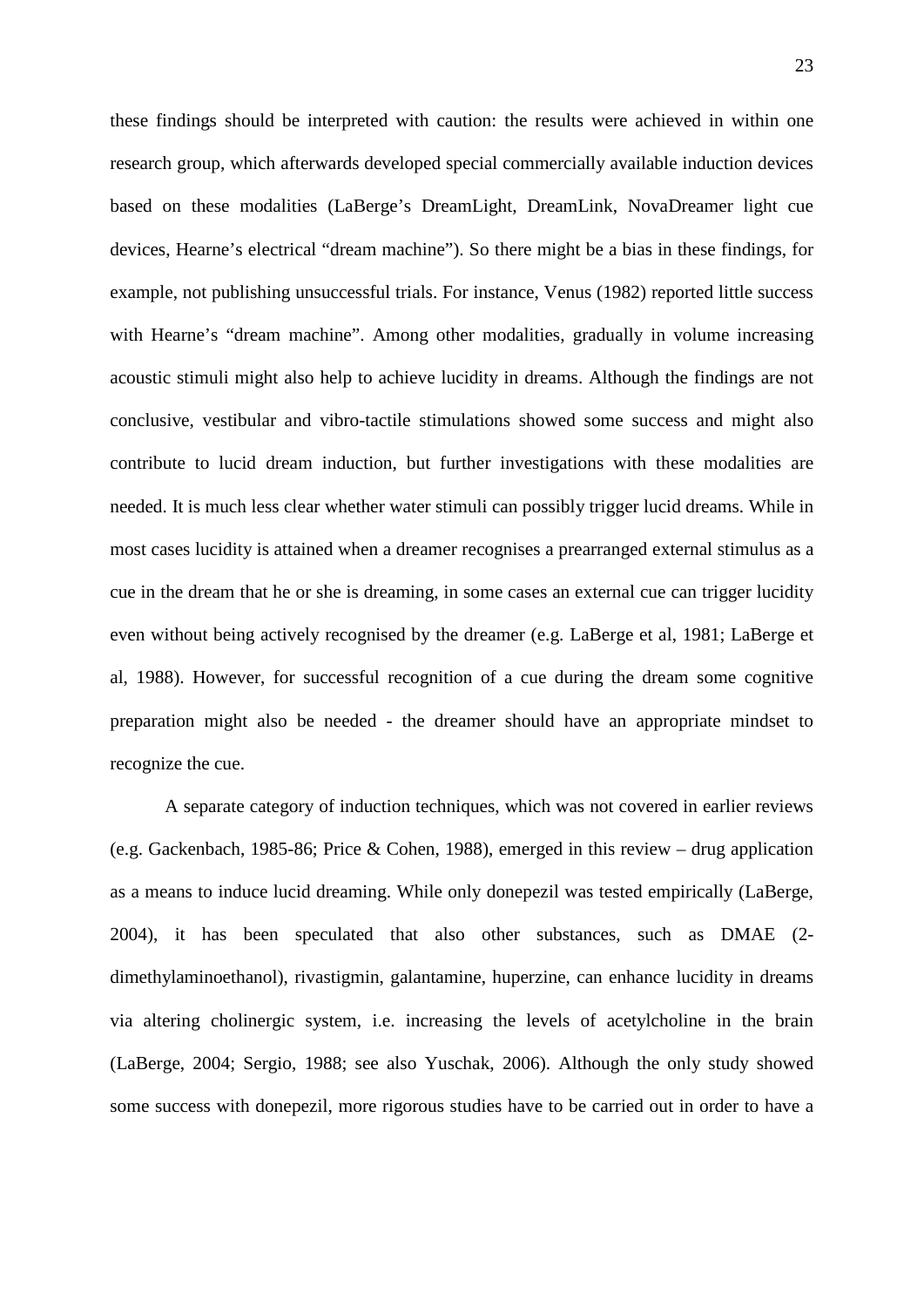these findings should be interpreted with caution: the results were achieved in within one research group, which afterwards developed special commercially available induction devices based on these modalities (LaBerge's DreamLight, DreamLink, NovaDreamer light cue devices, Hearne's electrical "dream machine"). So there might be a bias in these findings, for example, not publishing unsuccessful trials. For instance, Venus (1982) reported little success with Hearne's "dream machine". Among other modalities, gradually in volume increasing acoustic stimuli might also help to achieve lucidity in dreams. Although the findings are not conclusive, vestibular and vibro-tactile stimulations showed some success and might also contribute to lucid dream induction, but further investigations with these modalities are needed. It is much less clear whether water stimuli can possibly trigger lucid dreams. While in most cases lucidity is attained when a dreamer recognises a prearranged external stimulus as a cue in the dream that he or she is dreaming, in some cases an external cue can trigger lucidity even without being actively recognised by the dreamer (e.g. LaBerge et al, 1981; LaBerge et al, 1988). However, for successful recognition of a cue during the dream some cognitive preparation might also be needed - the dreamer should have an appropriate mindset to recognize the cue.

A separate category of induction techniques, which was not covered in earlier reviews (e.g. Gackenbach, 1985-86; Price & Cohen, 1988), emerged in this review – drug application as a means to induce lucid dreaming. While only donepezil was tested empirically (LaBerge, 2004), it has been speculated that also other substances, such as DMAE (2-dimethylaminoethanol), rivastigmin, galantamine, huperzine, can enhance lucidity in dreams via altering cholinergic system, i.e. increasing the levels of acetylcholine in the brain (LaBerge, 2004; Sergio, 1988; see also Yuschak, 2006). Although the only study showed some success with donepezil, more rigorous studies have to be carried out in order to have a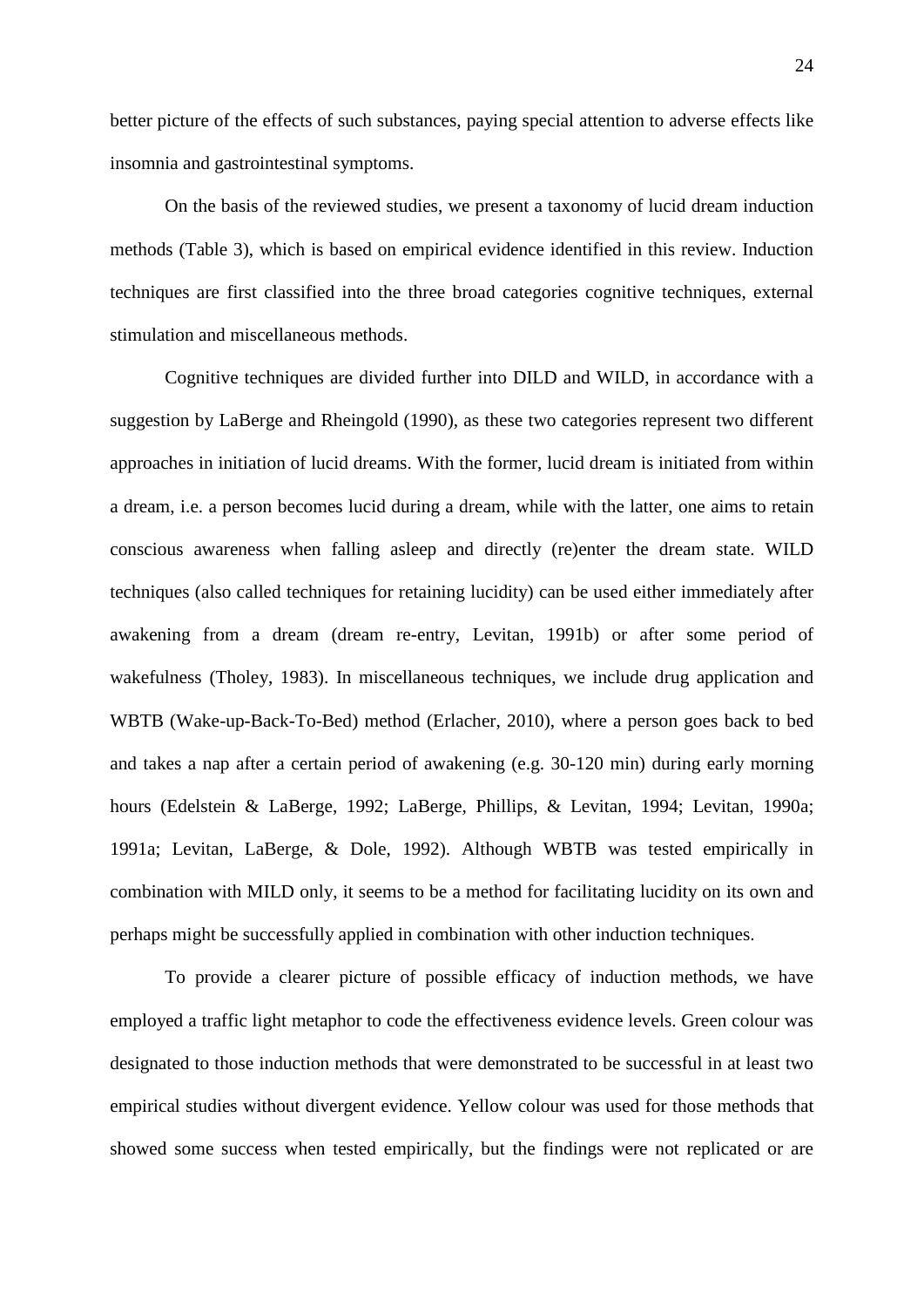better picture of the effects of such substances, paying special attention to adverse effects like insomnia and gastrointestinal symptoms.

On the basis of the reviewed studies, we present a taxonomy of lucid dream induction methods (Table 3), which is based on empirical evidence identified in this review. Induction techniques are first classified into the three broad categories cognitive techniques, external stimulation and miscellaneous methods.

Cognitive techniques are divided further into DILD and WILD, in accordance with a suggestion by LaBerge and Rheingold (1990), as these two categories represent two different approaches in initiation of lucid dreams. With the former, lucid dream is initiated from within a dream, i.e. a person becomes lucid during a dream, while with the latter, one aims to retain conscious awareness when falling asleep and directly (re)enter the dream state. WILD techniques (also called techniques for retaining lucidity) can be used either immediately after awakening from a dream (dream re-entry, Levitan, 1991b) or after some period of wakefulness (Tholey, 1983). In miscellaneous techniques, we include drug application and WBTB (Wake-up-Back-To-Bed) method (Erlacher, 2010), where a person goes back to bed and takes a nap after a certain period of awakening (e.g. 30-120 min) during early morning hours (Edelstein & LaBerge, 1992; LaBerge, Phillips, & Levitan, 1994; Levitan, 1990a; 1991a; Levitan, LaBerge, & Dole, 1992). Although WBTB was tested empirically in combination with MILD only, it seems to be a method for facilitating lucidity on its own and perhaps might be successfully applied in combination with other induction techniques.

To provide a clearer picture of possible efficacy of induction methods, we have employed a traffic light metaphor to code the effectiveness evidence levels. Green colour was designated to those induction methods that were demonstrated to be successful in at least two empirical studies without divergent evidence. Yellow colour was used for those methods that showed some success when tested empirically, but the findings were not replicated or are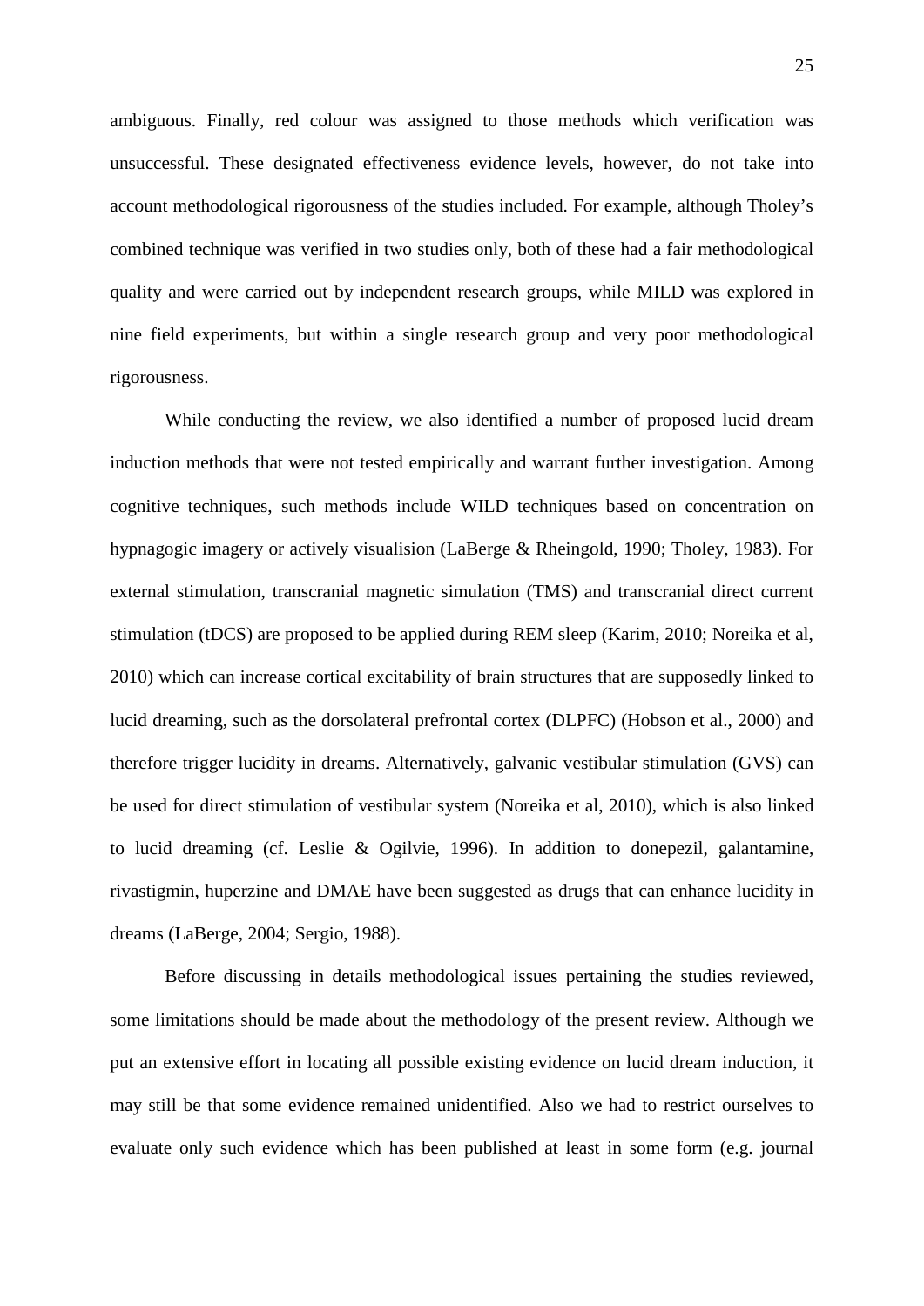ambiguous. Finally, red colour was assigned to those methods which verification was unsuccessful. These designated effectiveness evidence levels, however, do not take into account methodological rigorousness of the studies included. For example, although Tholey's combined technique was verified in two studies only, both of these had a fair methodological quality and were carried out by independent research groups, while MILD was explored in nine field experiments, but within a single research group and very poor methodological rigorousness.

While conducting the review, we also identified a number of proposed lucid dream induction methods that were not tested empirically and warrant further investigation. Among cognitive techniques, such methods include WILD techniques based on concentration on hypnagogic imagery or actively visualision (LaBerge & Rheingold, 1990; Tholey, 1983). For external stimulation, transcranial magnetic simulation (TMS) and transcranial direct current stimulation (tDCS) are proposed to be applied during REM sleep (Karim, 2010; Noreika et al, 2010) which can increase cortical excitability of brain structures that are supposedly linked to lucid dreaming, such as the dorsolateral prefrontal cortex (DLPFC) (Hobson et al., 2000) and therefore trigger lucidity in dreams. Alternatively, galvanic vestibular stimulation (GVS) can be used for direct stimulation of vestibular system (Noreika et al, 2010), which is also linked to lucid dreaming (cf. Leslie & Ogilvie, 1996). In addition to donepezil, galantamine, rivastigmin, huperzine and DMAE have been suggested as drugs that can enhance lucidity in dreams (LaBerge, 2004; Sergio, 1988).

Before discussing in details methodological issues pertaining the studies reviewed, some limitations should be made about the methodology of the present review. Although we put an extensive effort in locating all possible existing evidence on lucid dream induction, it may still be that some evidence remained unidentified. Also we had to restrict ourselves to evaluate only such evidence which has been published at least in some form (e.g. journal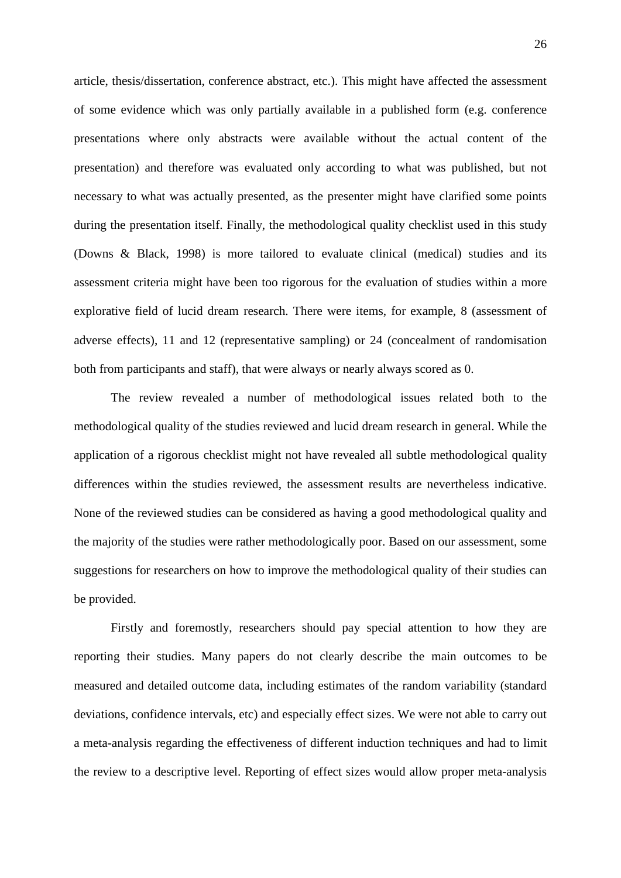article, thesis/dissertation, conference abstract, etc.). This might have affected the assessment of some evidence which was only partially available in a published form (e.g. conference presentations where only abstracts were available without the actual content of the presentation) and therefore was evaluated only according to what was published, but not necessary to what was actually presented, as the presenter might have clarified some points during the presentation itself. Finally, the methodological quality checklist used in this study (Downs & Black, 1998) is more tailored to evaluate clinical (medical) studies and its assessment criteria might have been too rigorous for the evaluation of studies within a more explorative field of lucid dream research. There were items, for example, 8 (assessment of adverse effects), 11 and 12 (representative sampling) or 24 (concealment of randomisation both from participants and staff), that were always or nearly always scored as 0.

The review revealed a number of methodological issues related both to the methodological quality of the studies reviewed and lucid dream research in general. While the application of a rigorous checklist might not have revealed all subtle methodological quality differences within the studies reviewed, the assessment results are nevertheless indicative. None of the reviewed studies can be considered as having a good methodological quality and the majority of the studies were rather methodologically poor. Based on our assessment, some suggestions for researchers on how to improve the methodological quality of their studies can be provided.

Firstly and foremostly, researchers should pay special attention to how they are reporting their studies. Many papers do not clearly describe the main outcomes to be measured and detailed outcome data, including estimates of the random variability (standard deviations, confidence intervals, etc) and especially effect sizes. We were not able to carry out a meta-analysis regarding the effectiveness of different induction techniques and had to limit the review to a descriptive level. Reporting of effect sizes would allow proper meta-analysis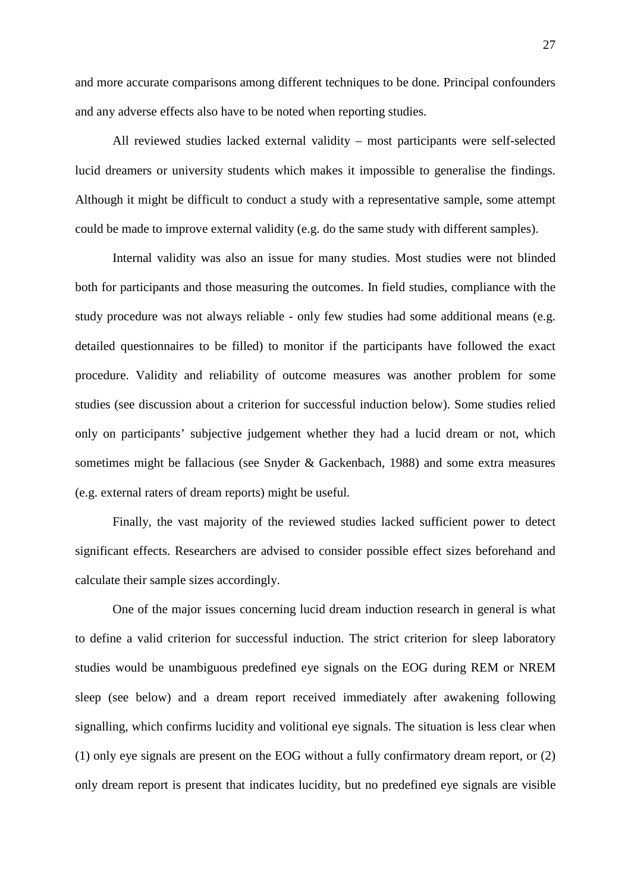and more accurate comparisons among different techniques to be done. Principal confounders and any adverse effects also have to be noted when reporting studies.

All reviewed studies lacked external validity – most participants were self-selected lucid dreamers or university students which makes it impossible to generalise the findings. Although it might be difficult to conduct a study with a representative sample, some attempt could be made to improve external validity (e.g. do the same study with different samples).

Internal validity was also an issue for many studies. Most studies were not blinded both for participants and those measuring the outcomes. In field studies, compliance with the study procedure was not always reliable - only few studies had some additional means (e.g. detailed questionnaires to be filled) to monitor if the participants have followed the exact procedure. Validity and reliability of outcome measures was another problem for some studies (see discussion about a criterion for successful induction below). Some studies relied only on participants' subjective judgement whether they had a lucid dream or not, which sometimes might be fallacious (see Snyder & Gackenbach, 1988) and some extra measures (e.g. external raters of dream reports) might be useful.

Finally, the vast majority of the reviewed studies lacked sufficient power to detect significant effects. Researchers are advised to consider possible effect sizes beforehand and calculate their sample sizes accordingly.

One of the major issues concerning lucid dream induction research in general is what to define a valid criterion for successful induction. The strict criterion for sleep laboratory studies would be unambiguous predefined eye signals on the EOG during REM or NREM sleep (see below) and a dream report received immediately after awakening following signalling, which confirms lucidity and volitional eye signals. The situation is less clear when (1) only eye signals are present on the EOG without a fully confirmatory dream report, or (2) only dream report is present that indicates lucidity, but no predefined eye signals are visible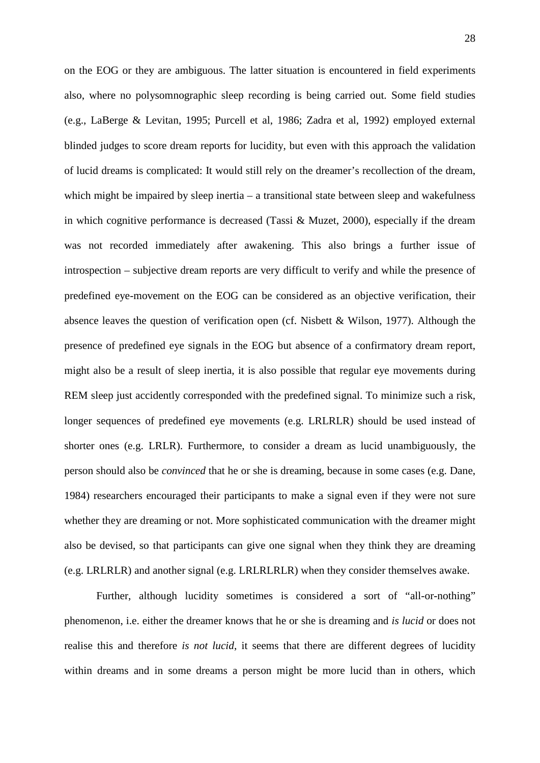on the EOG or they are ambiguous. The latter situation is encountered in field experiments also, where no polysomnographic sleep recording is being carried out. Some field studies (e.g., LaBerge & Levitan, 1995; Purcell et al, 1986; Zadra et al, 1992) employed external blinded judges to score dream reports for lucidity, but even with this approach the validation of lucid dreams is complicated: It would still rely on the dreamer's recollection of the dream, which might be impaired by sleep inertia – a transitional state between sleep and wakefulness in which cognitive performance is decreased (Tassi & Muzet, 2000), especially if the dream was not recorded immediately after awakening. This also brings a further issue of introspection – subjective dream reports are very difficult to verify and while the presence of predefined eye-movement on the EOG can be considered as an objective verification, their absence leaves the question of verification open (cf. Nisbett & Wilson, 1977). Although the presence of predefined eye signals in the EOG but absence of a confirmatory dream report, might also be a result of sleep inertia, it is also possible that regular eye movements during REM sleep just accidently corresponded with the predefined signal. To minimize such a risk, longer sequences of predefined eye movements (e.g. LRLRLR) should be used instead of shorter ones (e.g. LRLR). Furthermore, to consider a dream as lucid unambiguously, the person should also be *convinced* that he or she is dreaming, because in some cases (e.g. Dane, 1984) researchers encouraged their participants to make a signal even if they were not sure whether they are dreaming or not. More sophisticated communication with the dreamer might also be devised, so that participants can give one signal when they think they are dreaming (e.g. LRLRLR) and another signal (e.g. LRLRLRLR) when they consider themselves awake.

Further, although lucidity sometimes is considered a sort of "all-or-nothing" phenomenon, i.e. either the dreamer knows that he or she is dreaming and *is lucid* or does not realise this and therefore *is not lucid*, it seems that there are different degrees of lucidity within dreams and in some dreams a person might be more lucid than in others, which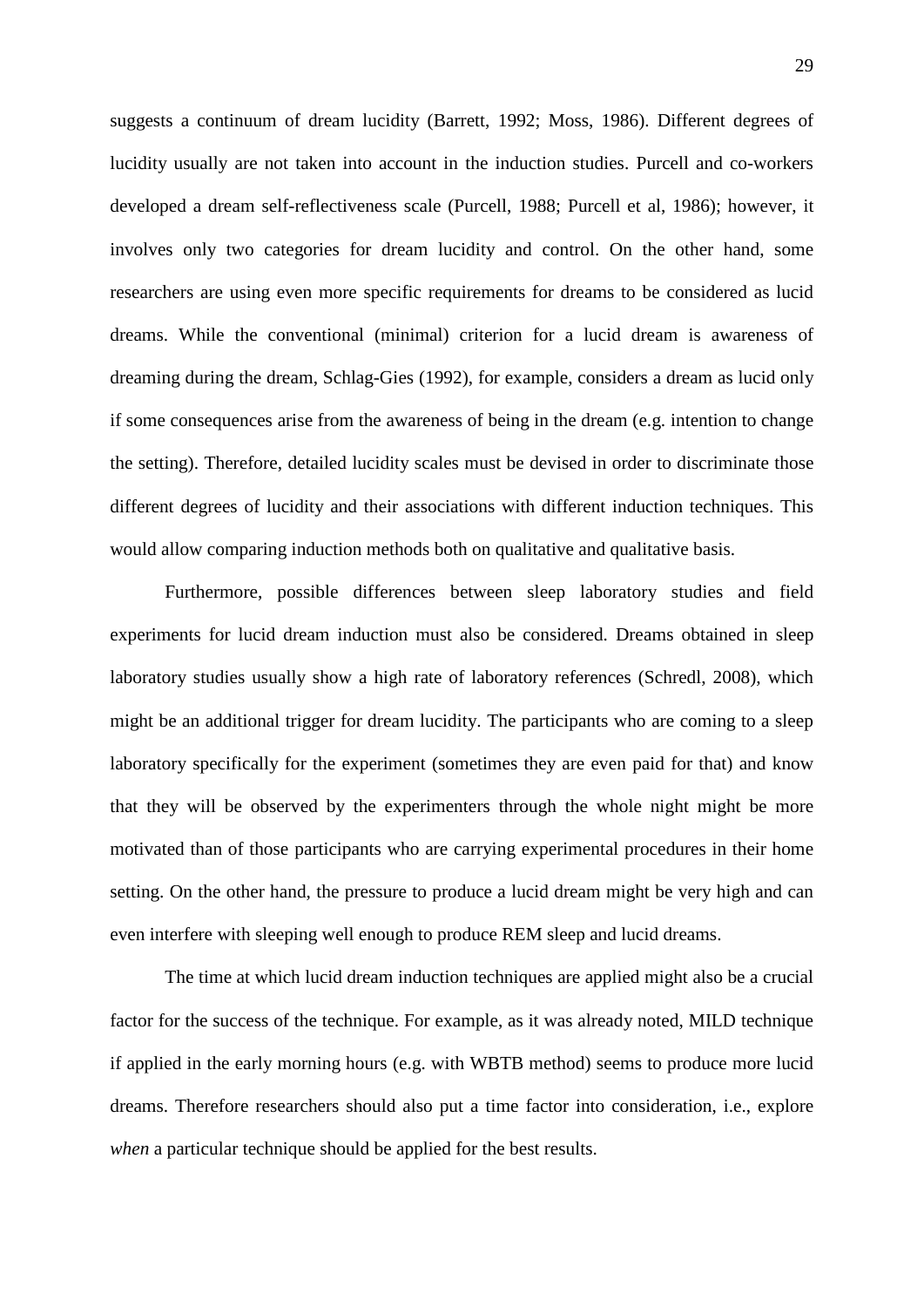suggests a continuum of dream lucidity (Barrett, 1992; Moss, 1986). Different degrees of lucidity usually are not taken into account in the induction studies. Purcell and co-workers developed a dream self-reflectiveness scale (Purcell, 1988; Purcell et al, 1986); however, it involves only two categories for dream lucidity and control. On the other hand, some researchers are using even more specific requirements for dreams to be considered as lucid dreams. While the conventional (minimal) criterion for a lucid dream is awareness of dreaming during the dream, Schlag-Gies (1992), for example, considers a dream as lucid only if some consequences arise from the awareness of being in the dream (e.g. intention to change the setting). Therefore, detailed lucidity scales must be devised in order to discriminate those different degrees of lucidity and their associations with different induction techniques. This would allow comparing induction methods both on qualitative and qualitative basis.

Furthermore, possible differences between sleep laboratory studies and field experiments for lucid dream induction must also be considered. Dreams obtained in sleep laboratory studies usually show a high rate of laboratory references (Schredl, 2008), which might be an additional trigger for dream lucidity. The participants who are coming to a sleep laboratory specifically for the experiment (sometimes they are even paid for that) and know that they will be observed by the experimenters through the whole night might be more motivated than of those participants who are carrying experimental procedures in their home setting. On the other hand, the pressure to produce a lucid dream might be very high and can even interfere with sleeping well enough to produce REM sleep and lucid dreams.

The time at which lucid dream induction techniques are applied might also be a crucial factor for the success of the technique. For example, as it was already noted, MILD technique if applied in the early morning hours (e.g. with WBTB method) seems to produce more lucid dreams. Therefore researchers should also put a time factor into consideration, i.e., explore *when* a particular technique should be applied for the best results.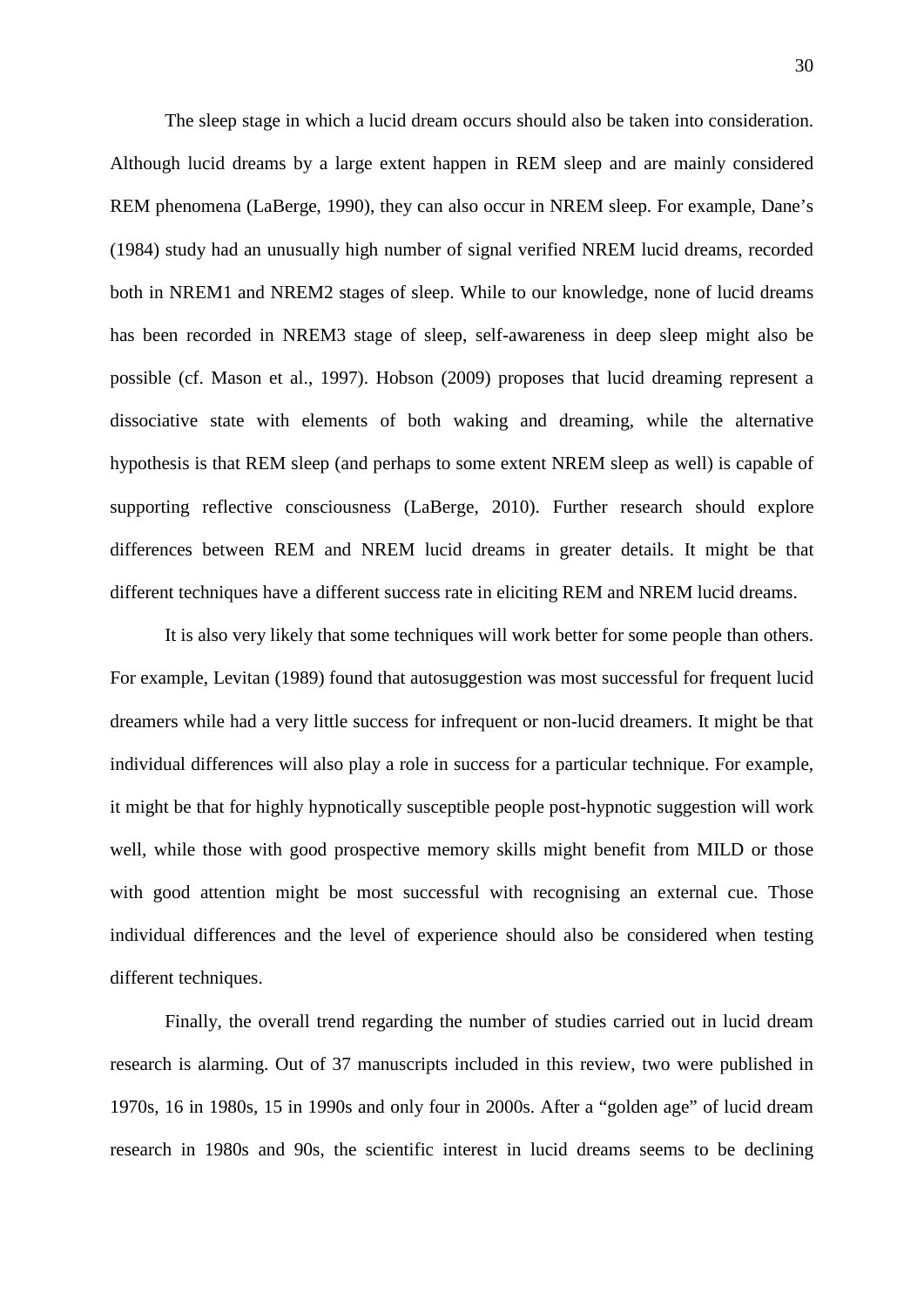The sleep stage in which a lucid dream occurs should also be taken into consideration. Although lucid dreams by a large extent happen in REM sleep and are mainly considered REM phenomena (LaBerge, 1990), they can also occur in NREM sleep. For example, Dane's (1984) study had an unusually high number of signal verified NREM lucid dreams, recorded both in NREM1 and NREM2 stages of sleep. While to our knowledge, none of lucid dreams has been recorded in NREM3 stage of sleep, self-awareness in deep sleep might also be possible (cf. Mason et al., 1997). Hobson (2009) proposes that lucid dreaming represent a dissociative state with elements of both waking and dreaming, while the alternative hypothesis is that REM sleep (and perhaps to some extent NREM sleep as well) is capable of supporting reflective consciousness (LaBerge, 2010). Further research should explore differences between REM and NREM lucid dreams in greater details. It might be that different techniques have a different success rate in eliciting REM and NREM lucid dreams.

It is also very likely that some techniques will work better for some people than others. For example, Levitan (1989) found that autosuggestion was most successful for frequent lucid dreamers while had a very little success for infrequent or non-lucid dreamers. It might be that individual differences will also play a role in success for a particular technique. For example, it might be that for highly hypnotically susceptible people post-hypnotic suggestion will work well, while those with good prospective memory skills might benefit from MILD or those with good attention might be most successful with recognising an external cue. Those individual differences and the level of experience should also be considered when testing different techniques.

Finally, the overall trend regarding the number of studies carried out in lucid dream research is alarming. Out of 37 manuscripts included in this review, two were published in 1970s, 16 in 1980s, 15 in 1990s and only four in 2000s. After a "golden age" of lucid dream research in 1980s and 90s, the scientific interest in lucid dreams seems to be declining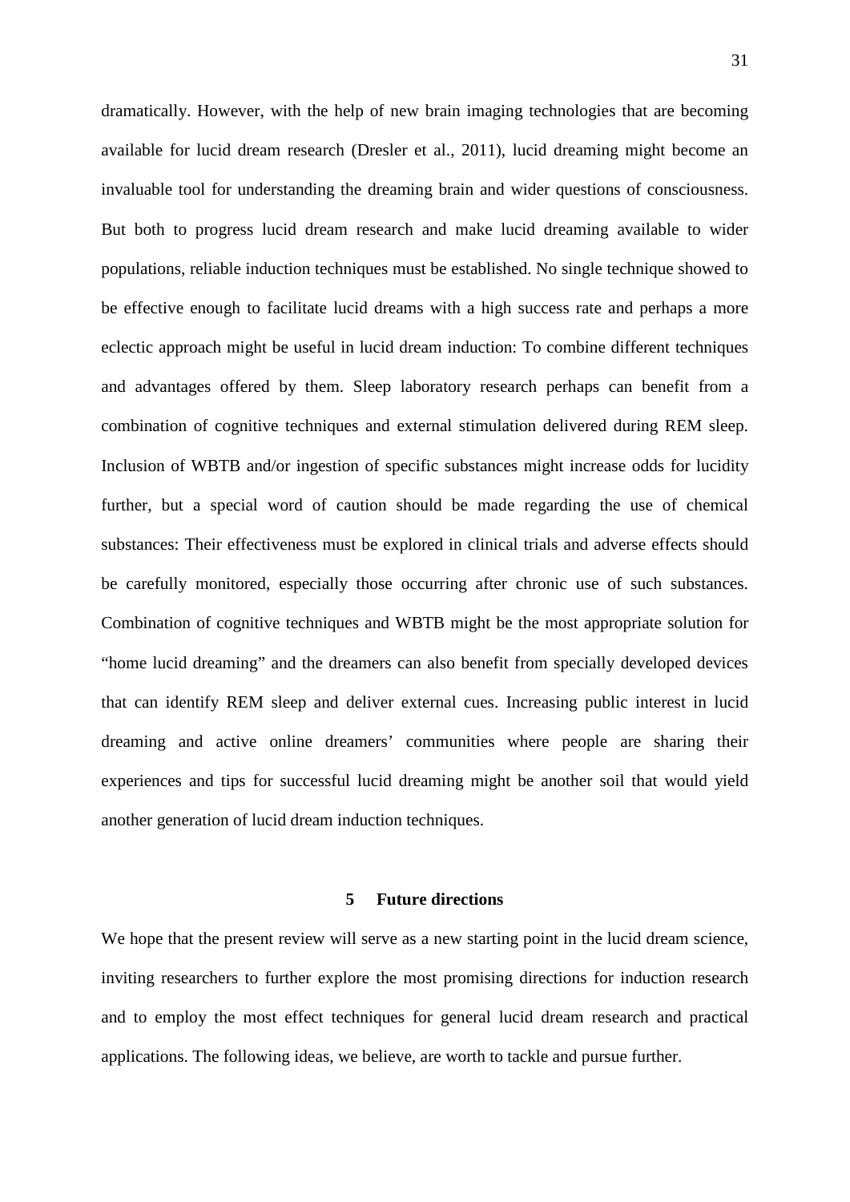dramatically. However, with the help of new brain imaging technologies that are becoming available for lucid dream research (Dresler et al., 2011), lucid dreaming might become an invaluable tool for understanding the dreaming brain and wider questions of consciousness. But both to progress lucid dream research and make lucid dreaming available to wider populations, reliable induction techniques must be established. No single technique showed to be effective enough to facilitate lucid dreams with a high success rate and perhaps a more eclectic approach might be useful in lucid dream induction: To combine different techniques and advantages offered by them. Sleep laboratory research perhaps can benefit from a combination of cognitive techniques and external stimulation delivered during REM sleep. Inclusion of WBTB and/or ingestion of specific substances might increase odds for lucidity further, but a special word of caution should be made regarding the use of chemical substances: Their effectiveness must be explored in clinical trials and adverse effects should be carefully monitored, especially those occurring after chronic use of such substances. Combination of cognitive techniques and WBTB might be the most appropriate solution for "home lucid dreaming" and the dreamers can also benefit from specially developed devices that can identify REM sleep and deliver external cues. Increasing public interest in lucid dreaming and active online dreamers' communities where people are sharing their experiences and tips for successful lucid dreaming might be another soil that would yield another generation of lucid dream induction techniques.

## 5 Future directions

We hope that the present review will serve as a new starting point in the lucid dream science, inviting researchers to further explore the most promising directions for induction research and to employ the most effect techniques for general lucid dream research and practical applications. The following ideas, we believe, are worth to tackle and pursue further.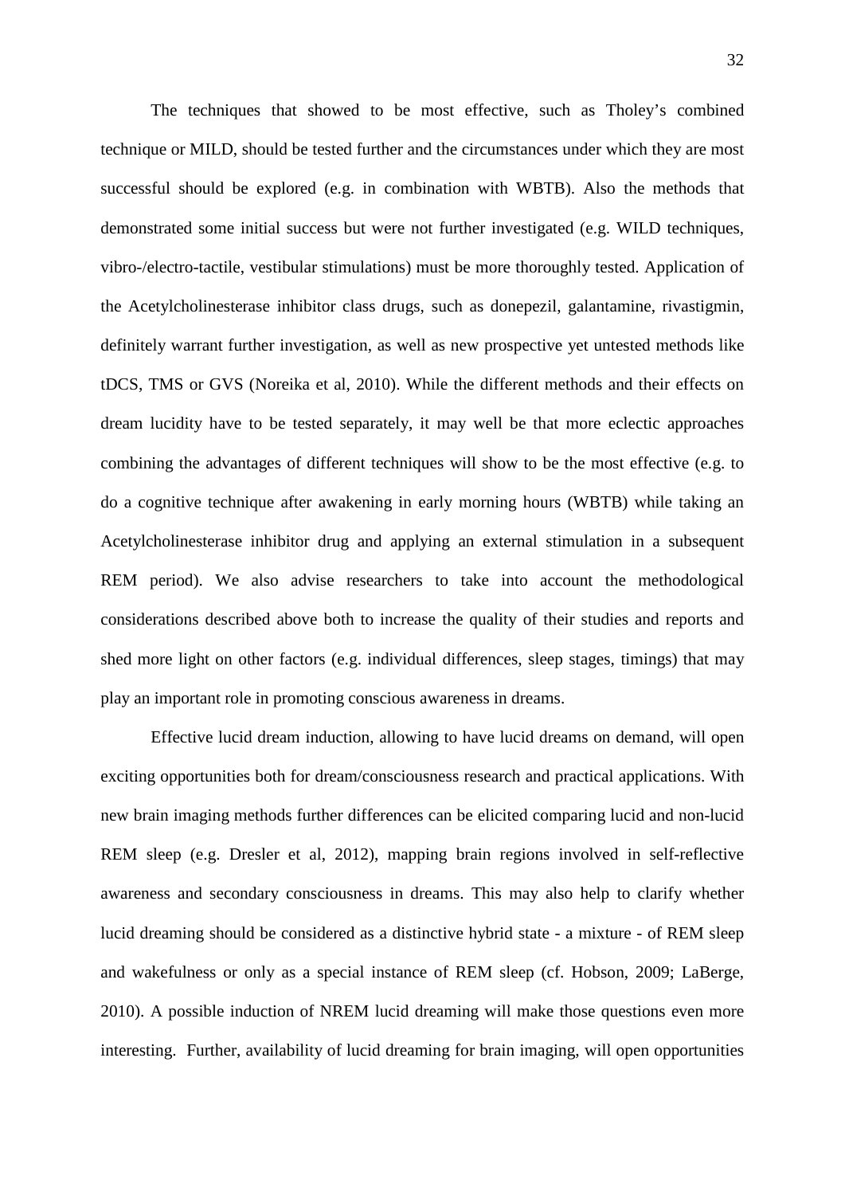The techniques that showed to be most effective, such as Tholey's combined technique or MILD, should be tested further and the circumstances under which they are most successful should be explored (e.g. in combination with WBTB). Also the methods that demonstrated some initial success but were not further investigated (e.g. WILD techniques, vibro-/electro-tactile, vestibular stimulations) must be more thoroughly tested. Application of the Acetylcholinesterase inhibitor class drugs, such as donepezil, galantamine, rivastigmin, definitely warrant further investigation, as well as new prospective yet untested methods like tDCS, TMS or GVS (Noreika et al, 2010). While the different methods and their effects on dream lucidity have to be tested separately, it may well be that more eclectic approaches combining the advantages of different techniques will show to be the most effective (e.g. to do a cognitive technique after awakening in early morning hours (WBTB) while taking an Acetylcholinesterase inhibitor drug and applying an external stimulation in a subsequent REM period). We also advise researchers to take into account the methodological considerations described above both to increase the quality of their studies and reports and shed more light on other factors (e.g. individual differences, sleep stages, timings) that may play an important role in promoting conscious awareness in dreams.

Effective lucid dream induction, allowing to have lucid dreams on demand, will open exciting opportunities both for dream/consciousness research and practical applications. With new brain imaging methods further differences can be elicited comparing lucid and non-lucid REM sleep (e.g. Dresler et al, 2012), mapping brain regions involved in self-reflective awareness and secondary consciousness in dreams. This may also help to clarify whether lucid dreaming should be considered as a distinctive hybrid state - a mixture - of REM sleep and wakefulness or only as a special instance of REM sleep (cf. Hobson, 2009; LaBerge, 2010). A possible induction of NREM lucid dreaming will make those questions even more interesting. Further, availability of lucid dreaming for brain imaging, will open opportunities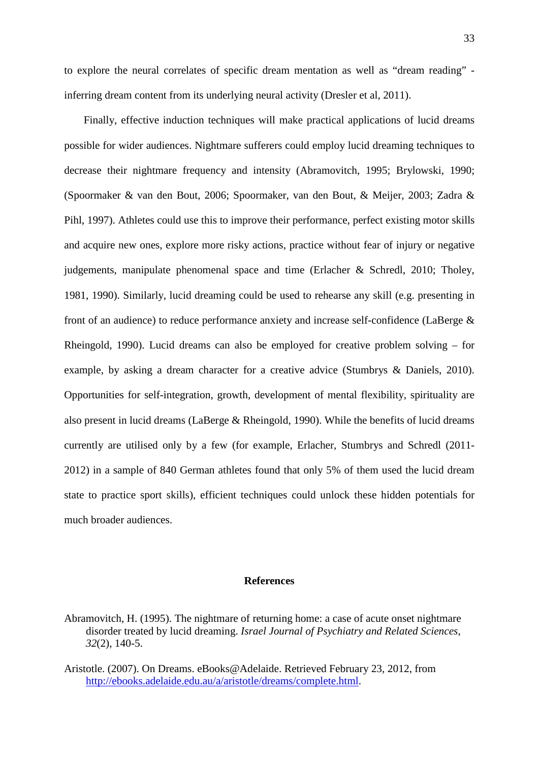to explore the neural correlates of specific dream mentation as well as “dream reading” - inferring dream content from its underlying neural activity (Dresler et al, 2011).

Finally, effective induction techniques will make practical applications of lucid dreams possible for wider audiences. Nightmare sufferers could employ lucid dreaming techniques to decrease their nightmare frequency and intensity (Abramovitch, 1995; Brylowski, 1990; (Spoormaker & van den Bout, 2006; Spoormaker, van den Bout, & Meijer, 2003; Zadra & Pihl, 1997). Athletes could use this to improve their performance, perfect existing motor skills and acquire new ones, explore more risky actions, practice without fear of injury or negative judgements, manipulate phenomenal space and time (Erlacher & Schredl, 2010; Tholey, 1981, 1990). Similarly, lucid dreaming could be used to rehearse any skill (e.g. presenting in front of an audience) to reduce performance anxiety and increase self-confidence (LaBerge & Rheingold, 1990). Lucid dreams can also be employed for creative problem solving – for example, by asking a dream character for a creative advice (Stumbrys & Daniels, 2010). Opportunities for self-integration, growth, development of mental flexibility, spirituality are also present in lucid dreams (LaBerge & Rheingold, 1990). While the benefits of lucid dreams currently are utilised only by a few (for example, Erlacher, Stumbrys and Schredl (2011-2012) in a sample of 840 German athletes found that only 5% of them used the lucid dream state to practice sport skills), efficient techniques could unlock these hidden potentials for much broader audiences.

## References

Abramovitch, H. (1995). The nightmare of returning home: a case of acute onset nightmare disorder treated by lucid dreaming. *Israel Journal of Psychiatry and Related Sciences*, *32*(2), 140-5.

Aristotle. (2007). On Dreams. eBooks@Adelaide. Retrieved February 23, 2012, from http://ebooks.adelaide.edu.au/a/aristotle/dreams/complete.html.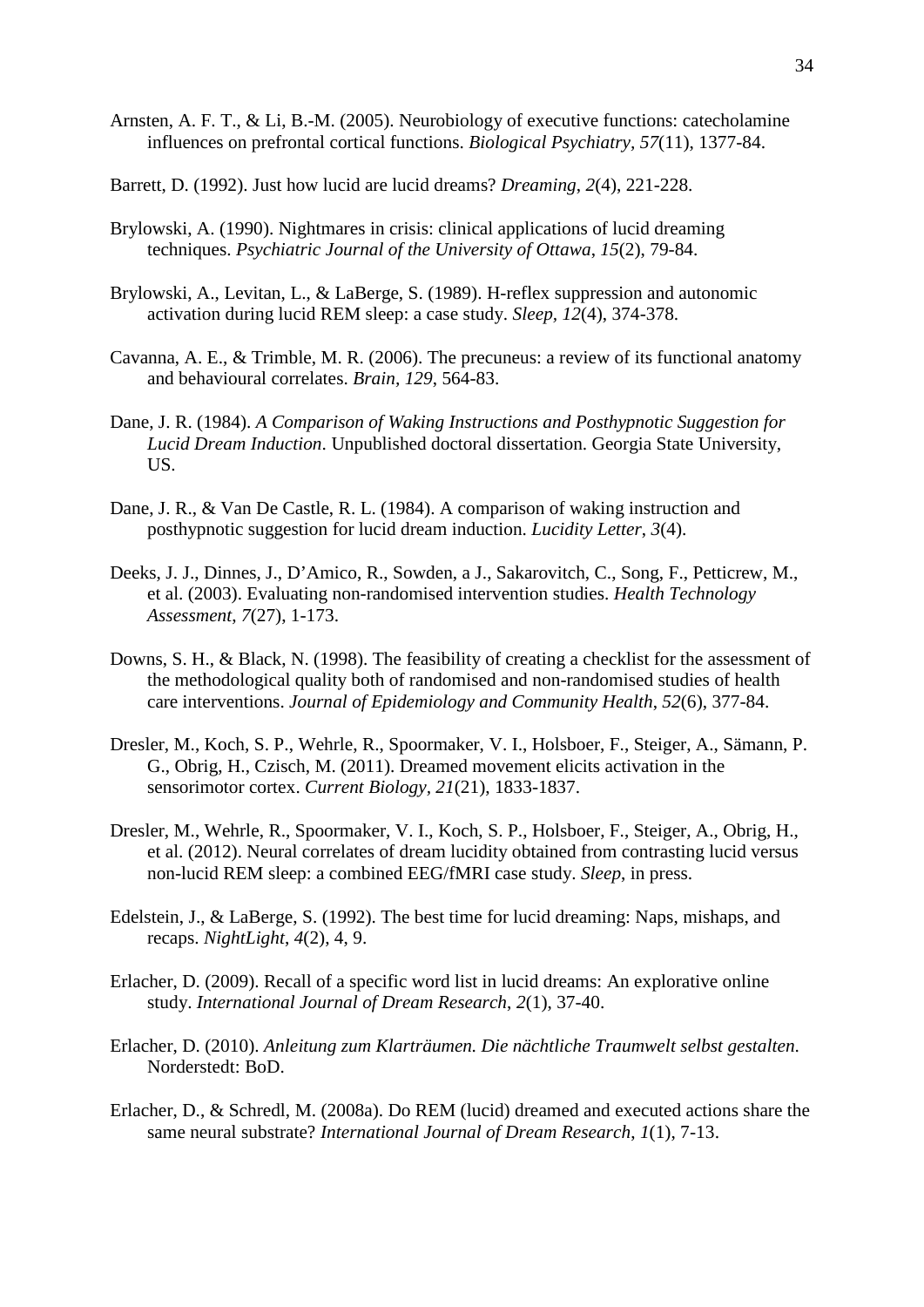Arnsten, A. F. T., & Li, B.-M. (2005). Neurobiology of executive functions: catecholamine influences on prefrontal cortical functions. *Biological Psychiatry*, *57*(11), 1377-84.

Barrett, D. (1992). Just how lucid are lucid dreams? *Dreaming*, *2*(4), 221-228.

Brylowski, A. (1990). Nightmares in crisis: clinical applications of lucid dreaming techniques. *Psychiatric Journal of the University of Ottawa*, *15*(2), 79-84.

Brylowski, A., Levitan, L., & LaBerge, S. (1989). H-reflex suppression and autonomic activation during lucid REM sleep: a case study. *Sleep*, *12*(4), 374-378.

Cavanna, A. E., & Trimble, M. R. (2006). The precuneus: a review of its functional anatomy and behavioural correlates. *Brain*, *129*, 564-83.

Dane, J. R. (1984). *A Comparison of Waking Instructions and Posthypnotic Suggestion for Lucid Dream Induction*. Unpublished doctoral dissertation. Georgia State University, US.

Dane, J. R., & Van De Castle, R. L. (1984). A comparison of waking instruction and posthypnotic suggestion for lucid dream induction. *Lucidity Letter*, *3*(4).

Deeks, J. J., Dinnes, J., D'Amico, R., Sowden, a J., Sakarovitch, C., Song, F., Petticrew, M., et al. (2003). Evaluating non-randomised intervention studies. *Health Technology Assessment*, *7*(27), 1-173.

Downs, S. H., & Black, N. (1998). The feasibility of creating a checklist for the assessment of the methodological quality both of randomised and non-randomised studies of health care interventions. *Journal of Epidemiology and Community Health*, *52*(6), 377-84.

Dresler, M., Koch, S. P., Wehrle, R., Spoormaker, V. I., Holsboer, F., Steiger, A., Sämann, P. G., Obrig, H., Czisch, M. (2011). Dreamed movement elicits activation in the sensorimotor cortex. *Current Biology*, *21*(21), 1833-1837.

Dresler, M., Wehrle, R., Spoormaker, V. I., Koch, S. P., Holsboer, F., Steiger, A., Obrig, H., et al. (2012). Neural correlates of dream lucidity obtained from contrasting lucid versus non-lucid REM sleep: a combined EEG/fMRI case study. *Sleep*, in press.

Edelstein, J., & LaBerge, S. (1992). The best time for lucid dreaming: Naps, mishaps, and recaps. *NightLight*, *4*(2), 4, 9.

Erlacher, D. (2009). Recall of a specific word list in lucid dreams: An explorative online study. *International Journal of Dream Research*, *2*(1), 37-40.

Erlacher, D. (2010). *Anleitung zum Klarträumen. Die nächtliche Traumwelt selbst gestalten*. Norderstedt: BoD.

Erlacher, D., & Schredl, M. (2008a). Do REM (lucid) dreamed and executed actions share the same neural substrate? *International Journal of Dream Research*, *1*(1), 7-13.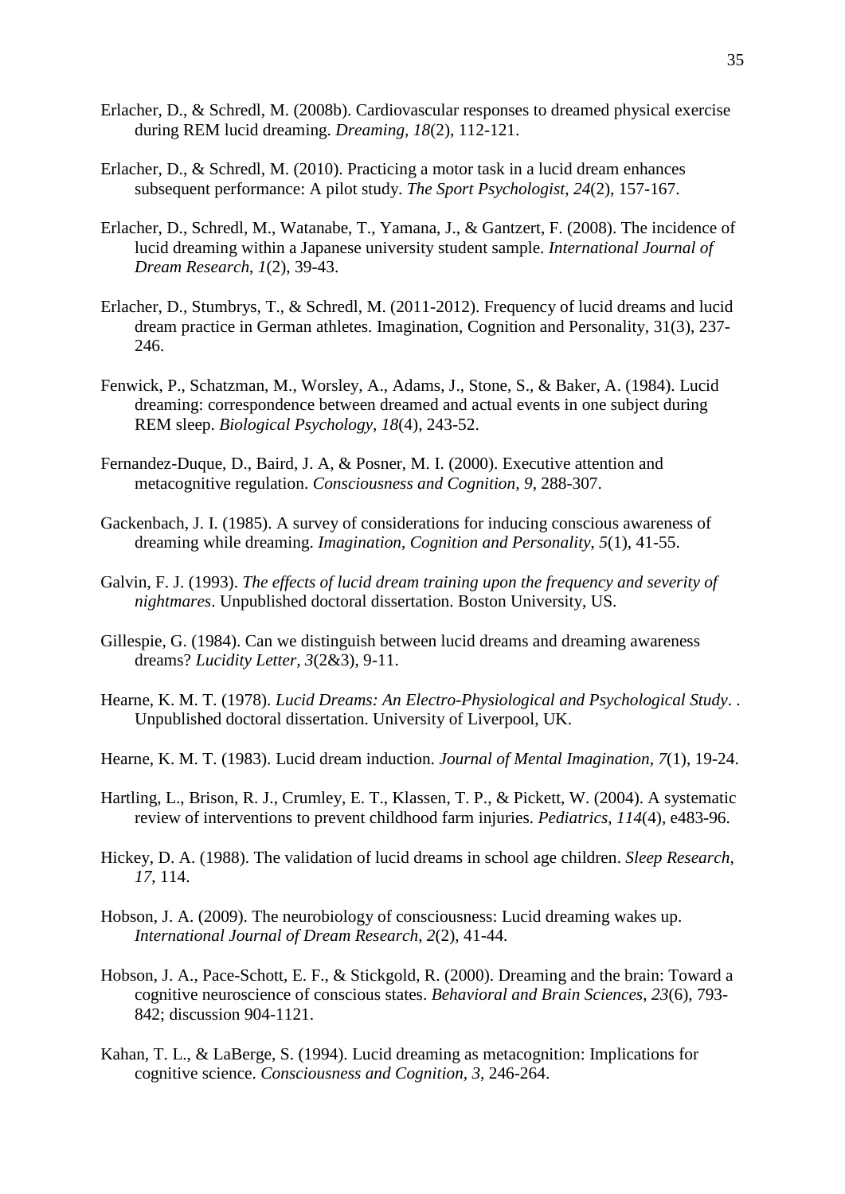Erlacher, D., & Schredl, M. (2008b). Cardiovascular responses to dreamed physical exercise during REM lucid dreaming. *Dreaming*, *18*(2), 112-121.

Erlacher, D., & Schredl, M. (2010). Practicing a motor task in a lucid dream enhances subsequent performance: A pilot study. *The Sport Psychologist*, *24*(2), 157-167.

Erlacher, D., Schredl, M., Watanabe, T., Yamana, J., & Gantzert, F. (2008). The incidence of lucid dreaming within a Japanese university student sample. *International Journal of Dream Research*, *1*(2), 39-43.

Erlacher, D., Stumbrys, T., & Schredl, M. (2011-2012). Frequency of lucid dreams and lucid dream practice in German athletes. Imagination, Cognition and Personality, 31(3), 237-246.

Fenwick, P., Schatzman, M., Worsley, A., Adams, J., Stone, S., & Baker, A. (1984). Lucid dreaming: correspondence between dreamed and actual events in one subject during REM sleep. *Biological Psychology, 18*(4), 243-52.

Fernandez-Duque, D., Baird, J. A, & Posner, M. I. (2000). Executive attention and metacognitive regulation. *Consciousness and Cognition, 9*, 288-307.

Gackenbach, J. I. (1985). A survey of considerations for inducing conscious awareness of dreaming while dreaming. *Imagination, Cognition and Personality*, *5*(1), 41-55.

Galvin, F. J. (1993). *The effects of lucid dream training upon the frequency and severity of nightmares*. Unpublished doctoral dissertation. Boston University, US.

Gillespie, G. (1984). Can we distinguish between lucid dreams and dreaming awareness dreams? *Lucidity Letter*, *3*(2&3), 9-11.

Hearne, K. M. T. (1978). *Lucid Dreams: An Electro-Physiological and Psychological Study*. . Unpublished doctoral dissertation. University of Liverpool, UK.

Hearne, K. M. T. (1983). Lucid dream induction. *Journal of Mental Imagination*, *7*(1), 19-24.

Hartling, L., Brison, R. J., Crumley, E. T., Klassen, T. P., & Pickett, W. (2004). A systematic review of interventions to prevent childhood farm injuries. *Pediatrics*, *114*(4), e483-96.

Hickey, D. A. (1988). The validation of lucid dreams in school age children. *Sleep Research*, *17*, 114.

Hobson, J. A. (2009). The neurobiology of consciousness: Lucid dreaming wakes up. *International Journal of Dream Research*, *2*(2), 41-44.

Hobson, J. A., Pace-Schott, E. F., & Stickgold, R. (2000). Dreaming and the brain: Toward a cognitive neuroscience of conscious states. *Behavioral and Brain Sciences*, *23*(6), 793-842; discussion 904-1121.

Kahan, T. L., & LaBerge, S. (1994). Lucid dreaming as metacognition: Implications for cognitive science. *Consciousness and Cognition, 3*, 246-264.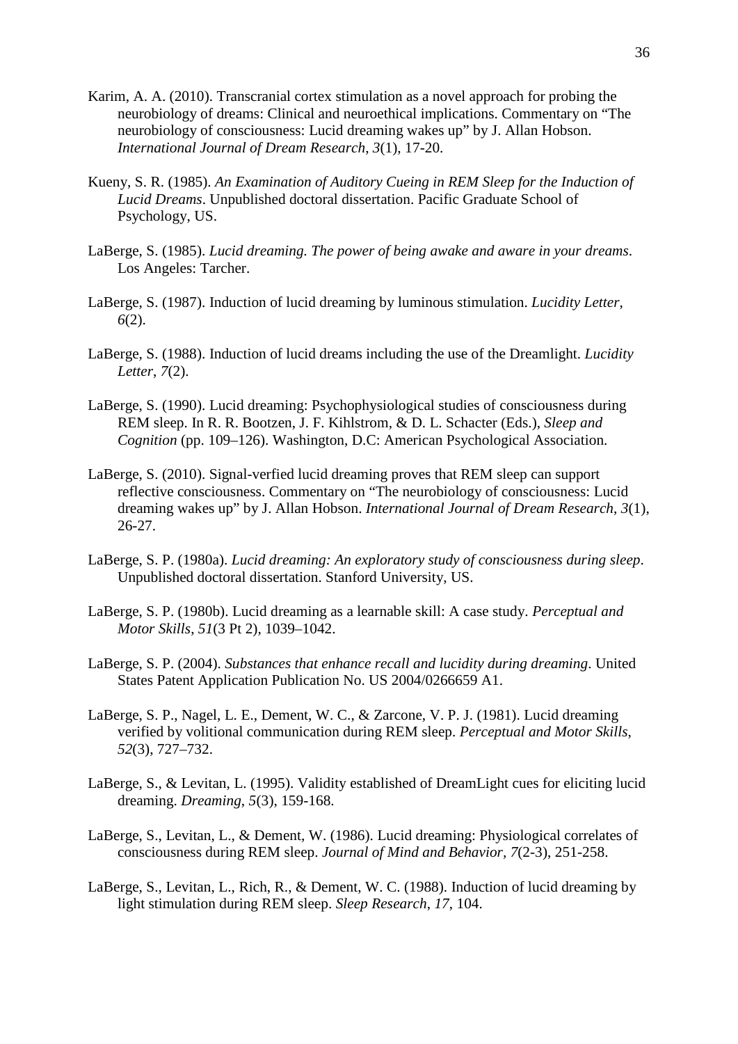Karim, A. A. (2010). Transcranial cortex stimulation as a novel approach for probing the neurobiology of dreams: Clinical and neuroethical implications. Commentary on "The neurobiology of consciousness: Lucid dreaming wakes up" by J. Allan Hobson. *International Journal of Dream Research*, *3*(1), 17-20.

Kueny, S. R. (1985). *An Examination of Auditory Cueing in REM Sleep for the Induction of Lucid Dreams*. Unpublished doctoral dissertation. Pacific Graduate School of Psychology, US.

LaBerge, S. (1985). *Lucid dreaming. The power of being awake and aware in your dreams*. Los Angeles: Tarcher.

LaBerge, S. (1987). Induction of lucid dreaming by luminous stimulation. *Lucidity Letter*, *6*(2).

LaBerge, S. (1988). Induction of lucid dreams including the use of the Dreamlight. *Lucidity Letter*, *7*(2).

LaBerge, S. (1990). Lucid dreaming: Psychophysiological studies of consciousness during REM sleep. In R. R. Bootzen, J. F. Kihlstrom, & D. L. Schacter (Eds.), *Sleep and Cognition* (pp. 109–126). Washington, D.C: American Psychological Association.

LaBerge, S. (2010). Signal-verfied lucid dreaming proves that REM sleep can support reflective consciousness. Commentary on "The neurobiology of consciousness: Lucid dreaming wakes up" by J. Allan Hobson. *International Journal of Dream Research*, *3*(1), 26-27.

LaBerge, S. P. (1980a). *Lucid dreaming: An exploratory study of consciousness during sleep*. Unpublished doctoral dissertation. Stanford University, US.

LaBerge, S. P. (1980b). Lucid dreaming as a learnable skill: A case study. *Perceptual and Motor Skills*, *51*(3 Pt 2), 1039–1042.

LaBerge, S. P. (2004). *Substances that enhance recall and lucidity during dreaming*. United States Patent Application Publication No. US 2004/0266659 A1.

LaBerge, S. P., Nagel, L. E., Dement, W. C., & Zarcone, V. P. J. (1981). Lucid dreaming verified by volitional communication during REM sleep. *Perceptual and Motor Skills*, *52*(3), 727–732.

LaBerge, S., & Levitan, L. (1995). Validity established of DreamLight cues for eliciting lucid dreaming. *Dreaming*, *5*(3), 159-168.

LaBerge, S., Levitan, L., & Dement, W. (1986). Lucid dreaming: Physiological correlates of consciousness during REM sleep. *Journal of Mind and Behavior*, *7*(2-3), 251-258.

LaBerge, S., Levitan, L., Rich, R., & Dement, W. C. (1988). Induction of lucid dreaming by light stimulation during REM sleep. *Sleep Research*, *17*, 104.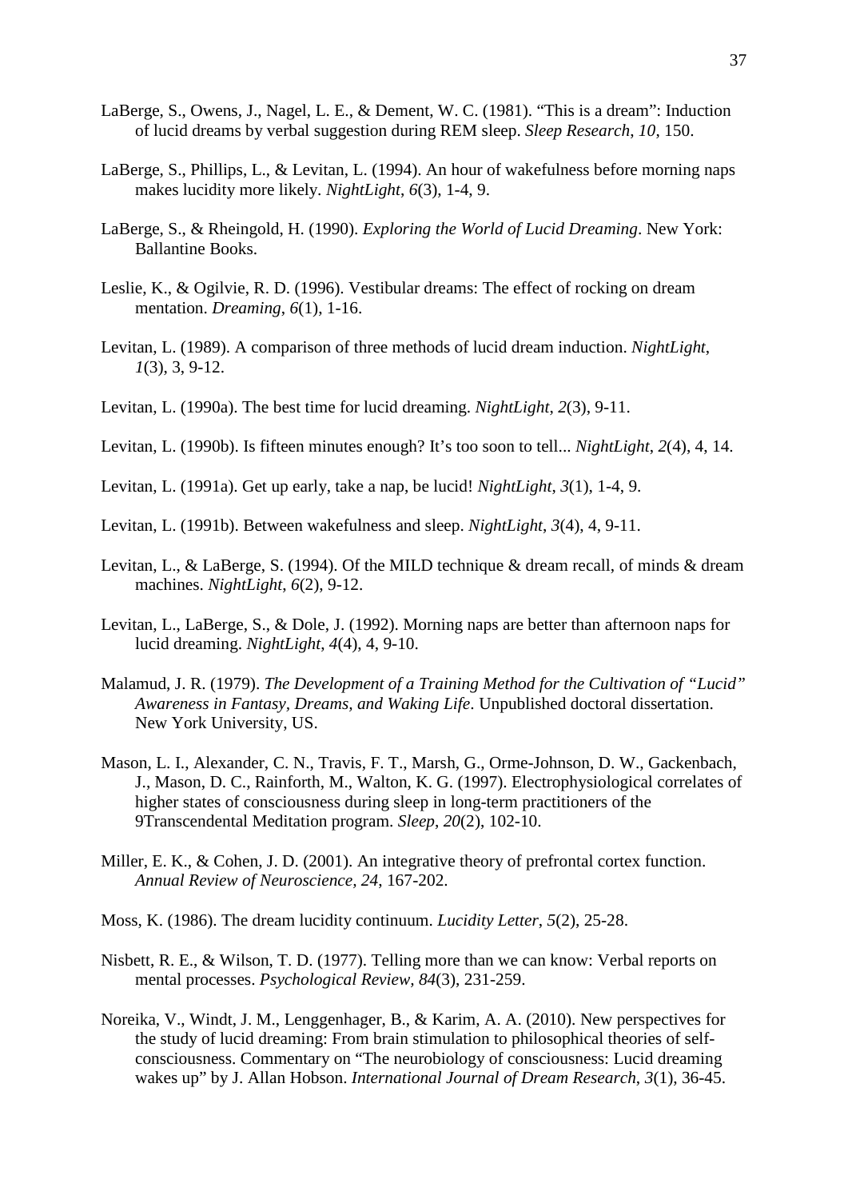LaBerge, S., Owens, J., Nagel, L. E., & Dement, W. C. (1981). "This is a dream": Induction of lucid dreams by verbal suggestion during REM sleep. *Sleep Research*, *10*, 150.

LaBerge, S., Phillips, L., & Levitan, L. (1994). An hour of wakefulness before morning naps makes lucidity more likely. *NightLight*, *6*(3), 1-4, 9.

LaBerge, S., & Rheingold, H. (1990). *Exploring the World of Lucid Dreaming*. New York: Ballantine Books.

Leslie, K., & Ogilvie, R. D. (1996). Vestibular dreams: The effect of rocking on dream mentation. *Dreaming*, *6*(1), 1-16.

Levitan, L. (1989). A comparison of three methods of lucid dream induction. *NightLight*, *1*(3), 3, 9-12.

Levitan, L. (1990a). The best time for lucid dreaming. *NightLight*, *2*(3), 9-11.

Levitan, L. (1990b). Is fifteen minutes enough? It's too soon to tell... *NightLight*, *2*(4), 4, 14.

Levitan, L. (1991a). Get up early, take a nap, be lucid! *NightLight*, *3*(1), 1-4, 9.

Levitan, L. (1991b). Between wakefulness and sleep. *NightLight*, *3*(4), 4, 9-11.

Levitan, L., & LaBerge, S. (1994). Of the MILD technique & dream recall, of minds & dream machines. *NightLight*, *6*(2), 9-12.

Levitan, L., LaBerge, S., & Dole, J. (1992). Morning naps are better than afternoon naps for lucid dreaming. *NightLight*, *4*(4), 4, 9-10.

Malamud, J. R. (1979). *The Development of a Training Method for the Cultivation of "Lucid" Awareness in Fantasy, Dreams, and Waking Life*. Unpublished doctoral dissertation. New York University, US.

Mason, L. I., Alexander, C. N., Travis, F. T., Marsh, G., Orme-Johnson, D. W., Gackenbach, J., Mason, D. C., Rainforth, M., Walton, K. G. (1997). Electrophysiological correlates of higher states of consciousness during sleep in long-term practitioners of the 9Transcendental Meditation program. *Sleep*, *20*(2), 102-10.

Miller, E. K., & Cohen, J. D. (2001). An integrative theory of prefrontal cortex function. *Annual Review of Neuroscience, 24*, 167-202.

Moss, K. (1986). The dream lucidity continuum. *Lucidity Letter*, *5*(2), 25-28.

Nisbett, R. E., & Wilson, T. D. (1977). Telling more than we can know: Verbal reports on mental processes. *Psychological Review, 84*(3), 231-259.

Noreika, V., Windt, J. M., Lenggenhager, B., & Karim, A. A. (2010). New perspectives for the study of lucid dreaming: From brain stimulation to philosophical theories of self-consciousness. Commentary on "The neurobiology of consciousness: Lucid dreaming wakes up" by J. Allan Hobson. *International Journal of Dream Research*, *3*(1), 36-45.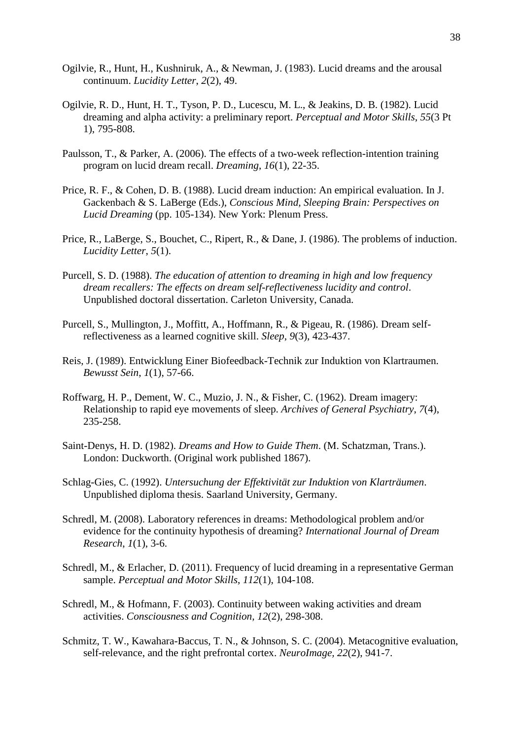Ogilvie, R., Hunt, H., Kushniruk, A., & Newman, J. (1983). Lucid dreams and the arousal continuum. *Lucidity Letter*, *2*(2), 49.

Ogilvie, R. D., Hunt, H. T., Tyson, P. D., Lucescu, M. L., & Jeakins, D. B. (1982). Lucid dreaming and alpha activity: a preliminary report. *Perceptual and Motor Skills*, *55*(3 Pt 1), 795-808.

Paulsson, T., & Parker, A. (2006). The effects of a two-week reflection-intention training program on lucid dream recall. *Dreaming*, *16*(1), 22-35.

Price, R. F., & Cohen, D. B. (1988). Lucid dream induction: An empirical evaluation. In J. Gackenbach & S. LaBerge (Eds.), *Conscious Mind, Sleeping Brain: Perspectives on Lucid Dreaming* (pp. 105-134). New York: Plenum Press.

Price, R., LaBerge, S., Bouchet, C., Ripert, R., & Dane, J. (1986). The problems of induction. *Lucidity Letter*, *5*(1).

Purcell, S. D. (1988). *The education of attention to dreaming in high and low frequency dream recallers: The effects on dream self-reflectiveness lucidity and control*. Unpublished doctoral dissertation. Carleton University, Canada.

Purcell, S., Mullington, J., Moffitt, A., Hoffmann, R., & Pigeau, R. (1986). Dream self-reflectiveness as a learned cognitive skill. *Sleep*, *9*(3), 423-437.

Reis, J. (1989). Entwicklung Einer Biofeedback-Technik zur Induktion von Klartraumen. *Bewusst Sein*, *1*(1), 57-66.

Roffwarg, H. P., Dement, W. C., Muzio, J. N., & Fisher, C. (1962). Dream imagery: Relationship to rapid eye movements of sleep. *Archives of General Psychiatry*, *7*(4), 235-258.

Saint-Denys, H. D. (1982). *Dreams and How to Guide Them*. (M. Schatzman, Trans.). London: Duckworth. (Original work published 1867).

Schlag-Gies, C. (1992). *Untersuchung der Effektivität zur Induktion von Klarträumen*. Unpublished diploma thesis. Saarland University, Germany.

Schredl, M. (2008). Laboratory references in dreams: Methodological problem and/or evidence for the continuity hypothesis of dreaming? *International Journal of Dream Research*, *1*(1), 3-6.

Schredl, M., & Erlacher, D. (2011). Frequency of lucid dreaming in a representative German sample. *Perceptual and Motor Skills*, *112*(1), 104-108.

Schredl, M., & Hofmann, F. (2003). Continuity between waking activities and dream activities. *Consciousness and Cognition*, *12*(2), 298-308.

Schmitz, T. W., Kawahara-Baccus, T. N., & Johnson, S. C. (2004). Metacognitive evaluation, self-relevance, and the right prefrontal cortex. *NeuroImage*, *22*(2), 941-7.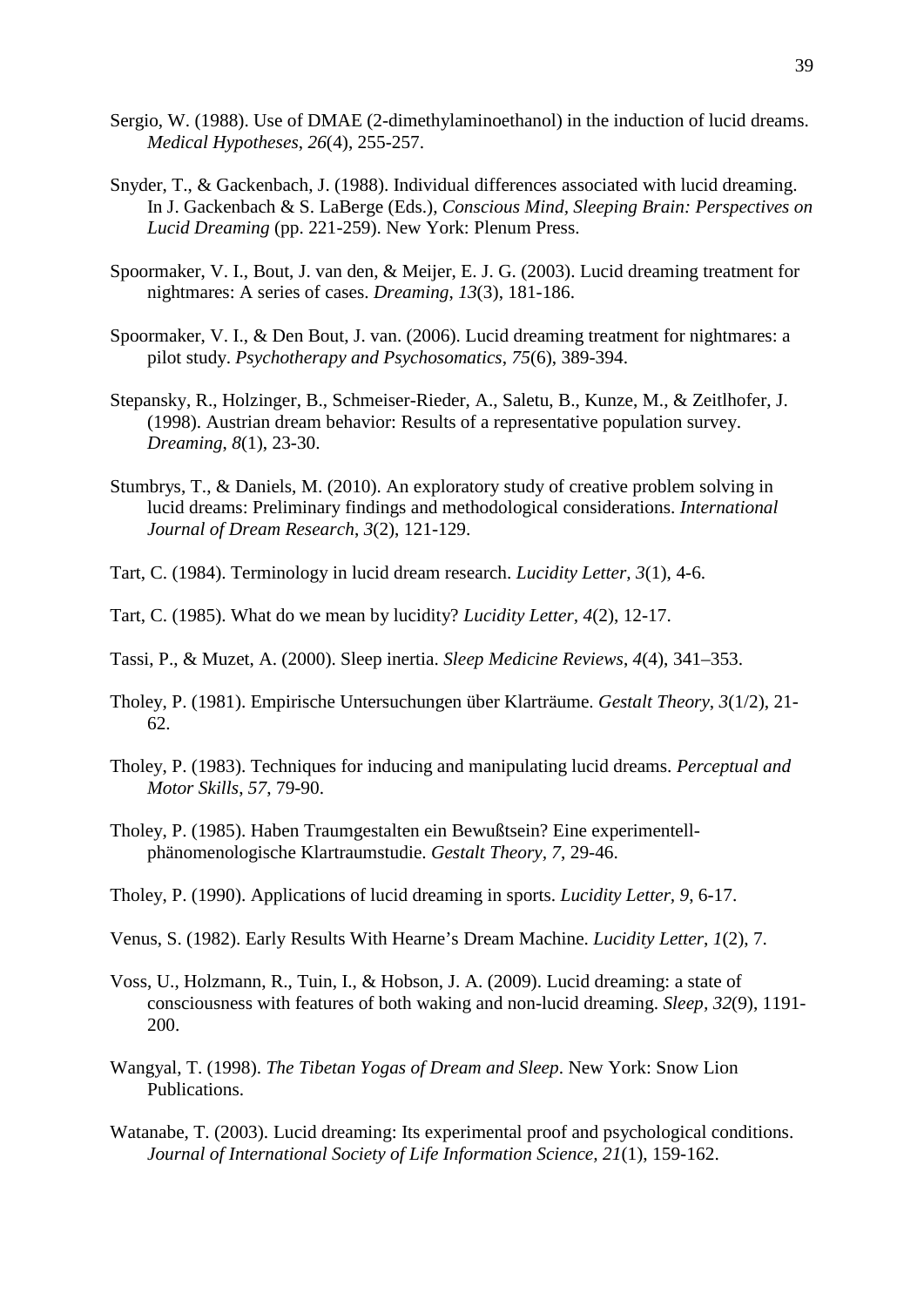Sergio, W. (1988). Use of DMAE (2-dimethylaminoethanol) in the induction of lucid dreams. *Medical Hypotheses*, *26*(4), 255-257.

Snyder, T., & Gackenbach, J. (1988). Individual differences associated with lucid dreaming. In J. Gackenbach & S. LaBerge (Eds.), *Conscious Mind, Sleeping Brain: Perspectives on Lucid Dreaming* (pp. 221-259). New York: Plenum Press.

Spoormaker, V. I., Bout, J. van den, & Meijer, E. J. G. (2003). Lucid dreaming treatment for nightmares: A series of cases. *Dreaming*, *13*(3), 181-186.

Spoormaker, V. I., & Den Bout, J. van. (2006). Lucid dreaming treatment for nightmares: a pilot study. *Psychotherapy and Psychosomatics*, *75*(6), 389-394.

Stepansky, R., Holzinger, B., Schmeiser-Rieder, A., Saletu, B., Kunze, M., & Zeitlhofer, J. (1998). Austrian dream behavior: Results of a representative population survey. *Dreaming*, *8*(1), 23-30.

Stumbrys, T., & Daniels, M. (2010). An exploratory study of creative problem solving in lucid dreams: Preliminary findings and methodological considerations. *International Journal of Dream Research*, *3*(2), 121-129.

Tart, C. (1984). Terminology in lucid dream research. *Lucidity Letter, 3*(1), 4-6.

Tart, C. (1985). What do we mean by lucidity? *Lucidity Letter*, *4*(2), 12-17.

Tassi, P., & Muzet, A. (2000). Sleep inertia. *Sleep Medicine Reviews*, *4*(4), 341–353.

Tholey, P. (1981). Empirische Untersuchungen über Klarträume. *Gestalt Theory*, *3*(1/2), 21-62.

Tholey, P. (1983). Techniques for inducing and manipulating lucid dreams. *Perceptual and Motor Skills*, *57*, 79-90.

Tholey, P. (1985). Haben Traumgestalten ein Bewußtsein? Eine experimentell-phänomenologische Klartraumstudie. *Gestalt Theory*, *7*, 29-46.

Tholey, P. (1990). Applications of lucid dreaming in sports. *Lucidity Letter*, *9*, 6-17.

Venus, S. (1982). Early Results With Hearne's Dream Machine. *Lucidity Letter*, *1*(2), 7.

Voss, U., Holzmann, R., Tuin, I., & Hobson, J. A. (2009). Lucid dreaming: a state of consciousness with features of both waking and non-lucid dreaming. *Sleep*, *32*(9), 1191-200.

Wangyal, T. (1998). *The Tibetan Yogas of Dream and Sleep*. New York: Snow Lion Publications.

Watanabe, T. (2003). Lucid dreaming: Its experimental proof and psychological conditions. *Journal of International Society of Life Information Science*, *21*(1), 159-162.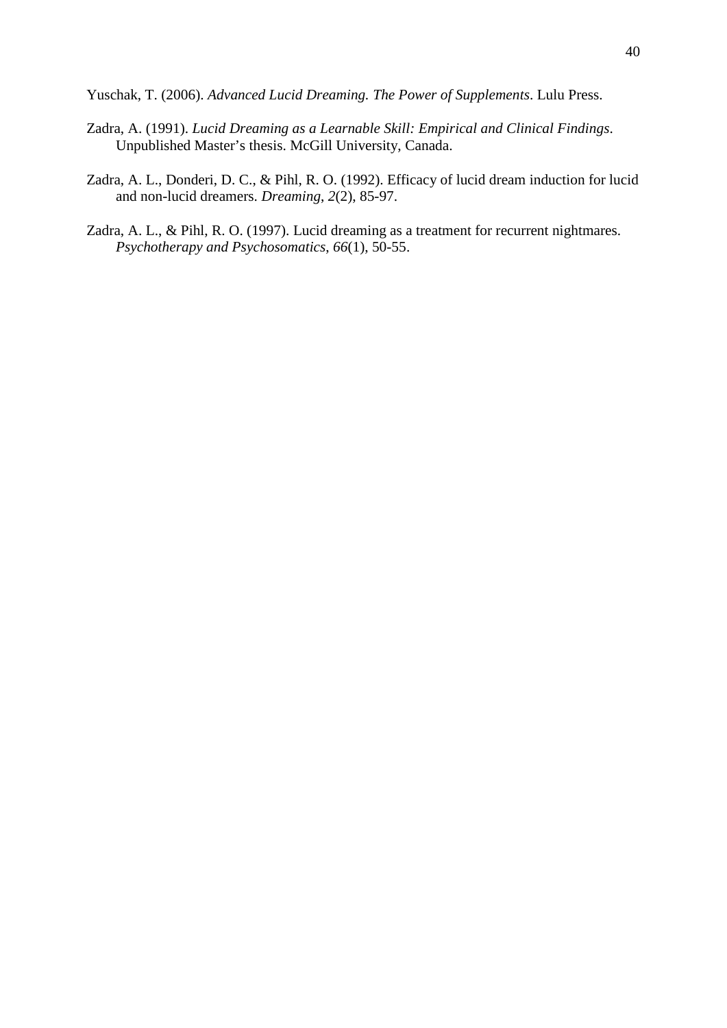Yuschak, T. (2006). *Advanced Lucid Dreaming. The Power of Supplements*. Lulu Press.

Zadra, A. (1991). *Lucid Dreaming as a Learnable Skill: Empirical and Clinical Findings*. Unpublished Master's thesis. McGill University, Canada.

Zadra, A. L., Donderi, D. C., & Pihl, R. O. (1992). Efficacy of lucid dream induction for lucid and non-lucid dreamers. *Dreaming*, *2*(2), 85-97.

Zadra, A. L., & Pihl, R. O. (1997). Lucid dreaming as a treatment for recurrent nightmares. *Psychotherapy and Psychosomatics*, *66*(1), 50-55.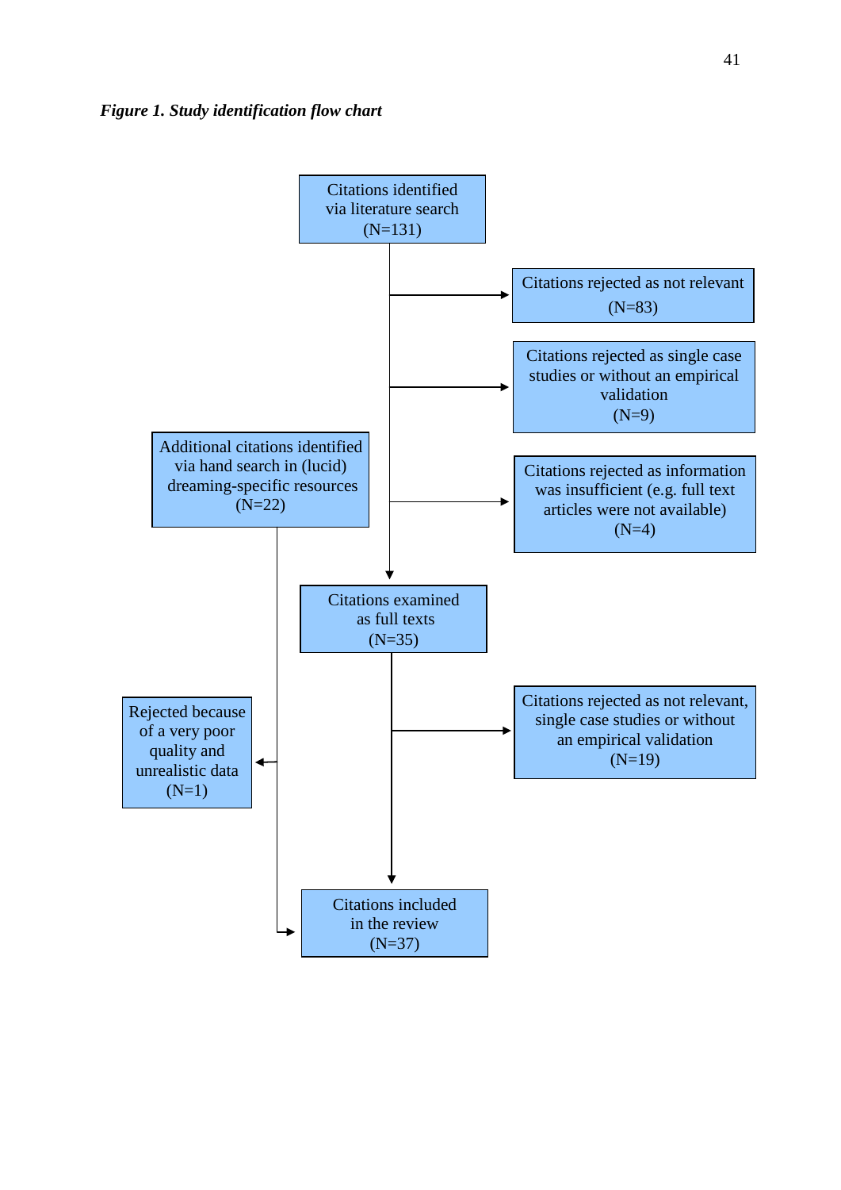***Figure 1. Study identification flow chart***

Citations identified via literature search (N=131)

Citations rejected as not relevant (N=83)

Citations rejected as single case studies or without an empirical validation (N=9)

Additional citations identified via hand search in (lucid) dreaming-specific resources (N=22)

Citations rejected as information was insufficient (e.g. full text articles were not available) (N=4)

Citations examined as full texts (N=35)

Rejected because of a very poor quality and unrealistic data (N=1)

Citations rejected as not relevant, single case studies or without an empirical validation (N=19)

Citations included in the review (N=37)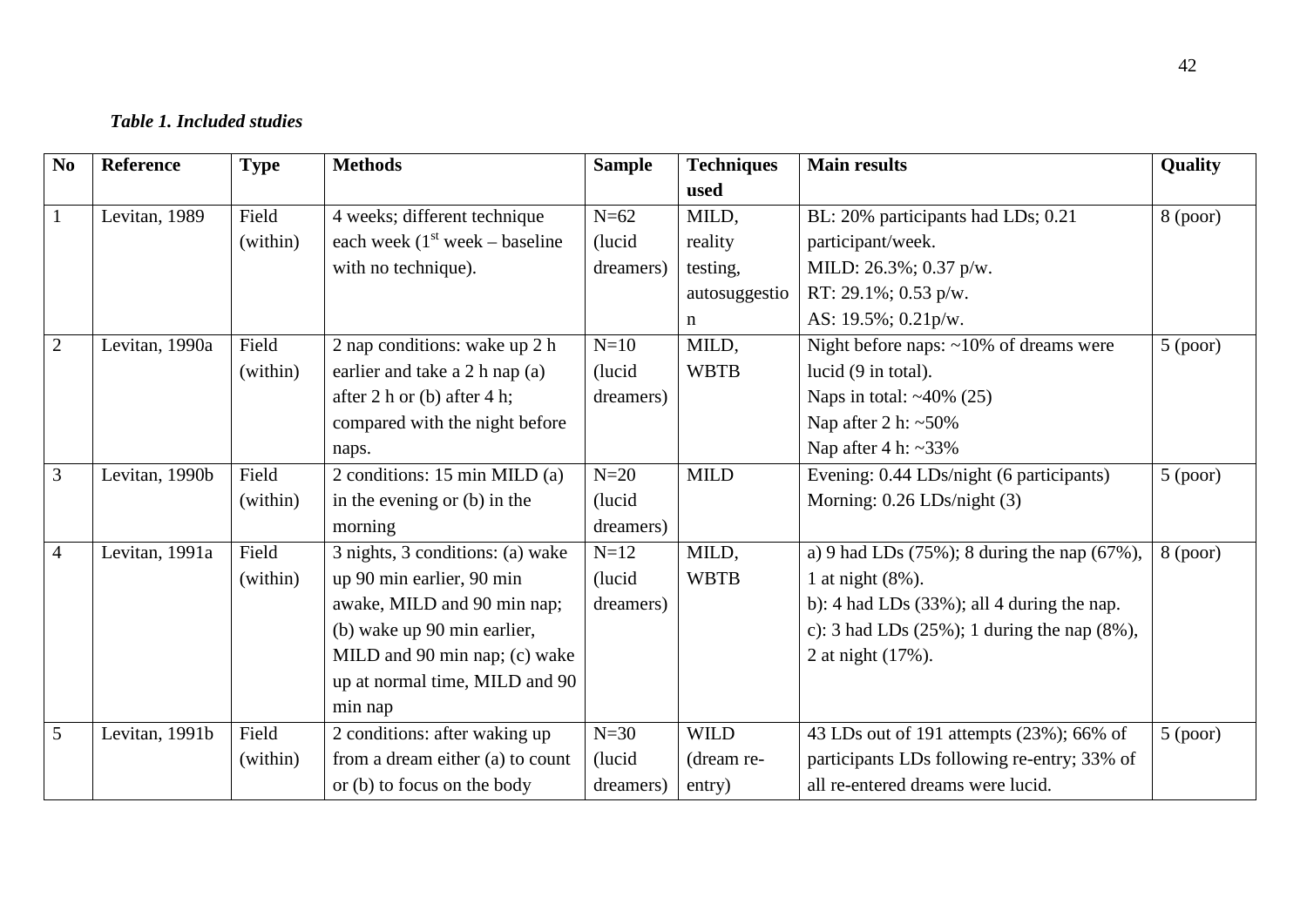*Table 1. Included studies*

| No | Reference | Type | Methods | Sample | Techniques used | Main results | Quality |
|---|---|---|---|---|---|---|---|
| 1 | Levitan, 1989 | Field (within) | 4 weeks; different technique each week (1st week – baseline with no technique). | N=62 (lucid dreamers) | MILD, reality testing, autosuggestion | BL: 20% participants had LDs; 0.21 participant/week. MILD: 26.3%; 0.37 p/w. RT: 29.1%; 0.53 p/w. AS: 19.5%; 0.21p/w. | 8 (poor) |
| 2 | Levitan, 1990a | Field (within) | 2 nap conditions: wake up 2 h earlier and take a 2 h nap (a) after 2 h or (b) after 4 h; compared with the night before naps. | N=10 (lucid dreamers) | MILD, WBTB | Night before naps: ~10% of dreams were lucid (9 in total). Naps in total: ~40% (25) Nap after 2 h: ~50% Nap after 4 h: ~33% | 5 (poor) |
| 3 | Levitan, 1990b | Field (within) | 2 conditions: 15 min MILD (a) in the evening or (b) in the morning | N=20 (lucid dreamers) | MILD | Evening: 0.44 LDs/night (6 participants) Morning: 0.26 LDs/night (3) | 5 (poor) |
| 4 | Levitan, 1991a | Field (within) | 3 nights, 3 conditions: (a) wake up 90 min earlier, 90 min awake, MILD and 90 min nap; (b) wake up 90 min earlier, MILD and 90 min nap; (c) wake up at normal time, MILD and 90 min nap | N=12 (lucid dreamers) | MILD, WBTB | a) 9 had LDs (75%); 8 during the nap (67%), 1 at night (8%). b): 4 had LDs (33%); all 4 during the nap. c): 3 had LDs (25%); 1 during the nap (8%), 2 at night (17%). | 8 (poor) |
| 5 | Levitan, 1991b | Field (within) | 2 conditions: after waking up from a dream either (a) to count or (b) to focus on the body | N=30 (lucid dreamers) | WILD (dream re-entry) | 43 LDs out of 191 attempts (23%); 66% of participants LDs following re-entry; 33% of all re-entered dreams were lucid. | 5 (poor) |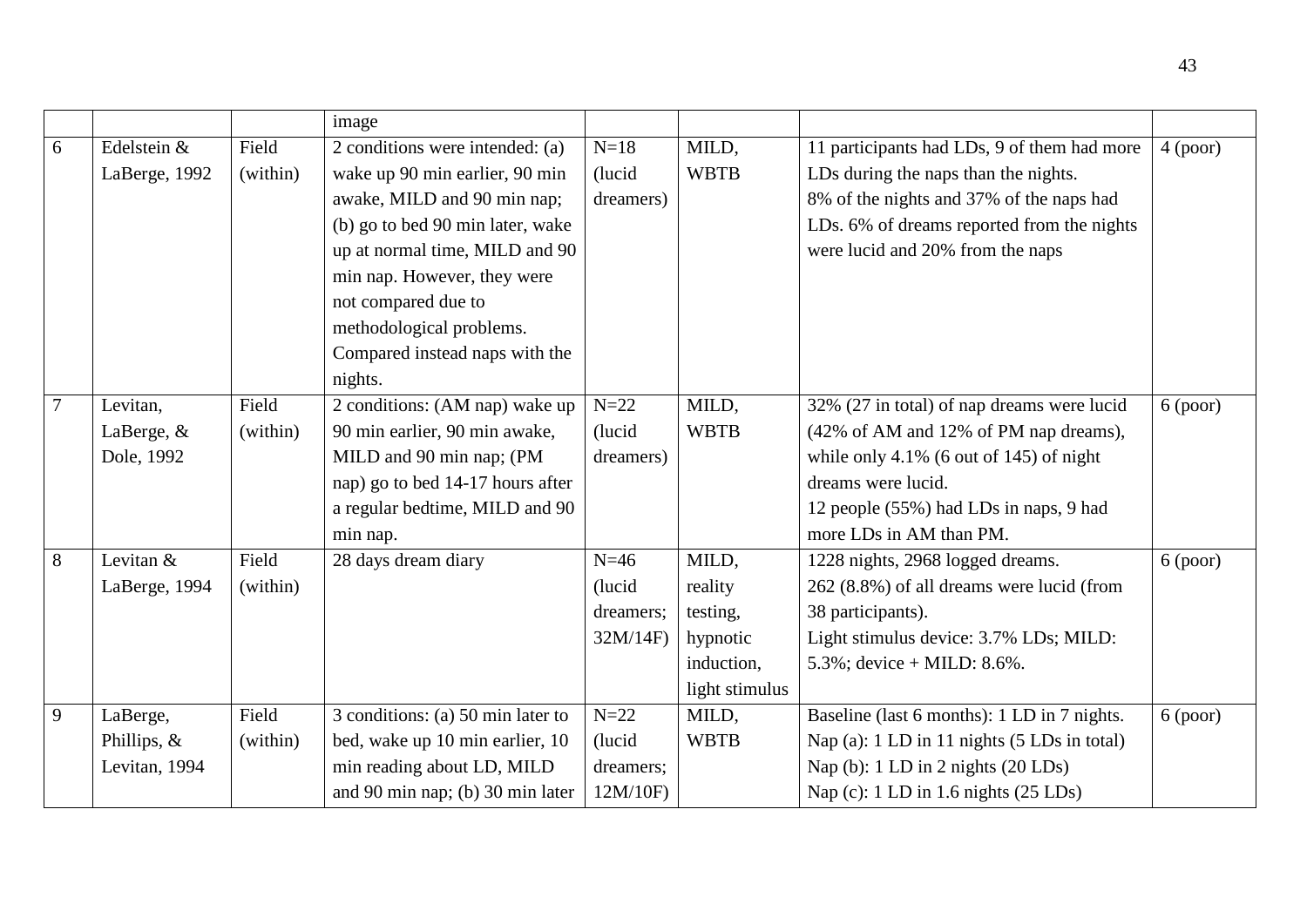| | | | image | | | | |
|---|---|---|---|---|---|---|---|
| 6 | Edelstein & LaBerge, 1992 | Field (within) | 2 conditions were intended: (a) wake up 90 min earlier, 90 min awake, MILD and 90 min nap; (b) go to bed 90 min later, wake up at normal time, MILD and 90 min nap. However, they were not compared due to methodological problems. Compared instead naps with the nights. | N=18 (lucid dreamers) | MILD, WBTB | 11 participants had LDs, 9 of them had more LDs during the naps than the nights. 8% of the nights and 37% of the naps had LDs. 6% of dreams reported from the nights were lucid and 20% from the naps | 4 (poor) |
| 7 | Levitan, LaBerge, & Dole, 1992 | Field (within) | 2 conditions: (AM nap) wake up 90 min earlier, 90 min awake, MILD and 90 min nap; (PM nap) go to bed 14-17 hours after a regular bedtime, MILD and 90 min nap. | N=22 (lucid dreamers) | MILD, WBTB | 32% (27 in total) of nap dreams were lucid (42% of AM and 12% of PM nap dreams), while only 4.1% (6 out of 145) of night dreams were lucid. 12 people (55%) had LDs in naps, 9 had more LDs in AM than PM. | 6 (poor) |
| 8 | Levitan & LaBerge, 1994 | Field (within) | 28 days dream diary | N=46 (lucid dreamers; 32M/14F) | MILD, reality testing, hypnotic induction, light stimulus | 1228 nights, 2968 logged dreams. 262 (8.8%) of all dreams were lucid (from 38 participants). Light stimulus device: 3.7% LDs; MILD: 5.3%; device + MILD: 8.6%. | 6 (poor) |
| 9 | LaBerge, Phillips, & Levitan, 1994 | Field (within) | 3 conditions: (a) 50 min later to bed, wake up 10 min earlier, 10 min reading about LD, MILD and 90 min nap; (b) 30 min later | N=22 (lucid dreamers; 12M/10F) | MILD, WBTB | Baseline (last 6 months): 1 LD in 7 nights. Nap (a): 1 LD in 11 nights (5 LDs in total) Nap (b): 1 LD in 2 nights (20 LDs) Nap (c): 1 LD in 1.6 nights (25 LDs) | 6 (poor) |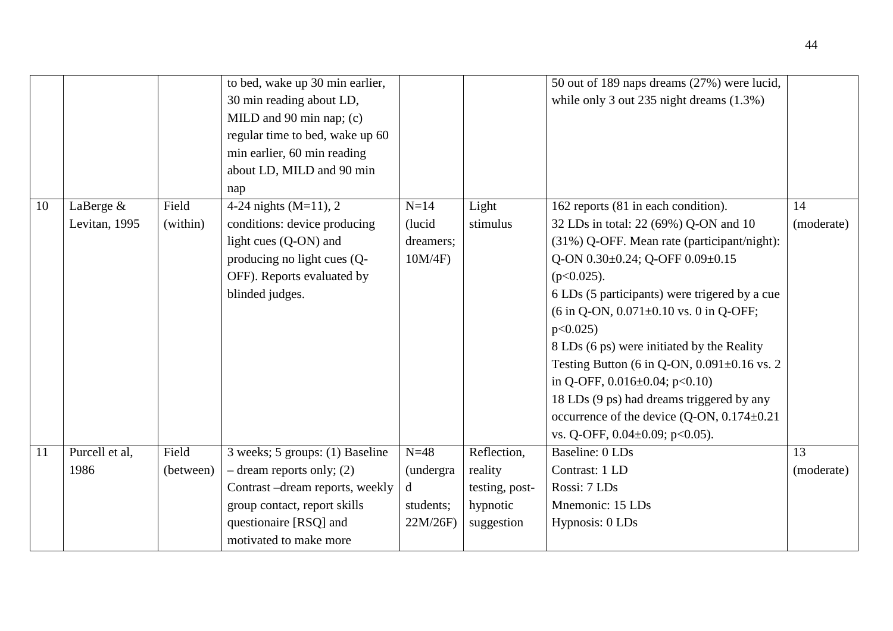| | | | | | | | |
|---|---|---|---|---|---|---|---|
| | | | to bed, wake up 30 min earlier, 30 min reading about LD, MILD and 90 min nap; (c) regular time to bed, wake up 60 min earlier, 60 min reading about LD, MILD and 90 min nap | | | 50 out of 189 naps dreams (27%) were lucid, while only 3 out 235 night dreams (1.3%) | |
| 10 | LaBerge & Levitan, 1995 | Field (within) | 4-24 nights (M=11), 2 conditions: device producing light cues (Q-ON) and producing no light cues (Q-OFF). Reports evaluated by blinded judges. | N=14 (lucid dreamers; 10M/4F) | Light stimulus | 162 reports (81 in each condition). 32 LDs in total: 22 (69%) Q-ON and 10 (31%) Q-OFF. Mean rate (participant/night): Q-ON 0.30±0.24; Q-OFF 0.09±0.15 ($p<0.025$). 6 LDs (5 participants) were trigered by a cue (6 in Q-ON, 0.071±0.10 vs. 0 in Q-OFF; $p<0.025$) 8 LDs (6 ps) were initiated by the Reality Testing Button (6 in Q-ON, 0.091±0.16 vs. 2 in Q-OFF, 0.016±0.04; $p<0.10$) 18 LDs (9 ps) had dreams triggered by any occurrence of the device (Q-ON, 0.174±0.21 vs. Q-OFF, 0.04±0.09; $p<0.05$). | 14 (moderate) |
| 11 | Purcell et al, 1986 | Field (between) | 3 weeks; 5 groups: (1) Baseline – dream reports only; (2) Contrast –dream reports, weekly group contact, report skills questionaire [RSQ] and motivated to make more | N=48 (undergrad students; 22M/26F) | Reflection, reality testing, post-hypnotic suggestion | Baseline: 0 LDs Contrast: 1 LD Rossi: 7 LDs Mnemonic: 15 LDs Hypnosis: 0 LDs | 13 (moderate) |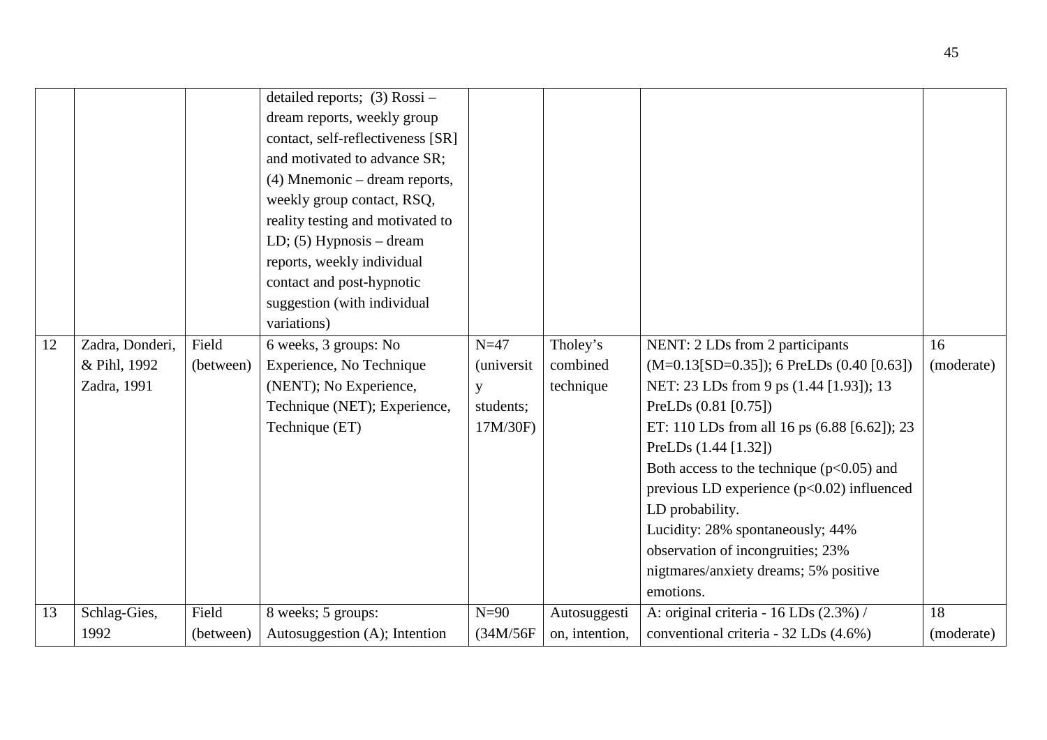| | | | detailed reports; (3) Rossi – dream reports, weekly group contact, self-reflectiveness [SR] and motivated to advance SR; (4) Mnemonic – dream reports, weekly group contact, RSQ, reality testing and motivated to LD; (5) Hypnosis – dream reports, weekly individual contact and post-hypnotic suggestion (with individual variations) | | | | |
|---|---|---|---|---|---|---|---|
| 12 | Zadra, Donderi, & Pihl, 1992 Zadra, 1991 | Field (between) | 6 weeks, 3 groups: No Experience, No Technique (NENT); No Experience, Technique (NET); Experience, Technique (ET) | N=47 (university students; 17M/30F) | Tholey's combined technique | NENT: 2 LDs from 2 participants (M=0.13[SD=0.35]); 6 PreLDs (0.40 [0.63]) NET: 23 LDs from 9 ps (1.44 [1.93]); 13 PreLDs (0.81 [0.75]) ET: 110 LDs from all 16 ps (6.88 [6.62]); 23 PreLDs (1.44 [1.32]) Both access to the technique ($p<0.05$) and previous LD experience ($p<0.02$) influenced LD probability. Lucidity: 28% spontaneously; 44% observation of incongruities; 23% nigtmares/anxiety dreams; 5% positive emotions. | 16 (moderate) |
| 13 | Schlag-Gies, 1992 | Field (between) | 8 weeks; 5 groups: Autosuggestion (A); Intention | N=90 (34M/56F | Autosuggestion, intention, | A: original criteria - 16 LDs (2.3%) / conventional criteria - 32 LDs (4.6%) | 18 (moderate) |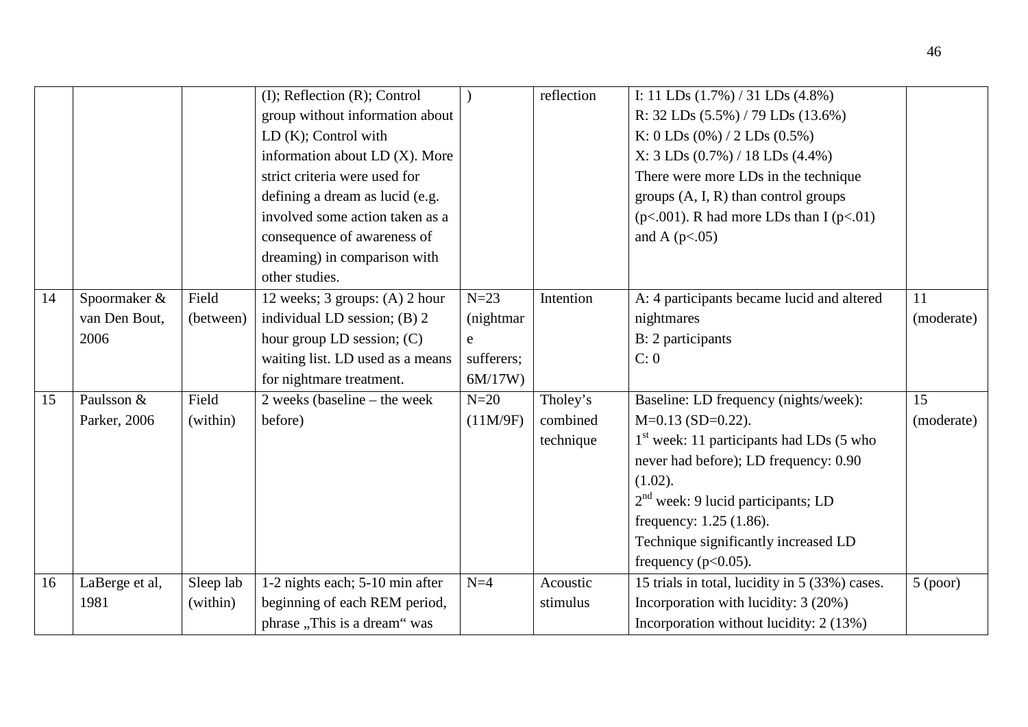|  |  |  | (I); Reflection (R); Control group without information about LD (K); Control with information about LD (X). More strict criteria were used for defining a dream as lucid (e.g. involved some action taken as a consequence of awareness of dreaming) in comparison with other studies. | ) | reflection | I: 11 LDs (1.7%) / 31 LDs (4.8%)<br>R: 32 LDs (5.5%) / 79 LDs (13.6%)<br>K: 0 LDs (0%) / 2 LDs (0.5%)<br>X: 3 LDs (0.7%) / 18 LDs (4.4%)<br>There were more LDs in the technique groups (A, I, R) than control groups ($p<.001$). R had more LDs than I ($p<.01$) and A ($p<.05$) |  |
|---|---|---|---|---|---|---|---|
| 14 | Spoormaker & van Den Bout, 2006 | Field (between) | 12 weeks; 3 groups: (A) 2 hour individual LD session; (B) 2 hour group LD session; (C) waiting list. LD used as a means for nightmare treatment. | N=23 (nightmare sufferers; 6M/17W) | Intention | A: 4 participants became lucid and altered nightmares<br>B: 2 participants<br>C: 0 | 11 (moderate) |
| 15 | Paulsson & Parker, 2006 | Field (within) | 2 weeks (baseline – the week before) | N=20 (11M/9F) | Tholey's combined technique | Baseline: LD frequency (nights/week): M=0.13 (SD=0.22).<br>1st week: 11 participants had LDs (5 who never had before); LD frequency: 0.90 (1.02).<br>2nd week: 9 lucid participants; LD frequency: 1.25 (1.86).<br>Technique significantly increased LD frequency ($p<0.05$). | 15 (moderate) |
| 16 | LaBerge et al, 1981 | Sleep lab (within) | 1-2 nights each; 5-10 min after beginning of each REM period, phrase „This is a dream" was | N=4 | Acoustic stimulus | 15 trials in total, lucidity in 5 (33%) cases.<br>Incorporation with lucidity: 3 (20%)<br>Incorporation without lucidity: 2 (13%) | 5 (poor) |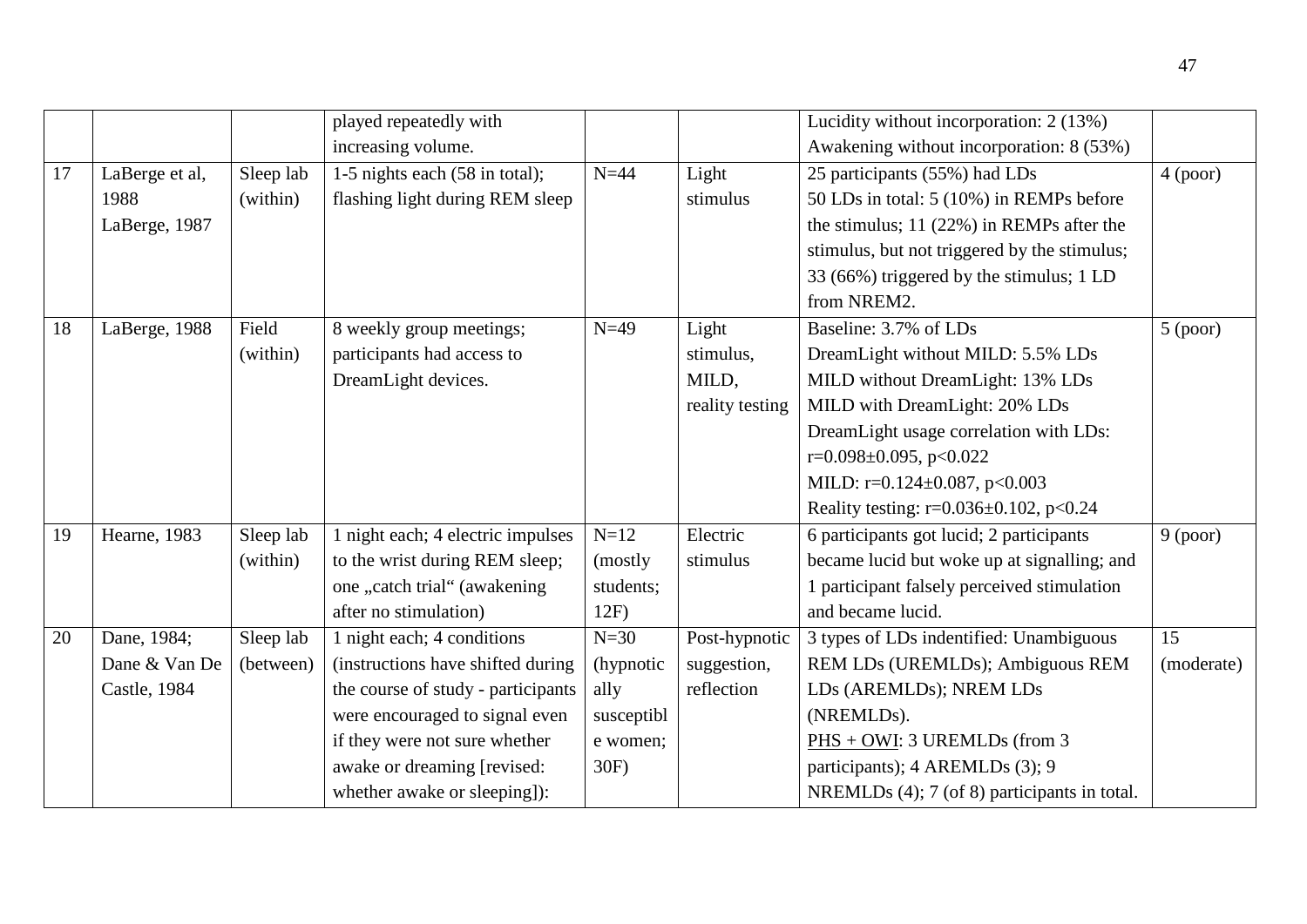| | | | played repeatedly with increasing volume. | | | Lucidity without incorporation: 2 (13%)<br>Awakening without incorporation: 8 (53%) | |
|---|---|---|---|---|---|---|---|
| 17 | LaBerge et al, 1988<br>LaBerge, 1987 | Sleep lab (within) | 1-5 nights each (58 in total); flashing light during REM sleep | N=44 | Light stimulus | 25 participants (55%) had LDs<br>50 LDs in total: 5 (10%) in REMPs before the stimulus; 11 (22%) in REMPs after the stimulus, but not triggered by the stimulus; 33 (66%) triggered by the stimulus; 1 LD from NREM2. | 4 (poor) |
| 18 | LaBerge, 1988 | Field (within) | 8 weekly group meetings; participants had access to DreamLight devices. | N=49 | Light stimulus, MILD, reality testing | Baseline: 3.7% of LDs<br>DreamLight without MILD: 5.5% LDs<br>MILD without DreamLight: 13% LDs<br>MILD with DreamLight: 20% LDs<br>DreamLight usage correlation with LDs: $r=0.098 \pm 0.095$, $p<0.022$<br>MILD: $r=0.124 \pm 0.087$, $p<0.003$<br>Reality testing: $r=0.036 \pm 0.102$, $p<0.24$ | 5 (poor) |
| 19 | Hearne, 1983 | Sleep lab (within) | 1 night each; 4 electric impulses to the wrist during REM sleep; one „catch trial" (awakening after no stimulation) | N=12 (mostly students; 12F) | Electric stimulus | 6 participants got lucid; 2 participants became lucid but woke up at signalling; and 1 participant falsely perceived stimulation and became lucid. | 9 (poor) |
| 20 | Dane, 1984;<br>Dane & Van De Castle, 1984 | Sleep lab (between) | 1 night each; 4 conditions (instructions have shifted during the course of study - participants were encouraged to signal even if they were not sure whether awake or dreaming [revised: whether awake or sleeping]): | N=30 (hypnotically susceptible women; 30F) | Post-hypnotic suggestion, reflection | 3 types of LDs indentified: Unambiguous REM LDs (UREMLDs); Ambiguous REM LDs (AREMLDs); NREM LDs (NREMLDs).<br><u>PHS + OWI</u>: 3 UREMLDs (from 3 participants); 4 AREMLDs (3); 9 NREMLDs (4); 7 (of 8) participants in total. | 15 (moderate) |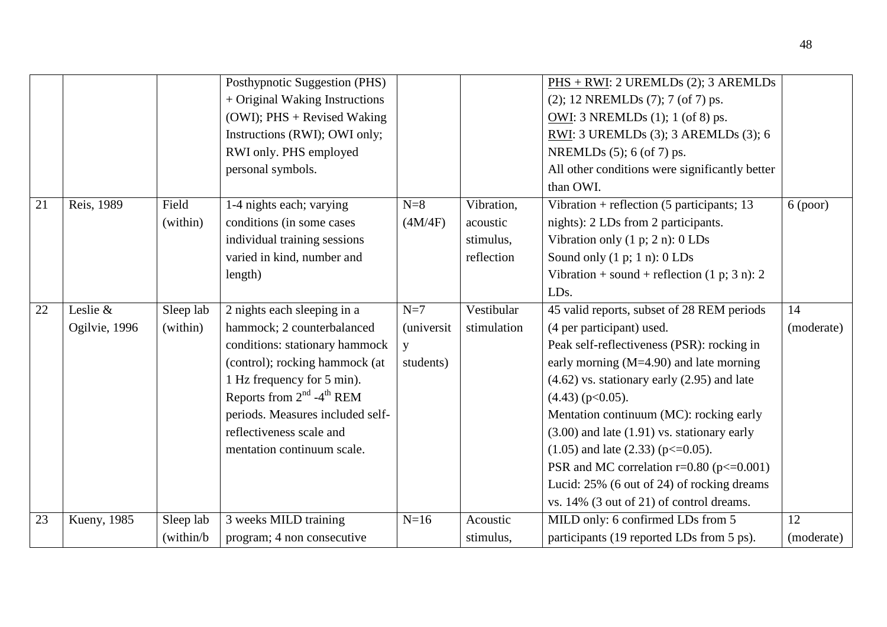| | | | | | | | |
|---|---|---|---|---|---|---|---|
| | | | Posthypnotic Suggestion (PHS) + Original Waking Instructions (OWI); PHS + Revised Waking Instructions (RWI); OWI only; RWI only. PHS employed personal symbols. | | | PHS + RWI: 2 UREMLDs (2); 3 AREMLDs (2); 12 NREMLDs (7); 7 (of 7) ps.<br>OWI: 3 NREMLDs (1); 1 (of 8) ps.<br>RWI: 3 UREMLDs (3); 3 AREMLDs (3); 6 NREMLDs (5); 6 (of 7) ps.<br>All other conditions were significantly better than OWI. | |
| 21 | Reis, 1989 | Field (within) | 1-4 nights each; varying conditions (in some cases individual training sessions varied in kind, number and length) | N=8 (4M/4F) | Vibration, acoustic stimulus, reflection | Vibration + reflection (5 participants; 13 nights): 2 LDs from 2 participants.<br>Vibration only (1 p; 2 n): 0 LDs<br>Sound only (1 p; 1 n): 0 LDs<br>Vibration + sound + reflection (1 p; 3 n): 2 LDs. | 6 (poor) |
| 22 | Leslie & Ogilvie, 1996 | Sleep lab (within) | 2 nights each sleeping in a hammock; 2 counterbalanced conditions: stationary hammock (control); rocking hammock (at 1 Hz frequency for 5 min). Reports from $2^{nd}$ -$4^{th}$ REM periods. Measures included self-reflectiveness scale and mentation continuum scale. | N=7 (university students) | Vestibular stimulation | 45 valid reports, subset of 28 REM periods (4 per participant) used.<br>Peak self-reflectiveness (PSR): rocking in early morning (M=4.90) and late morning (4.62) vs. stationary early (2.95) and late (4.43) ($p<0.05$).<br>Mentation continuum (MC): rocking early (3.00) and late (1.91) vs. stationary early (1.05) and late (2.33) ($p<=0.05$).<br>PSR and MC correlation $r=0.80$ ($p<=0.001$)<br>Lucid: 25% (6 out of 24) of rocking dreams vs. 14% (3 out of 21) of control dreams. | 14 (moderate) |
| 23 | Kueny, 1985 | Sleep lab (within/b | 3 weeks MILD training program; 4 non consecutive | N=16 | Acoustic stimulus, | MILD only: 6 confirmed LDs from 5 participants (19 reported LDs from 5 ps). | 12 (moderate) |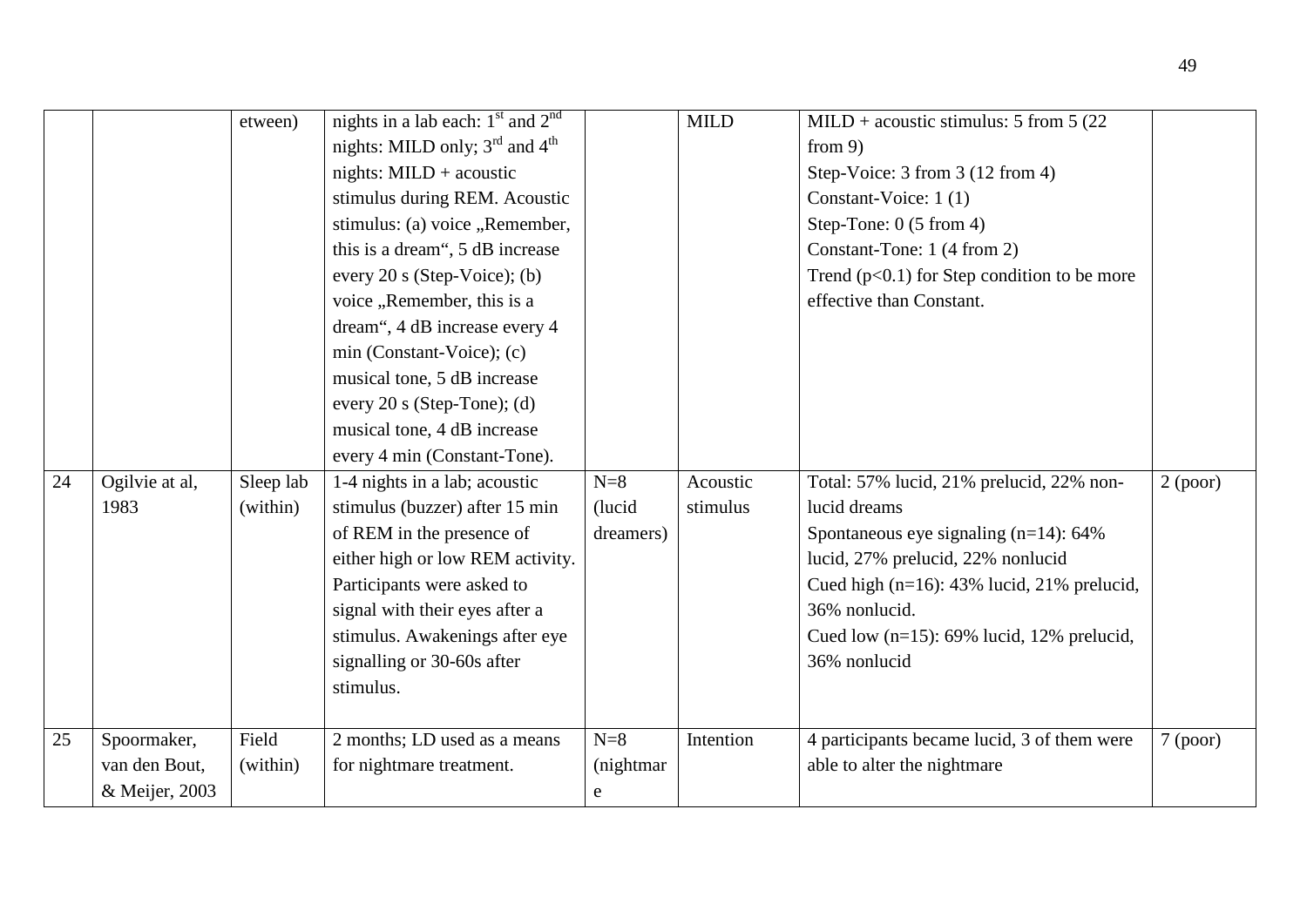|  |  |  |  |  |  |  |  |
|---|---|---|---|---|---|---|---|
|  |  | etween) | nights in a lab each: 1st and 2nd nights: MILD only; 3rd and 4th nights: MILD + acoustic stimulus during REM. Acoustic stimulus: (a) voice „Remember, this is a dream“, 5 dB increase every 20 s (Step-Voice); (b) voice „Remember, this is a dream“, 4 dB increase every 4 min (Constant-Voice); (c) musical tone, 5 dB increase every 20 s (Step-Tone); (d) musical tone, 4 dB increase every 4 min (Constant-Tone). |  | MILD | MILD + acoustic stimulus: 5 from 5 (22 from 9)<br>Step-Voice: 3 from 3 (12 from 4)<br>Constant-Voice: 1 (1)<br>Step-Tone: 0 (5 from 4)<br>Constant-Tone: 1 (4 from 2)<br>Trend ($p<0.1$) for Step condition to be more effective than Constant. |  |
| 24 | Ogilvie at al, 1983 | Sleep lab (within) | 1-4 nights in a lab; acoustic stimulus (buzzer) after 15 min of REM in the presence of either high or low REM activity. Participants were asked to signal with their eyes after a stimulus. Awakenings after eye signalling or 30-60s after stimulus. | N=8 (lucid dreamers) | Acoustic stimulus | Total: 57% lucid, 21% prelucid, 22% non-lucid dreams<br>Spontaneous eye signaling (n=14): 64% lucid, 27% prelucid, 22% nonlucid<br>Cued high (n=16): 43% lucid, 21% prelucid, 36% nonlucid.<br>Cued low (n=15): 69% lucid, 12% prelucid, 36% nonlucid | 2 (poor) |
| 25 | Spoormaker, van den Bout, & Meijer, 2003 | Field (within) | 2 months; LD used as a means for nightmare treatment. | N=8 (nightmare | Intention | 4 participants became lucid, 3 of them were able to alter the nightmare | 7 (poor) |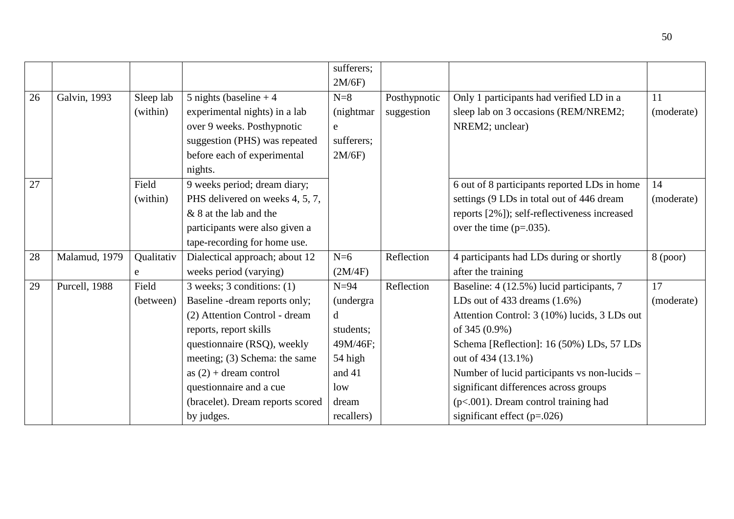| | | | | sufferers; 2M/6F) | | | |
|---|---|---|---|---|---|---|---|
| 26 | Galvin, 1993 | Sleep lab (within) | 5 nights (baseline + 4 experimental nights) in a lab over 9 weeks. Posthypnotic suggestion (PHS) was repeated before each of experimental nights. | N=8 (nightmare sufferers; 2M/6F) | Posthypnotic suggestion | Only 1 participants had verified LD in a sleep lab on 3 occasions (REM/NREM2; NREM2; unclear) | 11 (moderate) |
| 27 | | Field (within) | 9 weeks period; dream diary; PHS delivered on weeks 4, 5, 7, & 8 at the lab and the participants were also given a tape-recording for home use. | | | 6 out of 8 participants reported LDs in home settings (9 LDs in total out of 446 dream reports [2%]); self-reflectiveness increased over the time (p=.035). | 14 (moderate) |
| 28 | Malamud, 1979 | Qualitative | Dialectical approach; about 12 weeks period (varying) | N=6 (2M/4F) | Reflection | 4 participants had LDs during or shortly after the training | 8 (poor) |
| 29 | Purcell, 1988 | Field (between) | 3 weeks; 3 conditions: (1) Baseline -dream reports only; (2) Attention Control - dream reports, report skills questionnaire (RSQ), weekly meeting; (3) Schema: the same as (2) + dream control questionnaire and a cue (bracelet). Dream reports scored by judges. | N=94 (undergrad students; 49M/46F; 54 high and 41 low dream recallers) | Reflection | Baseline: 4 (12.5%) lucid participants, 7 LDs out of 433 dreams (1.6%)<br>Attention Control: 3 (10%) lucids, 3 LDs out of 345 (0.9%)<br>Schema [Reflection]: 16 (50%) LDs, 57 LDs out of 434 (13.1%)<br>Number of lucid participants vs non-lucids – significant differences across groups (p<.001). Dream control training had significant effect (p=.026) | 17 (moderate) |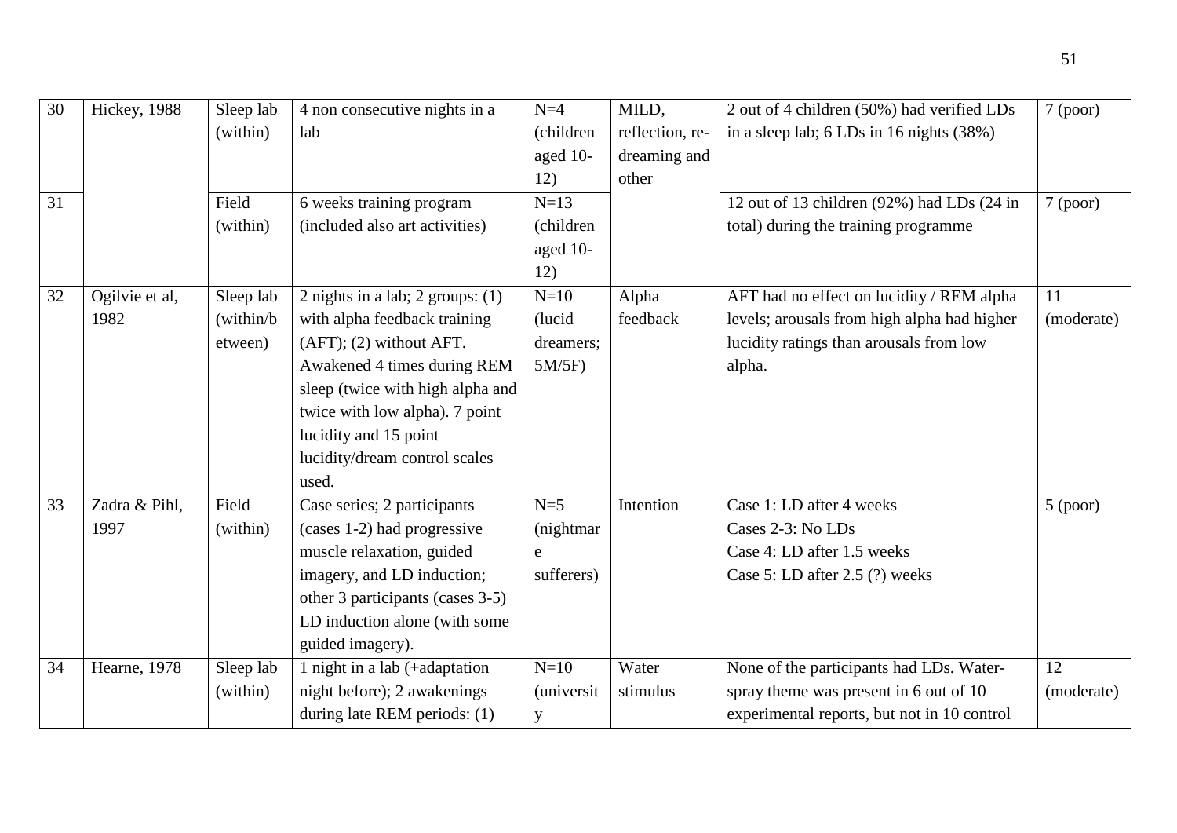| 30 | Hickey, 1988 | Sleep lab (within) | 4 non consecutive nights in a lab | N=4 (children aged 10-12) | MILD, reflection, re-dreaming and other | 2 out of 4 children (50%) had verified LDs in a sleep lab; 6 LDs in 16 nights (38%) | 7 (poor) |
|---|---|---|---|---|---|---|---|
| 31 | | Field (within) | 6 weeks training program (included also art activities) | N=13 (children aged 10-12) | | 12 out of 13 children (92%) had LDs (24 in total) during the training programme | 7 (poor) |
| 32 | Ogilvie et al, 1982 | Sleep lab (within/between) | 2 nights in a lab; 2 groups: (1) with alpha feedback training (AFT); (2) without AFT. Awakened 4 times during REM sleep (twice with high alpha and twice with low alpha). 7 point lucidity and 15 point lucidity/dream control scales used. | N=10 (lucid dreamers; 5M/5F) | Alpha feedback | AFT had no effect on lucidity / REM alpha levels; arousals from high alpha had higher lucidity ratings than arousals from low alpha. | 11 (moderate) |
| 33 | Zadra & Pihl, 1997 | Field (within) | Case series; 2 participants (cases 1-2) had progressive muscle relaxation, guided imagery, and LD induction; other 3 participants (cases 3-5) LD induction alone (with some guided imagery). | N=5 (nightmare sufferers) | Intention | Case 1: LD after 4 weeks<br>Cases 2-3: No LDs<br>Case 4: LD after 1.5 weeks<br>Case 5: LD after 2.5 (?) weeks | 5 (poor) |
| 34 | Hearne, 1978 | Sleep lab (within) | 1 night in a lab (+adaptation night before); 2 awakenings during late REM periods: (1) | N=10 (university | Water stimulus | None of the participants had LDs. Water-spray theme was present in 6 out of 10 experimental reports, but not in 10 control | 12 (moderate) |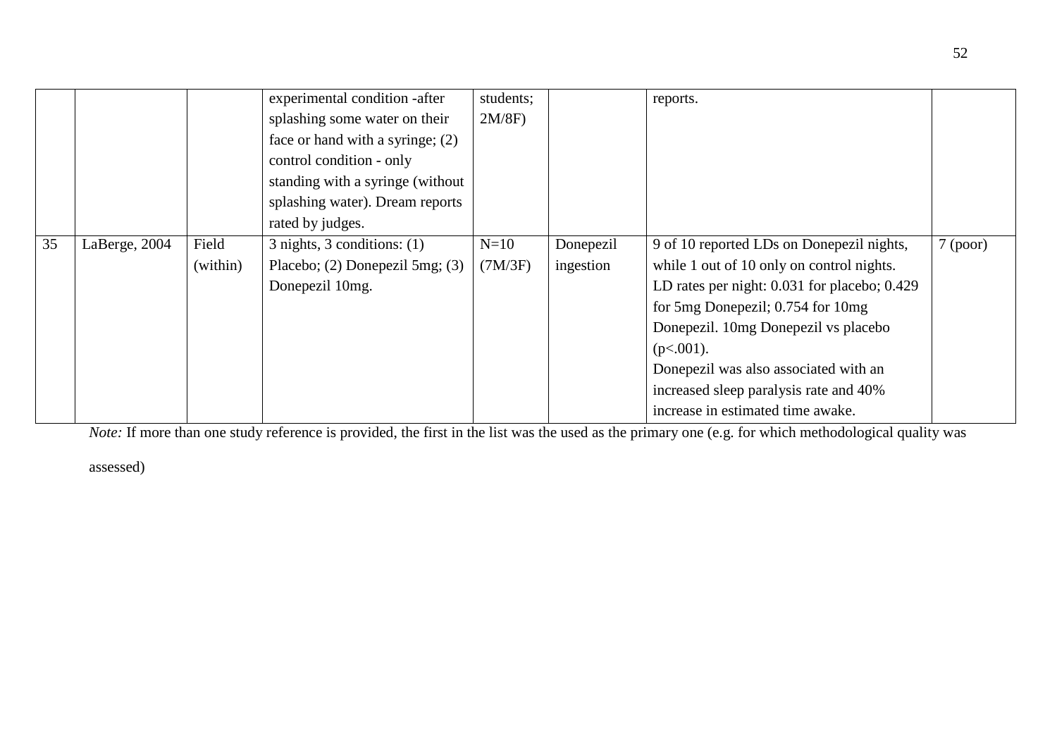| | | | | | | | |
|---|---|---|---|---|---|---|---|
| | | | experimental condition -after splashing some water on their face or hand with a syringe; (2) control condition - only standing with a syringe (without splashing water). Dream reports rated by judges. | students; 2M/8F) | | reports. | |
| 35 | LaBerge, 2004 | Field (within) | 3 nights, 3 conditions: (1) Placebo; (2) Donepezil 5mg; (3) Donepezil 10mg. | N=10 (7M/3F) | Donepezil ingestion | 9 of 10 reported LDs on Donepezil nights, while 1 out of 10 only on control nights. LD rates per night: 0.031 for placebo; 0.429 for 5mg Donepezil; 0.754 for 10mg Donepezil. 10mg Donepezil vs placebo ($p<.001$). Donepezil was also associated with an increased sleep paralysis rate and 40% increase in estimated time awake. | 7 (poor) |

*Note:* If more than one study reference is provided, the first in the list was the used as the primary one (e.g. for which methodological quality was assessed)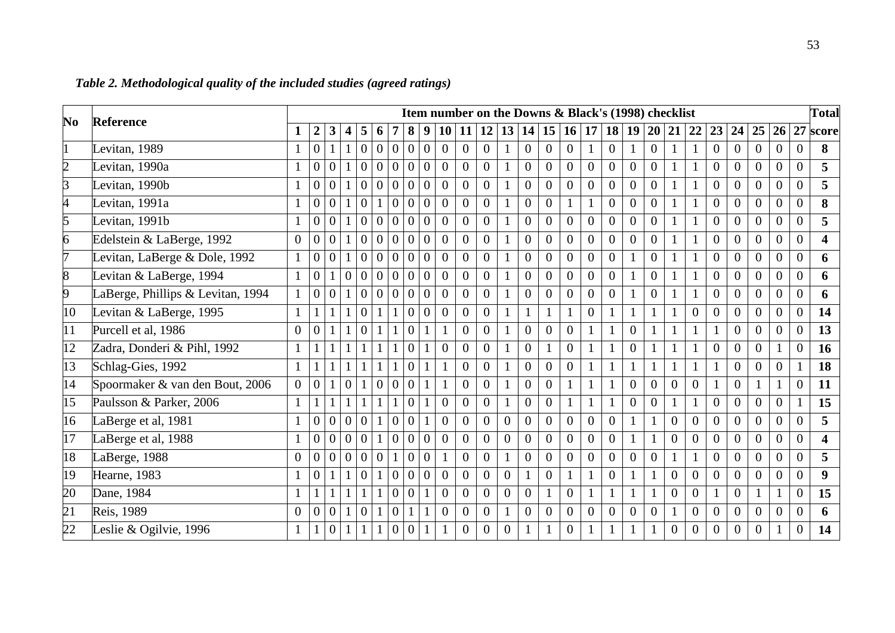*Table 2. Methodological quality of the included studies (agreed ratings)*

| No | Reference | Item number on the Downs & Black's (1998) checklist | | | | | | | | | | | | | | | | | | | | | | | | | | | Total |
|---|---|---|---|---|---|---|---|---|---|---|---|---|---|---|---|---|---|---|---|---|---|---|---|---|---|---|---|---|---|
| | | 1 | 2 | 3 | 4 | 5 | 6 | 7 | 8 | 9 | 10 | 11 | 12 | 13 | 14 | 15 | 16 | 17 | 18 | 19 | 20 | 21 | 22 | 23 | 24 | 25 | 26 | 27 | score |
| 1 | Levitan, 1989 | 1 | 0 | 1 | 1 | 0 | 0 | 0 | 0 | 0 | 0 | 0 | 0 | 1 | 0 | 0 | 0 | 1 | 0 | 1 | 0 | 1 | 1 | 0 | 0 | 0 | 0 | 0 | **8** |
| 2 | Levitan, 1990a | 1 | 0 | 0 | 1 | 0 | 0 | 0 | 0 | 0 | 0 | 0 | 0 | 1 | 0 | 0 | 0 | 0 | 0 | 0 | 0 | 1 | 1 | 0 | 0 | 0 | 0 | 0 | **5** |
| 3 | Levitan, 1990b | 1 | 0 | 0 | 1 | 0 | 0 | 0 | 0 | 0 | 0 | 0 | 0 | 1 | 0 | 0 | 0 | 0 | 0 | 0 | 0 | 1 | 1 | 0 | 0 | 0 | 0 | 0 | **5** |
| 4 | Levitan, 1991a | 1 | 0 | 0 | 1 | 0 | 1 | 0 | 0 | 0 | 0 | 0 | 0 | 1 | 0 | 0 | 1 | 1 | 0 | 0 | 0 | 1 | 1 | 0 | 0 | 0 | 0 | 0 | **8** |
| 5 | Levitan, 1991b | 1 | 0 | 0 | 1 | 0 | 0 | 0 | 0 | 0 | 0 | 0 | 0 | 1 | 0 | 0 | 0 | 0 | 0 | 0 | 0 | 1 | 1 | 0 | 0 | 0 | 0 | 0 | **5** |
| 6 | Edelstein & LaBerge, 1992 | 0 | 0 | 0 | 1 | 0 | 0 | 0 | 0 | 0 | 0 | 0 | 0 | 1 | 0 | 0 | 0 | 0 | 0 | 0 | 0 | 1 | 1 | 0 | 0 | 0 | 0 | 0 | **4** |
| 7 | Levitan, LaBerge & Dole, 1992 | 1 | 0 | 0 | 1 | 0 | 0 | 0 | 0 | 0 | 0 | 0 | 0 | 1 | 0 | 0 | 0 | 0 | 0 | 1 | 0 | 1 | 1 | 0 | 0 | 0 | 0 | 0 | **6** |
| 8 | Levitan & LaBerge, 1994 | 1 | 0 | 1 | 0 | 0 | 0 | 0 | 0 | 0 | 0 | 0 | 0 | 1 | 0 | 0 | 0 | 0 | 0 | 1 | 0 | 1 | 1 | 0 | 0 | 0 | 0 | 0 | **6** |
| 9 | LaBerge, Phillips & Levitan, 1994 | 1 | 0 | 0 | 1 | 0 | 0 | 0 | 0 | 0 | 0 | 0 | 0 | 1 | 0 | 0 | 0 | 0 | 0 | 1 | 0 | 1 | 1 | 0 | 0 | 0 | 0 | 0 | **6** |
| 10 | Levitan & LaBerge, 1995 | 1 | 1 | 1 | 1 | 0 | 1 | 1 | 0 | 0 | 0 | 0 | 0 | 1 | 1 | 1 | 1 | 0 | 1 | 1 | 1 | 1 | 0 | 0 | 0 | 0 | 0 | 0 | **14** |
| 11 | Purcell et al, 1986 | 0 | 0 | 1 | 1 | 0 | 1 | 1 | 0 | 1 | 1 | 0 | 0 | 1 | 0 | 0 | 0 | 1 | 1 | 0 | 1 | 1 | 1 | 1 | 0 | 0 | 0 | 0 | **13** |
| 12 | Zadra, Donderi & Pihl, 1992 | 1 | 1 | 1 | 1 | 1 | 1 | 1 | 0 | 1 | 0 | 0 | 0 | 1 | 0 | 1 | 0 | 1 | 1 | 0 | 1 | 1 | 1 | 0 | 0 | 0 | 1 | 0 | **16** |
| 13 | Schlag-Gies, 1992 | 1 | 1 | 1 | 1 | 1 | 1 | 1 | 0 | 1 | 1 | 0 | 0 | 1 | 0 | 0 | 0 | 1 | 1 | 1 | 1 | 1 | 1 | 1 | 0 | 0 | 0 | 1 | **18** |
| 14 | Spoormaker & van den Bout, 2006 | 0 | 0 | 1 | 0 | 1 | 0 | 0 | 0 | 1 | 1 | 0 | 0 | 1 | 0 | 0 | 1 | 1 | 1 | 0 | 0 | 0 | 0 | 1 | 0 | 1 | 1 | 0 | **11** |
| 15 | Paulsson & Parker, 2006 | 1 | 1 | 1 | 1 | 1 | 1 | 1 | 0 | 1 | 0 | 0 | 0 | 1 | 0 | 0 | 1 | 1 | 1 | 0 | 0 | 1 | 1 | 0 | 0 | 0 | 0 | 1 | **15** |
| 16 | LaBerge et al, 1981 | 1 | 0 | 0 | 0 | 0 | 1 | 0 | 0 | 1 | 0 | 0 | 0 | 0 | 0 | 0 | 0 | 0 | 0 | 1 | 1 | 0 | 0 | 0 | 0 | 0 | 0 | 0 | **5** |
| 17 | LaBerge et al, 1988 | 1 | 0 | 0 | 0 | 0 | 1 | 0 | 0 | 0 | 0 | 0 | 0 | 0 | 0 | 0 | 0 | 0 | 0 | 1 | 1 | 0 | 0 | 0 | 0 | 0 | 0 | 0 | **4** |
| 18 | LaBerge, 1988 | 0 | 0 | 0 | 0 | 0 | 0 | 1 | 0 | 0 | 1 | 0 | 0 | 1 | 0 | 0 | 0 | 0 | 0 | 0 | 0 | 1 | 1 | 0 | 0 | 0 | 0 | 0 | **5** |
| 19 | Hearne, 1983 | 1 | 0 | 1 | 1 | 0 | 1 | 0 | 0 | 0 | 0 | 0 | 0 | 0 | 1 | 0 | 1 | 1 | 0 | 1 | 1 | 0 | 0 | 0 | 0 | 0 | 0 | 0 | **9** |
| 20 | Dane, 1984 | 1 | 1 | 1 | 1 | 1 | 1 | 0 | 0 | 1 | 0 | 0 | 0 | 0 | 0 | 1 | 0 | 1 | 1 | 1 | 1 | 0 | 0 | 1 | 0 | 1 | 1 | 0 | **15** |
| 21 | Reis, 1989 | 0 | 0 | 0 | 1 | 0 | 1 | 0 | 1 | 1 | 0 | 0 | 0 | 1 | 0 | 0 | 0 | 0 | 0 | 0 | 0 | 1 | 0 | 0 | 0 | 0 | 0 | 0 | **6** |
| 22 | Leslie & Ogilvie, 1996 | 1 | 1 | 0 | 1 | 1 | 1 | 0 | 0 | 1 | 1 | 0 | 0 | 0 | 1 | 1 | 0 | 1 | 1 | 1 | 1 | 0 | 0 | 0 | 0 | 0 | 1 | 0 | **14** |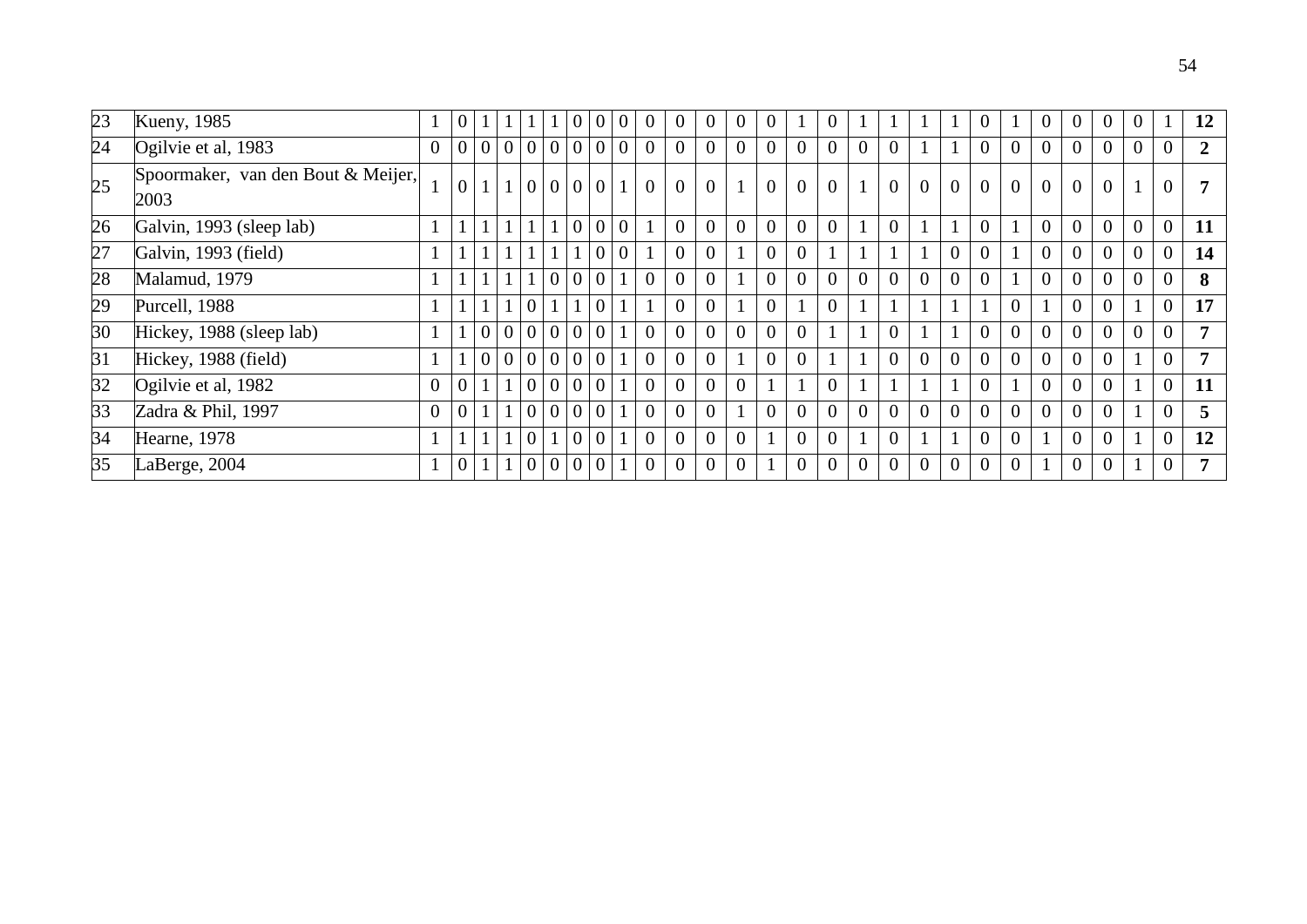| | | | | | | | | | | | | | | | | | | | | | | | | | | | | | |
|---|---|---|---|---|---|---|---|---|---|---|---|---|---|---|---|---|---|---|---|---|---|---|---|---|---|---|---|---|---|
| 23 | Kueny, 1985 | 1 | 0 | 1 | 1 | 1 | 1 | 0 | 0 | 0 | 0 | 0 | 0 | 0 | 0 | 1 | 0 | 1 | 1 | 1 | 1 | 0 | 1 | 0 | 0 | 0 | 0 | 1 | **12** |
| 24 | Ogilvie et al, 1983 | 0 | 0 | 0 | 0 | 0 | 0 | 0 | 0 | 0 | 0 | 0 | 0 | 0 | 0 | 0 | 0 | 0 | 0 | 1 | 1 | 0 | 0 | 0 | 0 | 0 | 0 | 0 | **2** |
| 25 | Spoormaker, van den Bout & Meijer, 2003 | 1 | 0 | 1 | 1 | 0 | 0 | 0 | 0 | 1 | 0 | 0 | 0 | 1 | 0 | 0 | 0 | 1 | 0 | 0 | 0 | 0 | 0 | 0 | 0 | 0 | 1 | 0 | **7** |
| 26 | Galvin, 1993 (sleep lab) | 1 | 1 | 1 | 1 | 1 | 1 | 0 | 0 | 0 | 1 | 0 | 0 | 0 | 0 | 0 | 0 | 1 | 0 | 1 | 1 | 0 | 1 | 0 | 0 | 0 | 0 | 0 | **11** |
| 27 | Galvin, 1993 (field) | 1 | 1 | 1 | 1 | 1 | 1 | 1 | 0 | 0 | 1 | 0 | 0 | 1 | 0 | 0 | 1 | 1 | 1 | 1 | 0 | 0 | 1 | 0 | 0 | 0 | 0 | 0 | **14** |
| 28 | Malamud, 1979 | 1 | 1 | 1 | 1 | 1 | 0 | 0 | 0 | 1 | 0 | 0 | 0 | 1 | 0 | 0 | 0 | 0 | 0 | 0 | 0 | 0 | 1 | 0 | 0 | 0 | 0 | 0 | **8** |
| 29 | Purcell, 1988 | 1 | 1 | 1 | 1 | 0 | 1 | 1 | 0 | 1 | 1 | 0 | 0 | 1 | 0 | 1 | 0 | 1 | 1 | 1 | 1 | 1 | 0 | 1 | 0 | 0 | 1 | 0 | **17** |
| 30 | Hickey, 1988 (sleep lab) | 1 | 1 | 0 | 0 | 0 | 0 | 0 | 0 | 1 | 0 | 0 | 0 | 0 | 0 | 0 | 1 | 1 | 0 | 1 | 1 | 0 | 0 | 0 | 0 | 0 | 0 | 0 | **7** |
| 31 | Hickey, 1988 (field) | 1 | 1 | 0 | 0 | 0 | 0 | 0 | 0 | 1 | 0 | 0 | 0 | 1 | 0 | 0 | 1 | 1 | 0 | 0 | 0 | 0 | 0 | 0 | 0 | 0 | 1 | 0 | **7** |
| 32 | Ogilvie et al, 1982 | 0 | 0 | 1 | 1 | 0 | 0 | 0 | 0 | 1 | 0 | 0 | 0 | 0 | 1 | 1 | 0 | 1 | 1 | 1 | 1 | 0 | 1 | 0 | 0 | 0 | 1 | 0 | **11** |
| 33 | Zadra & Phil, 1997 | 0 | 0 | 1 | 1 | 0 | 0 | 0 | 0 | 1 | 0 | 0 | 0 | 1 | 0 | 0 | 0 | 0 | 0 | 0 | 0 | 0 | 0 | 0 | 0 | 0 | 1 | 0 | **5** |
| 34 | Hearne, 1978 | 1 | 1 | 1 | 1 | 0 | 1 | 0 | 0 | 1 | 0 | 0 | 0 | 0 | 1 | 0 | 0 | 1 | 0 | 1 | 1 | 0 | 0 | 1 | 0 | 0 | 1 | 0 | **12** |
| 35 | LaBerge, 2004 | 1 | 0 | 1 | 1 | 0 | 0 | 0 | 0 | 1 | 0 | 0 | 0 | 0 | 1 | 0 | 0 | 0 | 0 | 0 | 0 | 0 | 0 | 1 | 0 | 0 | 1 | 0 | **7** |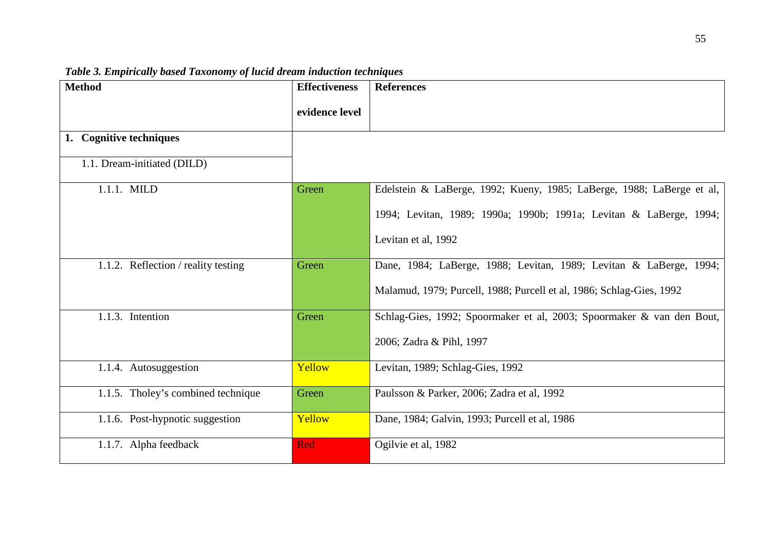*Table 3. Empirically based Taxonomy of lucid dream induction techniques*

| Method | Effectiveness evidence level | References |
| --- | --- | --- |
| **1. Cognitive techniques** | | |
| 1.1. Dream-initiated (DILD) | | |
| 1.1.1. MILD | Green | Edelstein & LaBerge, 1992; Kueny, 1985; LaBerge, 1988; LaBerge et al, 1994; Levitan, 1989; 1990a; 1990b; 1991a; Levitan & LaBerge, 1994; Levitan et al, 1992 |
| 1.1.2. Reflection / reality testing | Green | Dane, 1984; LaBerge, 1988; Levitan, 1989; Levitan & LaBerge, 1994; Malamud, 1979; Purcell, 1988; Purcell et al, 1986; Schlag-Gies, 1992 |
| 1.1.3. Intention | Green | Schlag-Gies, 1992; Spoormaker et al, 2003; Spoormaker & van den Bout, 2006; Zadra & Pihl, 1997 |
| 1.1.4. Autosuggestion | Yellow | Levitan, 1989; Schlag-Gies, 1992 |
| 1.1.5. Tholey's combined technique | Green | Paulsson & Parker, 2006; Zadra et al, 1992 |
| 1.1.6. Post-hypnotic suggestion | Yellow | Dane, 1984; Galvin, 1993; Purcell et al, 1986 |
| 1.1.7. Alpha feedback | Red | Ogilvie et al, 1982 |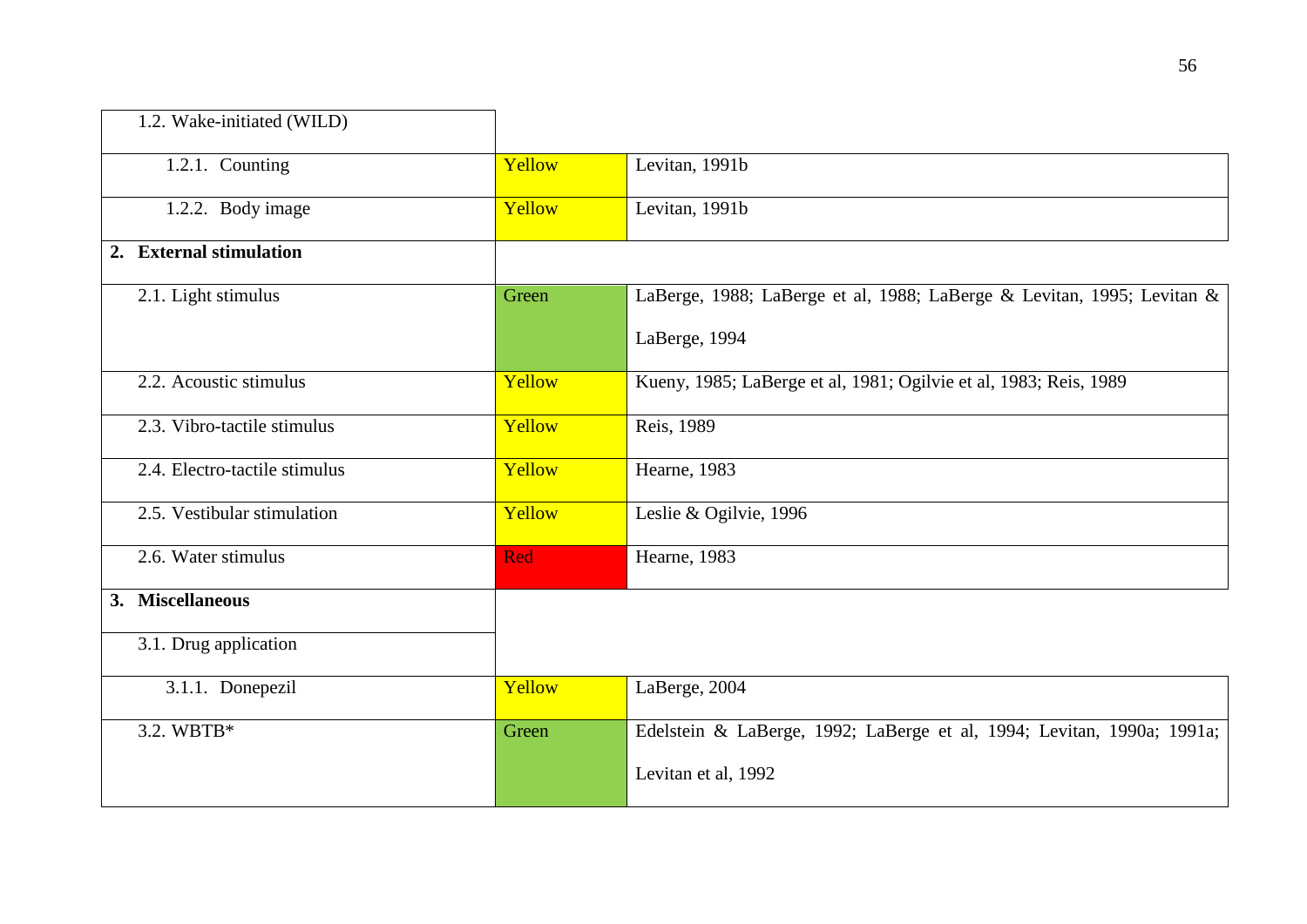| | | |
|---|---|---|
| 1.2. Wake-initiated (WILD) | | |
| 1.2.1. Counting | Yellow | Levitan, 1991b |
| 1.2.2. Body image | Yellow | Levitan, 1991b |
| **2. External stimulation** | | |
| 2.1. Light stimulus | Green | LaBerge, 1988; LaBerge et al, 1988; LaBerge & Levitan, 1995; Levitan & LaBerge, 1994 |
| 2.2. Acoustic stimulus | Yellow | Kueny, 1985; LaBerge et al, 1981; Ogilvie et al, 1983; Reis, 1989 |
| 2.3. Vibro-tactile stimulus | Yellow | Reis, 1989 |
| 2.4. Electro-tactile stimulus | Yellow | Hearne, 1983 |
| 2.5. Vestibular stimulation | Yellow | Leslie & Ogilvie, 1996 |
| 2.6. Water stimulus | Red | Hearne, 1983 |
| **3. Miscellaneous** | | |
| 3.1. Drug application | | |
| 3.1.1. Donepezil | Yellow | LaBerge, 2004 |
| 3.2. WBTB* | Green | Edelstein & LaBerge, 1992; LaBerge et al, 1994; Levitan, 1990a; 1991a; Levitan et al, 1992 |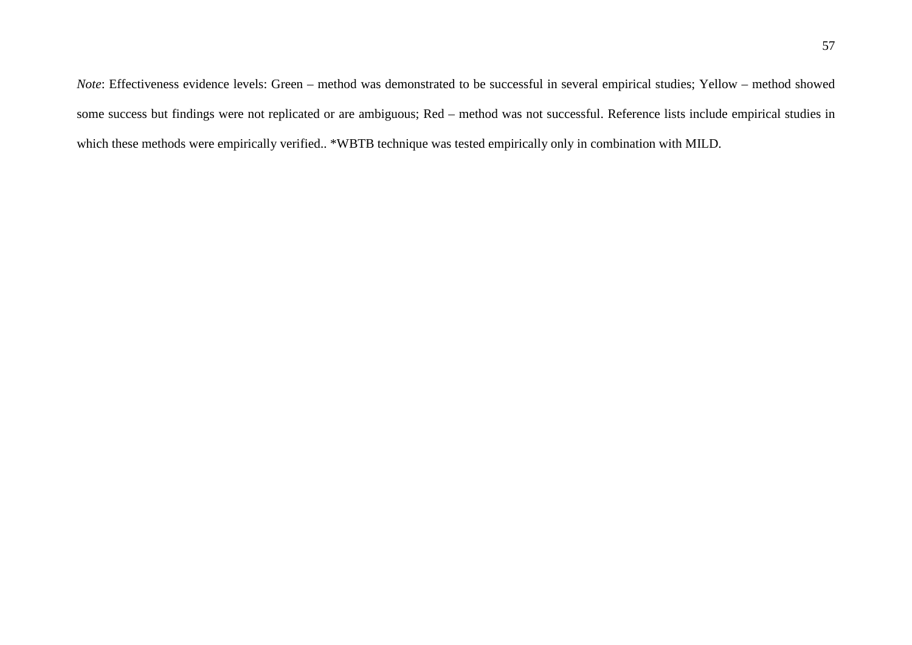*Note*: Effectiveness evidence levels: Green – method was demonstrated to be successful in several empirical studies; Yellow – method showed some success but findings were not replicated or are ambiguous; Red – method was not successful. Reference lists include empirical studies in which these methods were empirically verified.. *WBTB technique was tested empirically only in combination with MILD.